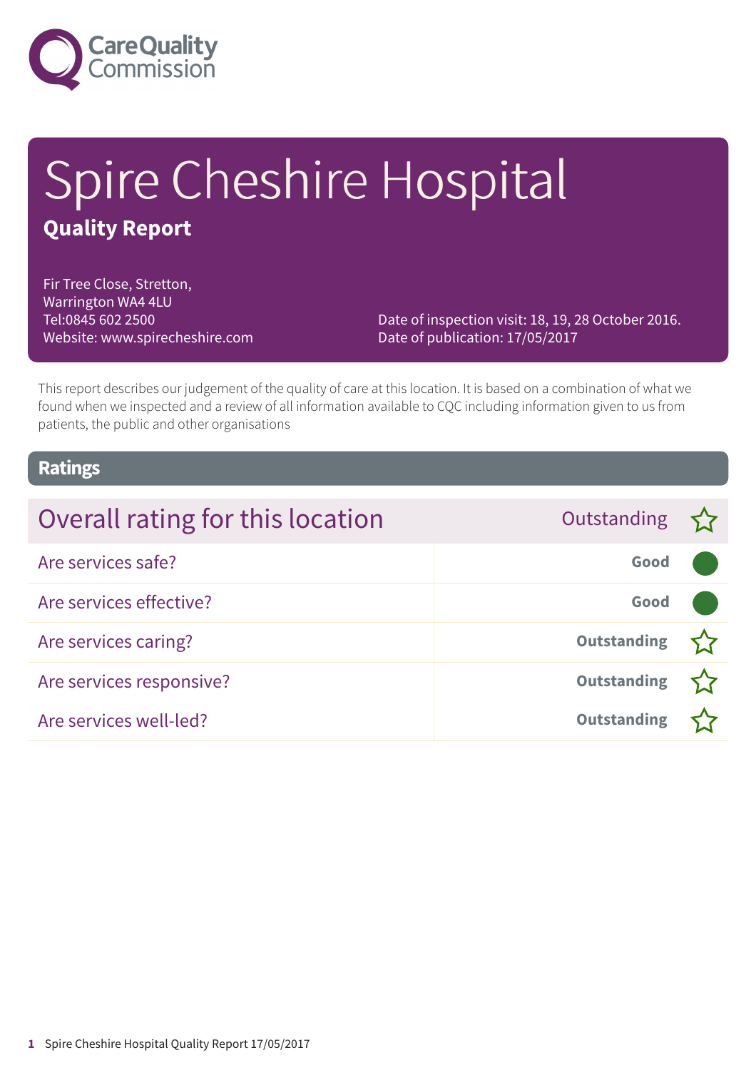Care Quality Commission

# Spire Cheshire Hospital

## Quality Report

Fir Tree Close, Stretton,
Warrington WA4 4LU
Tel:0845 602 2500
Website: www.spirecheshire.com

Date of inspection visit: 18, 19, 28 October 2016.
Date of publication: 17/05/2017

This report describes our judgement of the quality of care at this location. It is based on a combination of what we found when we inspected and a review of all information available to CQC including information given to us from patients, the public and other organisations

## Ratings

| Overall rating for this location | Outstanding ☆ |
| --- | --- |
| Are services safe? | Good |
| Are services effective? | Good |
| Are services caring? | Outstanding ☆ |
| Are services responsive? | Outstanding ☆ |
| Are services well-led? | Outstanding ☆ |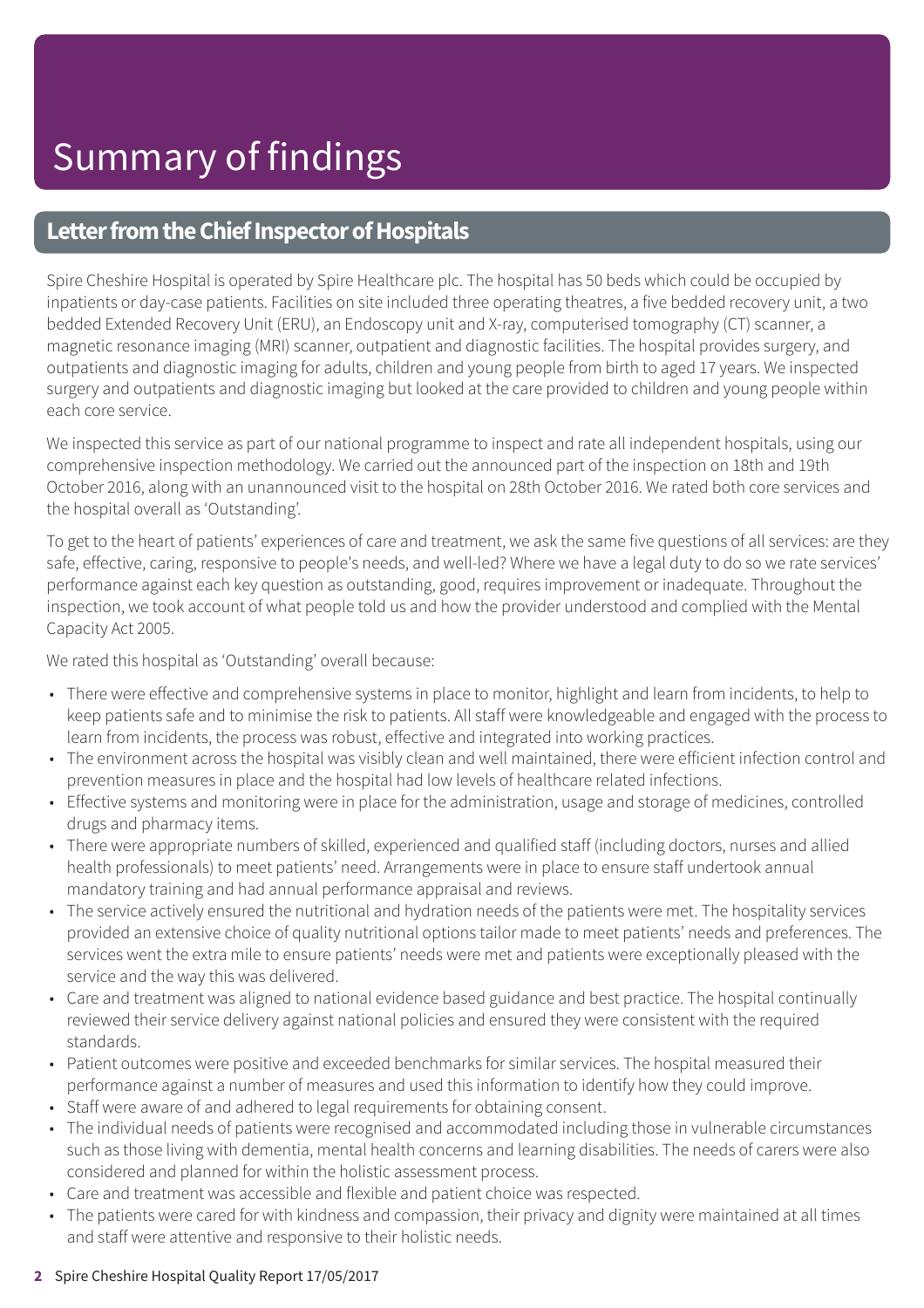# Summary of findings

## Letter from the Chief Inspector of Hospitals

Spire Cheshire Hospital is operated by Spire Healthcare plc. The hospital has 50 beds which could be occupied by inpatients or day-case patients. Facilities on site included three operating theatres, a five bedded recovery unit, a two bedded Extended Recovery Unit (ERU), an Endoscopy unit and X-ray, computerised tomography (CT) scanner, a magnetic resonance imaging (MRI) scanner, outpatient and diagnostic facilities. The hospital provides surgery, and outpatients and diagnostic imaging for adults, children and young people from birth to aged 17 years. We inspected surgery and outpatients and diagnostic imaging but looked at the care provided to children and young people within each core service.

We inspected this service as part of our national programme to inspect and rate all independent hospitals, using our comprehensive inspection methodology. We carried out the announced part of the inspection on 18th and 19th October 2016, along with an unannounced visit to the hospital on 28th October 2016. We rated both core services and the hospital overall as 'Outstanding'.

To get to the heart of patients' experiences of care and treatment, we ask the same five questions of all services: are they safe, effective, caring, responsive to people's needs, and well-led? Where we have a legal duty to do so we rate services' performance against each key question as outstanding, good, requires improvement or inadequate. Throughout the inspection, we took account of what people told us and how the provider understood and complied with the Mental Capacity Act 2005.

We rated this hospital as 'Outstanding' overall because:

- There were effective and comprehensive systems in place to monitor, highlight and learn from incidents, to help to keep patients safe and to minimise the risk to patients. All staff were knowledgeable and engaged with the process to learn from incidents, the process was robust, effective and integrated into working practices.
- The environment across the hospital was visibly clean and well maintained, there were efficient infection control and prevention measures in place and the hospital had low levels of healthcare related infections.
- Effective systems and monitoring were in place for the administration, usage and storage of medicines, controlled drugs and pharmacy items.
- There were appropriate numbers of skilled, experienced and qualified staff (including doctors, nurses and allied health professionals) to meet patients' need. Arrangements were in place to ensure staff undertook annual mandatory training and had annual performance appraisal and reviews.
- The service actively ensured the nutritional and hydration needs of the patients were met. The hospitality services provided an extensive choice of quality nutritional options tailor made to meet patients' needs and preferences. The services went the extra mile to ensure patients' needs were met and patients were exceptionally pleased with the service and the way this was delivered.
- Care and treatment was aligned to national evidence based guidance and best practice. The hospital continually reviewed their service delivery against national policies and ensured they were consistent with the required standards.
- Patient outcomes were positive and exceeded benchmarks for similar services. The hospital measured their performance against a number of measures and used this information to identify how they could improve.
- Staff were aware of and adhered to legal requirements for obtaining consent.
- The individual needs of patients were recognised and accommodated including those in vulnerable circumstances such as those living with dementia, mental health concerns and learning disabilities. The needs of carers were also considered and planned for within the holistic assessment process.
- Care and treatment was accessible and flexible and patient choice was respected.
- The patients were cared for with kindness and compassion, their privacy and dignity were maintained at all times and staff were attentive and responsive to their holistic needs.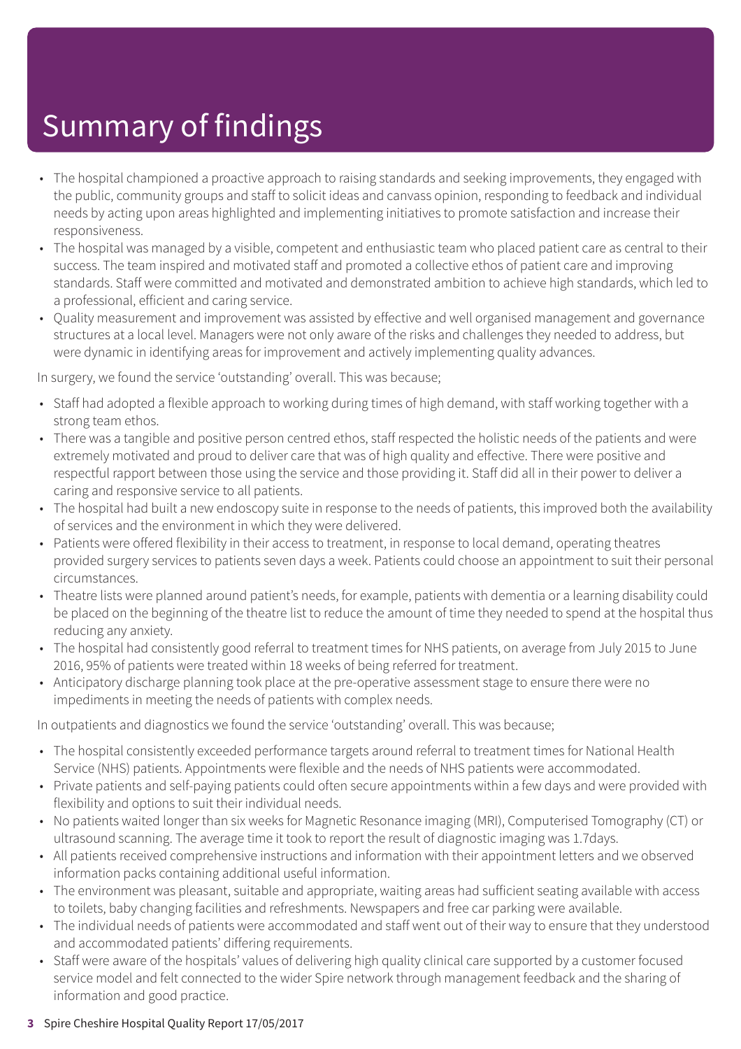# Summary of findings

- The hospital championed a proactive approach to raising standards and seeking improvements, they engaged with the public, community groups and staff to solicit ideas and canvass opinion, responding to feedback and individual needs by acting upon areas highlighted and implementing initiatives to promote satisfaction and increase their responsiveness.
- The hospital was managed by a visible, competent and enthusiastic team who placed patient care as central to their success. The team inspired and motivated staff and promoted a collective ethos of patient care and improving standards. Staff were committed and motivated and demonstrated ambition to achieve high standards, which led to a professional, efficient and caring service.
- Quality measurement and improvement was assisted by effective and well organised management and governance structures at a local level. Managers were not only aware of the risks and challenges they needed to address, but were dynamic in identifying areas for improvement and actively implementing quality advances.

In surgery, we found the service 'outstanding' overall. This was because;

- Staff had adopted a flexible approach to working during times of high demand, with staff working together with a strong team ethos.
- There was a tangible and positive person centred ethos, staff respected the holistic needs of the patients and were extremely motivated and proud to deliver care that was of high quality and effective. There were positive and respectful rapport between those using the service and those providing it. Staff did all in their power to deliver a caring and responsive service to all patients.
- The hospital had built a new endoscopy suite in response to the needs of patients, this improved both the availability of services and the environment in which they were delivered.
- Patients were offered flexibility in their access to treatment, in response to local demand, operating theatres provided surgery services to patients seven days a week. Patients could choose an appointment to suit their personal circumstances.
- Theatre lists were planned around patient's needs, for example, patients with dementia or a learning disability could be placed on the beginning of the theatre list to reduce the amount of time they needed to spend at the hospital thus reducing any anxiety.
- The hospital had consistently good referral to treatment times for NHS patients, on average from July 2015 to June 2016, 95% of patients were treated within 18 weeks of being referred for treatment.
- Anticipatory discharge planning took place at the pre-operative assessment stage to ensure there were no impediments in meeting the needs of patients with complex needs.

In outpatients and diagnostics we found the service 'outstanding' overall. This was because;

- The hospital consistently exceeded performance targets around referral to treatment times for National Health Service (NHS) patients. Appointments were flexible and the needs of NHS patients were accommodated.
- Private patients and self-paying patients could often secure appointments within a few days and were provided with flexibility and options to suit their individual needs.
- No patients waited longer than six weeks for Magnetic Resonance imaging (MRI), Computerised Tomography (CT) or ultrasound scanning. The average time it took to report the result of diagnostic imaging was 1.7days.
- All patients received comprehensive instructions and information with their appointment letters and we observed information packs containing additional useful information.
- The environment was pleasant, suitable and appropriate, waiting areas had sufficient seating available with access to toilets, baby changing facilities and refreshments. Newspapers and free car parking were available.
- The individual needs of patients were accommodated and staff went out of their way to ensure that they understood and accommodated patients' differing requirements.
- Staff were aware of the hospitals' values of delivering high quality clinical care supported by a customer focused service model and felt connected to the wider Spire network through management feedback and the sharing of information and good practice.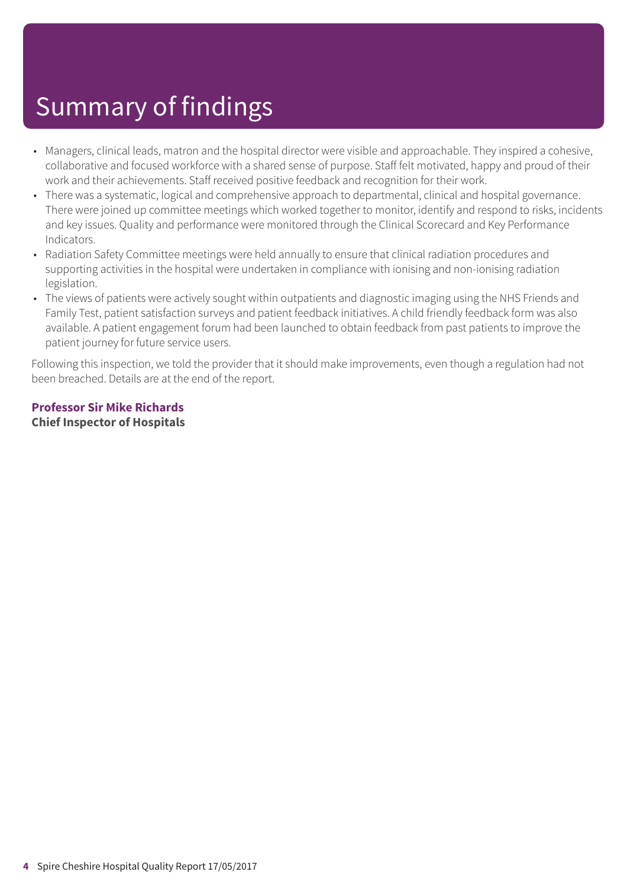# Summary of findings

- Managers, clinical leads, matron and the hospital director were visible and approachable. They inspired a cohesive, collaborative and focused workforce with a shared sense of purpose. Staff felt motivated, happy and proud of their work and their achievements. Staff received positive feedback and recognition for their work.
- There was a systematic, logical and comprehensive approach to departmental, clinical and hospital governance. There were joined up committee meetings which worked together to monitor, identify and respond to risks, incidents and key issues. Quality and performance were monitored through the Clinical Scorecard and Key Performance Indicators.
- Radiation Safety Committee meetings were held annually to ensure that clinical radiation procedures and supporting activities in the hospital were undertaken in compliance with ionising and non-ionising radiation legislation.
- The views of patients were actively sought within outpatients and diagnostic imaging using the NHS Friends and Family Test, patient satisfaction surveys and patient feedback initiatives. A child friendly feedback form was also available. A patient engagement forum had been launched to obtain feedback from past patients to improve the patient journey for future service users.

Following this inspection, we told the provider that it should make improvements, even though a regulation had not been breached. Details are at the end of the report.

**Professor Sir Mike Richards**
**Chief Inspector of Hospitals**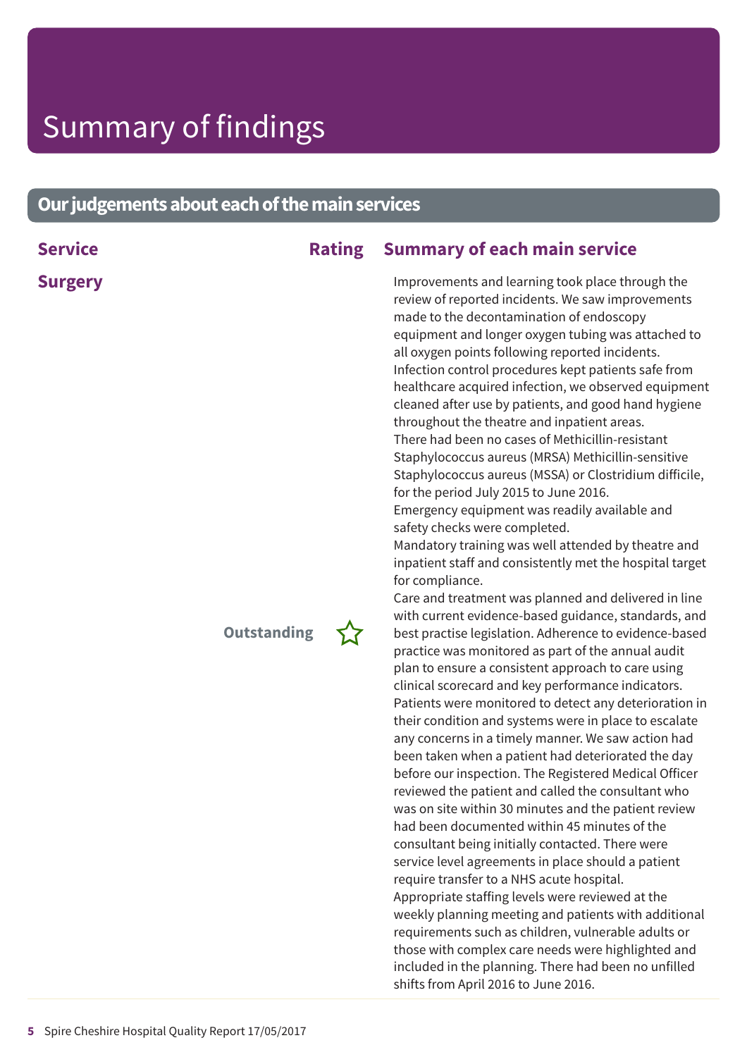# Summary of findings

## Our judgements about each of the main services

| Service | Rating | Summary of each main service |
|---|---|---|
| **Surgery** | Outstanding ☆ | Improvements and learning took place through the review of reported incidents. We saw improvements made to the decontamination of endoscopy equipment and longer oxygen tubing was attached to all oxygen points following reported incidents. Infection control procedures kept patients safe from healthcare acquired infection, we observed equipment cleaned after use by patients, and good hand hygiene throughout the theatre and inpatient areas. There had been no cases of Methicillin-resistant Staphylococcus aureus (MRSA) Methicillin-sensitive Staphylococcus aureus (MSSA) or Clostridium difficile, for the period July 2015 to June 2016. Emergency equipment was readily available and safety checks were completed. Mandatory training was well attended by theatre and inpatient staff and consistently met the hospital target for compliance. Care and treatment was planned and delivered in line with current evidence-based guidance, standards, and best practise legislation. Adherence to evidence-based practice was monitored as part of the annual audit plan to ensure a consistent approach to care using clinical scorecard and key performance indicators. Patients were monitored to detect any deterioration in their condition and systems were in place to escalate any concerns in a timely manner. We saw action had been taken when a patient had deteriorated the day before our inspection. The Registered Medical Officer reviewed the patient and called the consultant who was on site within 30 minutes and the patient review had been documented within 45 minutes of the consultant being initially contacted. There were service level agreements in place should a patient require transfer to a NHS acute hospital. Appropriate staffing levels were reviewed at the weekly planning meeting and patients with additional requirements such as children, vulnerable adults or those with complex care needs were highlighted and included in the planning. There had been no unfilled shifts from April 2016 to June 2016. |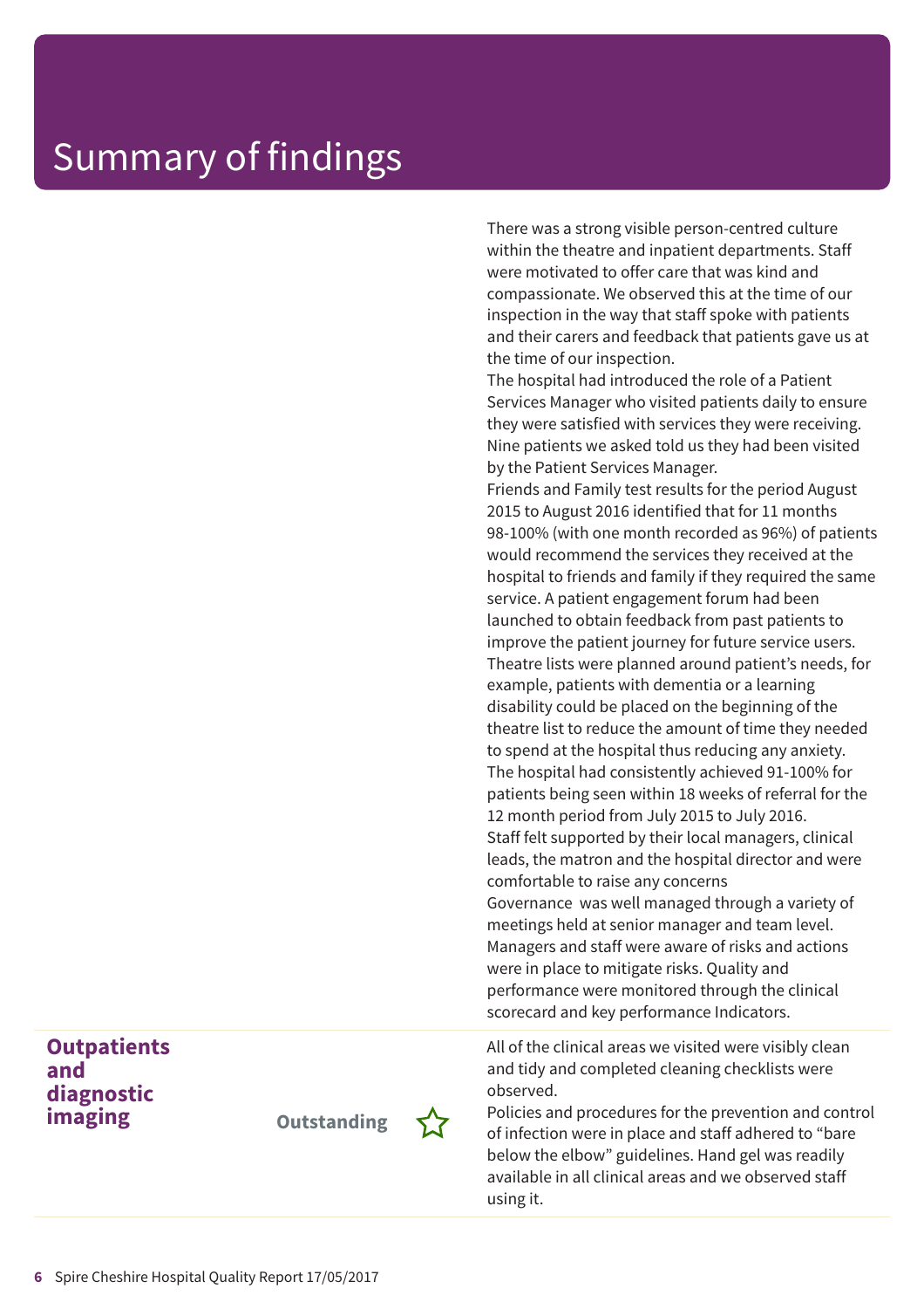# Summary of findings

There was a strong visible person-centred culture within the theatre and inpatient departments. Staff were motivated to offer care that was kind and compassionate. We observed this at the time of our inspection in the way that staff spoke with patients and their carers and feedback that patients gave us at the time of our inspection.

The hospital had introduced the role of a Patient Services Manager who visited patients daily to ensure they were satisfied with services they were receiving. Nine patients we asked told us they had been visited by the Patient Services Manager.

Friends and Family test results for the period August 2015 to August 2016 identified that for 11 months 98-100% (with one month recorded as 96%) of patients would recommend the services they received at the hospital to friends and family if they required the same service. A patient engagement forum had been launched to obtain feedback from past patients to improve the patient journey for future service users.

Theatre lists were planned around patient's needs, for example, patients with dementia or a learning disability could be placed on the beginning of the theatre list to reduce the amount of time they needed to spend at the hospital thus reducing any anxiety.

The hospital had consistently achieved 91-100% for patients being seen within 18 weeks of referral for the 12 month period from July 2015 to July 2016.

Staff felt supported by their local managers, clinical leads, the matron and the hospital director and were comfortable to raise any concerns

Governance was well managed through a variety of meetings held at senior manager and team level. Managers and staff were aware of risks and actions were in place to mitigate risks. Quality and performance were monitored through the clinical scorecard and key performance Indicators.

| Service | Rating | Summary of each main service |
|---|---|---|
| **Outpatients and diagnostic imaging** | **Outstanding** ☆ | All of the clinical areas we visited were visibly clean and tidy and completed cleaning checklists were observed.<br>Policies and procedures for the prevention and control of infection were in place and staff adhered to "bare below the elbow" guidelines. Hand gel was readily available in all clinical areas and we observed staff using it. |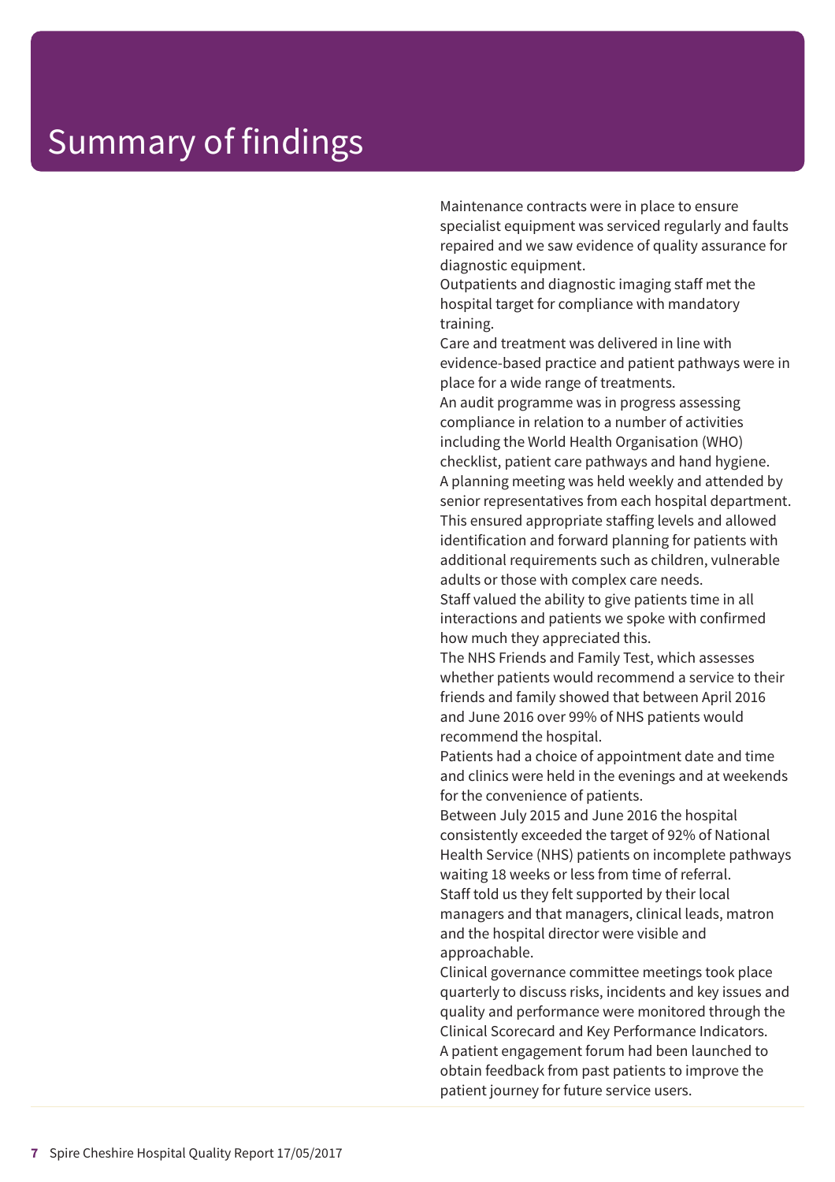# Summary of findings

Maintenance contracts were in place to ensure specialist equipment was serviced regularly and faults repaired and we saw evidence of quality assurance for diagnostic equipment.

Outpatients and diagnostic imaging staff met the hospital target for compliance with mandatory training.

Care and treatment was delivered in line with evidence-based practice and patient pathways were in place for a wide range of treatments.

An audit programme was in progress assessing compliance in relation to a number of activities including the World Health Organisation (WHO) checklist, patient care pathways and hand hygiene.

A planning meeting was held weekly and attended by senior representatives from each hospital department. This ensured appropriate staffing levels and allowed identification and forward planning for patients with additional requirements such as children, vulnerable adults or those with complex care needs.

Staff valued the ability to give patients time in all interactions and patients we spoke with confirmed how much they appreciated this.

The NHS Friends and Family Test, which assesses whether patients would recommend a service to their friends and family showed that between April 2016 and June 2016 over 99% of NHS patients would recommend the hospital.

Patients had a choice of appointment date and time and clinics were held in the evenings and at weekends for the convenience of patients.

Between July 2015 and June 2016 the hospital consistently exceeded the target of 92% of National Health Service (NHS) patients on incomplete pathways waiting 18 weeks or less from time of referral.

Staff told us they felt supported by their local managers and that managers, clinical leads, matron and the hospital director were visible and approachable.

Clinical governance committee meetings took place quarterly to discuss risks, incidents and key issues and quality and performance were monitored through the Clinical Scorecard and Key Performance Indicators.

A patient engagement forum had been launched to obtain feedback from past patients to improve the patient journey for future service users.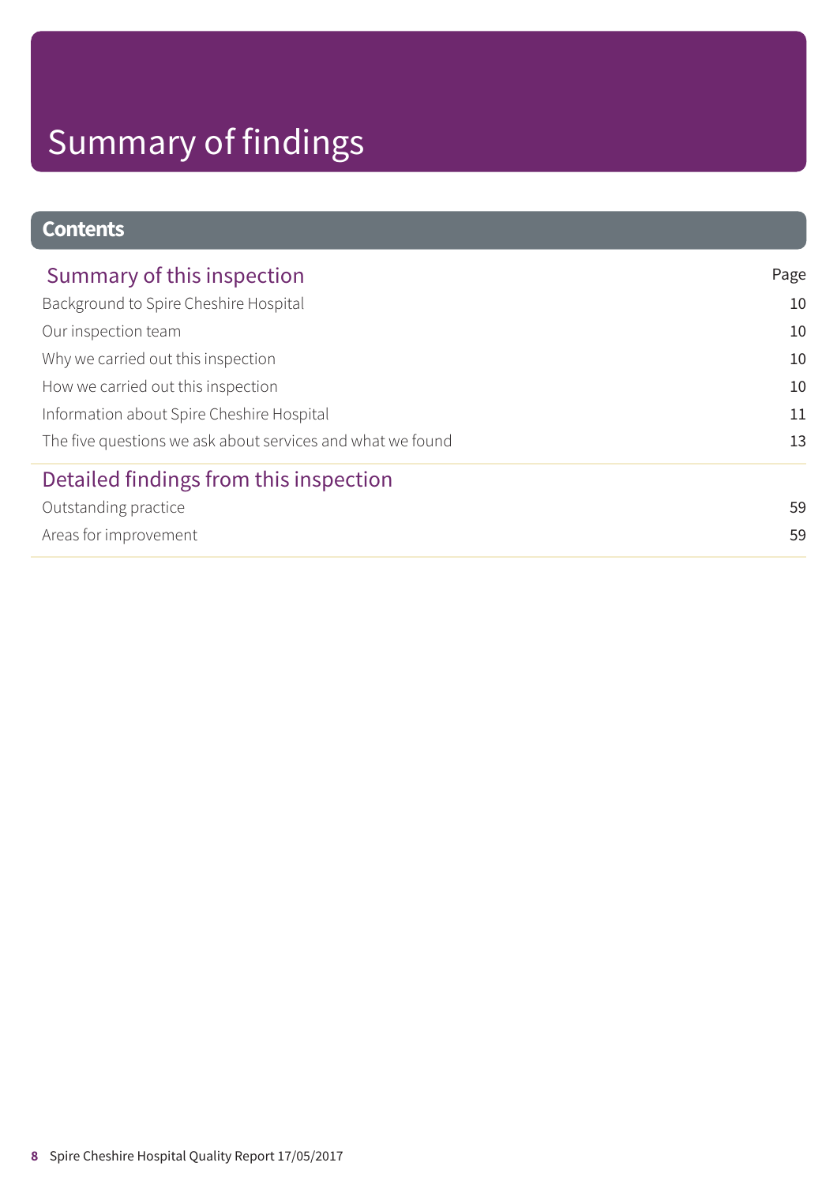# Summary of findings

## Contents

| Summary of this inspection | Page |
|---|---|
| Background to Spire Cheshire Hospital | 10 |
| Our inspection team | 10 |
| Why we carried out this inspection | 10 |
| How we carried out this inspection | 10 |
| Information about Spire Cheshire Hospital | 11 |
| The five questions we ask about services and what we found | 13 |

| Detailed findings from this inspection | |
|---|---|
| Outstanding practice | 59 |
| Areas for improvement | 59 |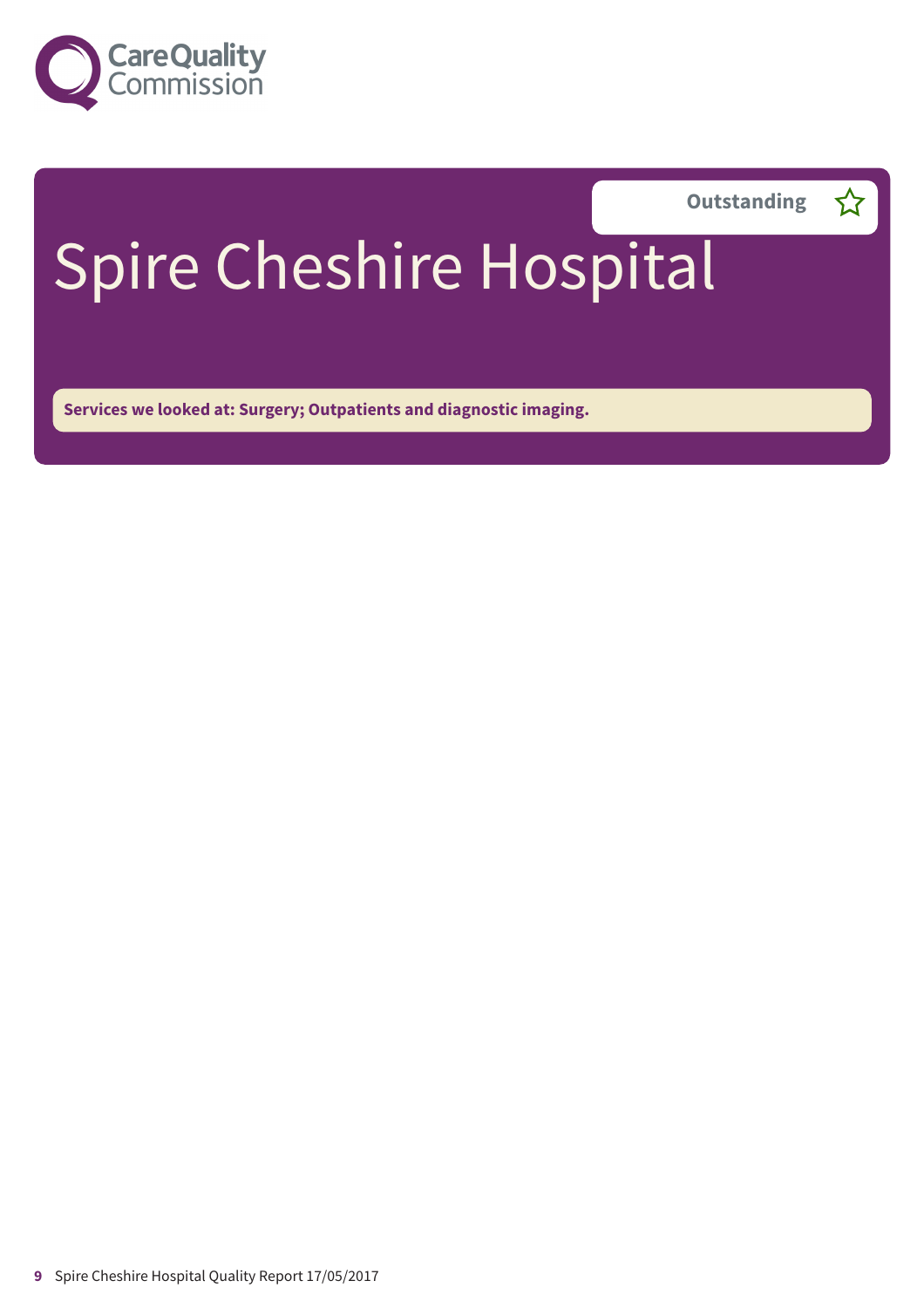Outstanding ☆

# Spire Cheshire Hospital

**Services we looked at: Surgery; Outpatients and diagnostic imaging.**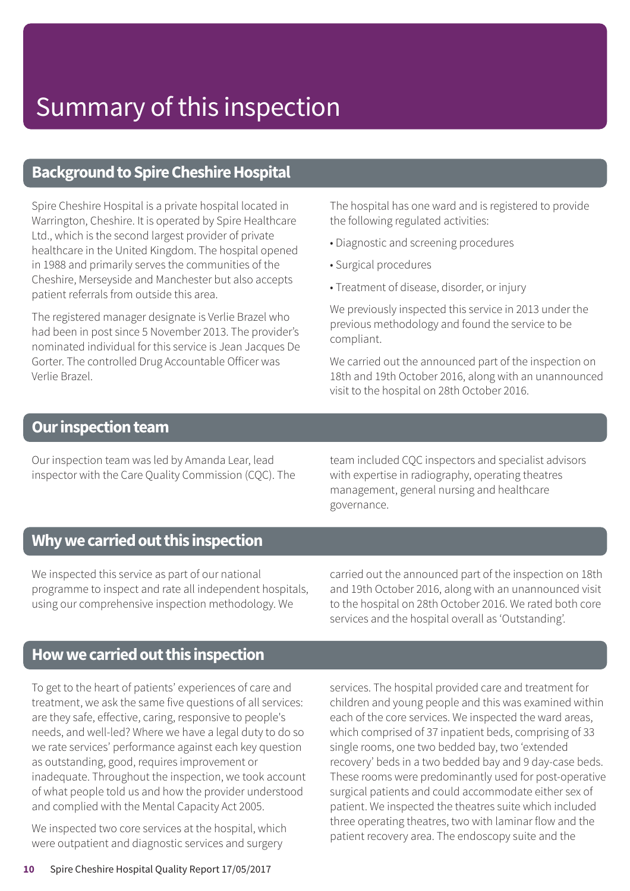# Summary of this inspection

## Background to Spire Cheshire Hospital

Spire Cheshire Hospital is a private hospital located in Warrington, Cheshire. It is operated by Spire Healthcare Ltd., which is the second largest provider of private healthcare in the United Kingdom. The hospital opened in 1988 and primarily serves the communities of the Cheshire, Merseyside and Manchester but also accepts patient referrals from outside this area.

The registered manager designate is Verlie Brazel who had been in post since 5 November 2013. The provider's nominated individual for this service is Jean Jacques De Gorter. The controlled Drug Accountable Officer was Verlie Brazel.

The hospital has one ward and is registered to provide the following regulated activities:

- Diagnostic and screening procedures
- Surgical procedures
- Treatment of disease, disorder, or injury

We previously inspected this service in 2013 under the previous methodology and found the service to be compliant.

We carried out the announced part of the inspection on 18th and 19th October 2016, along with an unannounced visit to the hospital on 28th October 2016.

## Our inspection team

Our inspection team was led by Amanda Lear, lead inspector with the Care Quality Commission (CQC). The team included CQC inspectors and specialist advisors with expertise in radiography, operating theatres management, general nursing and healthcare governance.

## Why we carried out this inspection

We inspected this service as part of our national programme to inspect and rate all independent hospitals, using our comprehensive inspection methodology. We carried out the announced part of the inspection on 18th and 19th October 2016, along with an unannounced visit to the hospital on 28th October 2016. We rated both core services and the hospital overall as 'Outstanding'.

## How we carried out this inspection

To get to the heart of patients' experiences of care and treatment, we ask the same five questions of all services: are they safe, effective, caring, responsive to people's needs, and well-led? Where we have a legal duty to do so we rate services' performance against each key question as outstanding, good, requires improvement or inadequate. Throughout the inspection, we took account of what people told us and how the provider understood and complied with the Mental Capacity Act 2005.

We inspected two core services at the hospital, which were outpatient and diagnostic services and surgery services. The hospital provided care and treatment for children and young people and this was examined within each of the core services. We inspected the ward areas, which comprised of 37 inpatient beds, comprising of 33 single rooms, one two bedded bay, two 'extended recovery' beds in a two bedded bay and 9 day-case beds. These rooms were predominantly used for post-operative surgical patients and could accommodate either sex of patient. We inspected the theatres suite which included three operating theatres, two with laminar flow and the patient recovery area. The endoscopy suite and the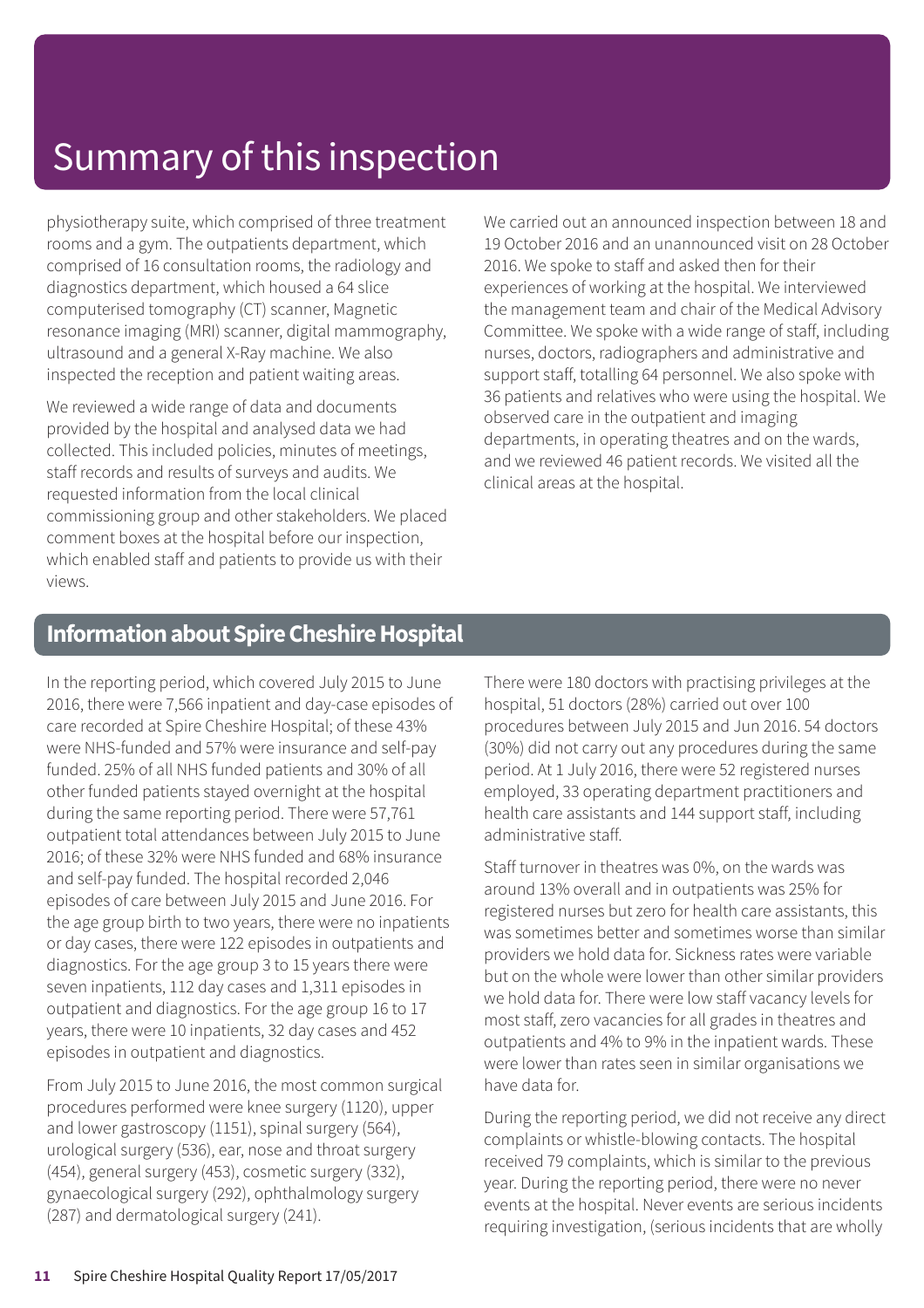# Summary of this inspection

physiotherapy suite, which comprised of three treatment rooms and a gym. The outpatients department, which comprised of 16 consultation rooms, the radiology and diagnostics department, which housed a 64 slice computerised tomography (CT) scanner, Magnetic resonance imaging (MRI) scanner, digital mammography, ultrasound and a general X-Ray machine. We also inspected the reception and patient waiting areas.

We reviewed a wide range of data and documents provided by the hospital and analysed data we had collected. This included policies, minutes of meetings, staff records and results of surveys and audits. We requested information from the local clinical commissioning group and other stakeholders. We placed comment boxes at the hospital before our inspection, which enabled staff and patients to provide us with their views.

We carried out an announced inspection between 18 and 19 October 2016 and an unannounced visit on 28 October 2016. We spoke to staff and asked then for their experiences of working at the hospital. We interviewed the management team and chair of the Medical Advisory Committee. We spoke with a wide range of staff, including nurses, doctors, radiographers and administrative and support staff, totalling 64 personnel. We also spoke with 36 patients and relatives who were using the hospital. We observed care in the outpatient and imaging departments, in operating theatres and on the wards, and we reviewed 46 patient records. We visited all the clinical areas at the hospital.

## Information about Spire Cheshire Hospital

In the reporting period, which covered July 2015 to June 2016, there were 7,566 inpatient and day-case episodes of care recorded at Spire Cheshire Hospital; of these 43% were NHS-funded and 57% were insurance and self-pay funded. 25% of all NHS funded patients and 30% of all other funded patients stayed overnight at the hospital during the same reporting period. There were 57,761 outpatient total attendances between July 2015 to June 2016; of these 32% were NHS funded and 68% insurance and self-pay funded. The hospital recorded 2,046 episodes of care between July 2015 and June 2016. For the age group birth to two years, there were no inpatients or day cases, there were 122 episodes in outpatients and diagnostics. For the age group 3 to 15 years there were seven inpatients, 112 day cases and 1,311 episodes in outpatient and diagnostics. For the age group 16 to 17 years, there were 10 inpatients, 32 day cases and 452 episodes in outpatient and diagnostics.

From July 2015 to June 2016, the most common surgical procedures performed were knee surgery (1120), upper and lower gastroscopy (1151), spinal surgery (564), urological surgery (536), ear, nose and throat surgery (454), general surgery (453), cosmetic surgery (332), gynaecological surgery (292), ophthalmology surgery (287) and dermatological surgery (241).

There were 180 doctors with practising privileges at the hospital, 51 doctors (28%) carried out over 100 procedures between July 2015 and Jun 2016. 54 doctors (30%) did not carry out any procedures during the same period. At 1 July 2016, there were 52 registered nurses employed, 33 operating department practitioners and health care assistants and 144 support staff, including administrative staff.

Staff turnover in theatres was 0%, on the wards was around 13% overall and in outpatients was 25% for registered nurses but zero for health care assistants, this was sometimes better and sometimes worse than similar providers we hold data for. Sickness rates were variable but on the whole were lower than other similar providers we hold data for. There were low staff vacancy levels for most staff, zero vacancies for all grades in theatres and outpatients and 4% to 9% in the inpatient wards. These were lower than rates seen in similar organisations we have data for.

During the reporting period, we did not receive any direct complaints or whistle-blowing contacts. The hospital received 79 complaints, which is similar to the previous year. During the reporting period, there were no never events at the hospital. Never events are serious incidents requiring investigation, (serious incidents that are wholly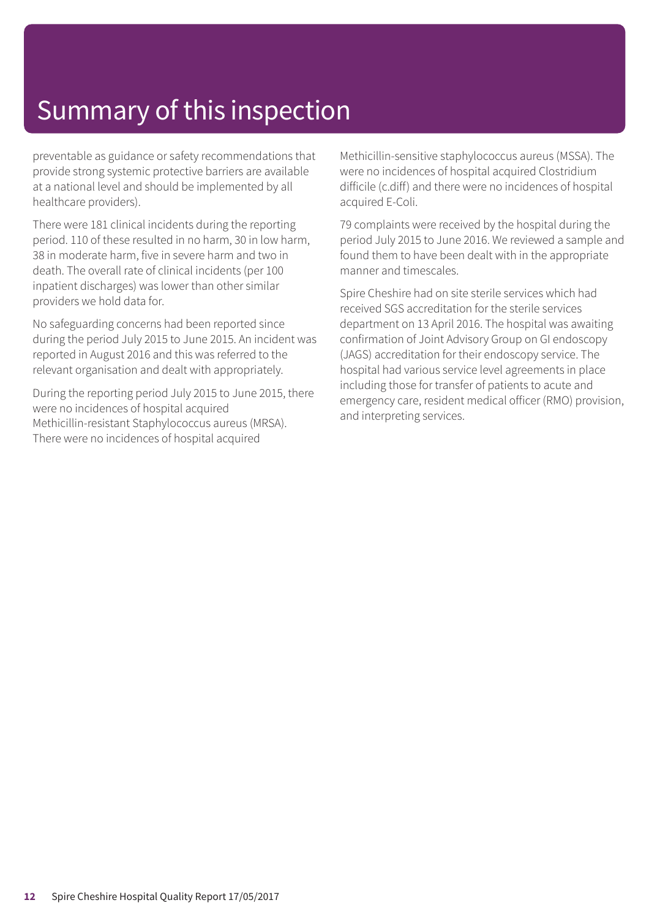# Summary of this inspection

preventable as guidance or safety recommendations that provide strong systemic protective barriers are available at a national level and should be implemented by all healthcare providers).

There were 181 clinical incidents during the reporting period. 110 of these resulted in no harm, 30 in low harm, 38 in moderate harm, five in severe harm and two in death. The overall rate of clinical incidents (per 100 inpatient discharges) was lower than other similar providers we hold data for.

No safeguarding concerns had been reported since during the period July 2015 to June 2015. An incident was reported in August 2016 and this was referred to the relevant organisation and dealt with appropriately.

During the reporting period July 2015 to June 2015, there were no incidences of hospital acquired Methicillin-resistant Staphylococcus aureus (MRSA). There were no incidences of hospital acquired Methicillin-sensitive staphylococcus aureus (MSSA). The were no incidences of hospital acquired Clostridium difficile (c.diff) and there were no incidences of hospital acquired E-Coli.

79 complaints were received by the hospital during the period July 2015 to June 2016. We reviewed a sample and found them to have been dealt with in the appropriate manner and timescales.

Spire Cheshire had on site sterile services which had received SGS accreditation for the sterile services department on 13 April 2016. The hospital was awaiting confirmation of Joint Advisory Group on GI endoscopy (JAGS) accreditation for their endoscopy service. The hospital had various service level agreements in place including those for transfer of patients to acute and emergency care, resident medical officer (RMO) provision, and interpreting services.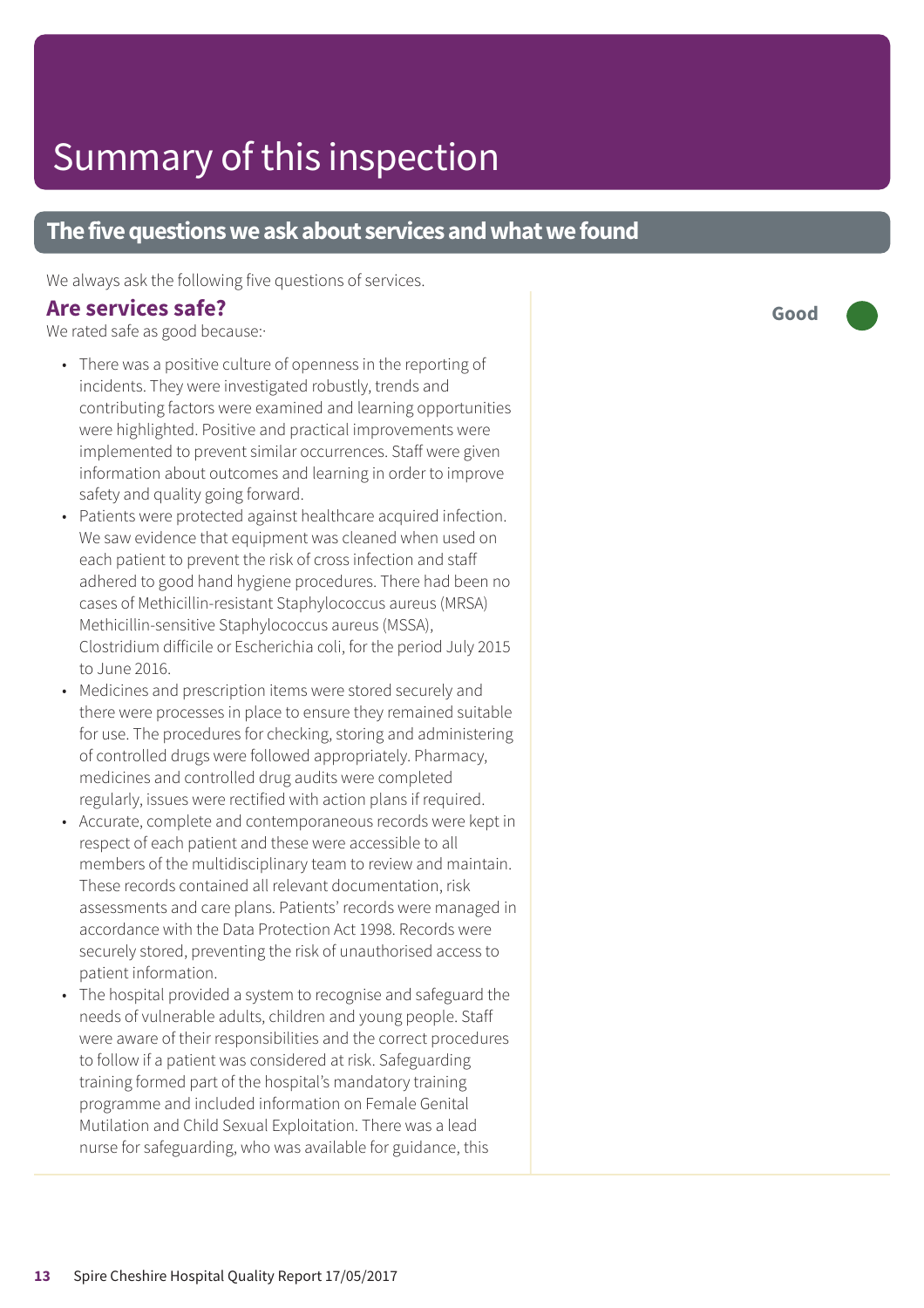# Summary of this inspection

## The five questions we ask about services and what we found

We always ask the following five questions of services.

### Are services safe?

**Good**

We rated safe as good because:·

- There was a positive culture of openness in the reporting of incidents. They were investigated robustly, trends and contributing factors were examined and learning opportunities were highlighted. Positive and practical improvements were implemented to prevent similar occurrences. Staff were given information about outcomes and learning in order to improve safety and quality going forward.
- Patients were protected against healthcare acquired infection. We saw evidence that equipment was cleaned when used on each patient to prevent the risk of cross infection and staff adhered to good hand hygiene procedures. There had been no cases of Methicillin-resistant Staphylococcus aureus (MRSA) Methicillin-sensitive Staphylococcus aureus (MSSA), Clostridium difficile or Escherichia coli, for the period July 2015 to June 2016.
- Medicines and prescription items were stored securely and there were processes in place to ensure they remained suitable for use. The procedures for checking, storing and administering of controlled drugs were followed appropriately. Pharmacy, medicines and controlled drug audits were completed regularly, issues were rectified with action plans if required.
- Accurate, complete and contemporaneous records were kept in respect of each patient and these were accessible to all members of the multidisciplinary team to review and maintain. These records contained all relevant documentation, risk assessments and care plans. Patients' records were managed in accordance with the Data Protection Act 1998. Records were securely stored, preventing the risk of unauthorised access to patient information.
- The hospital provided a system to recognise and safeguard the needs of vulnerable adults, children and young people. Staff were aware of their responsibilities and the correct procedures to follow if a patient was considered at risk. Safeguarding training formed part of the hospital's mandatory training programme and included information on Female Genital Mutilation and Child Sexual Exploitation. There was a lead nurse for safeguarding, who was available for guidance, this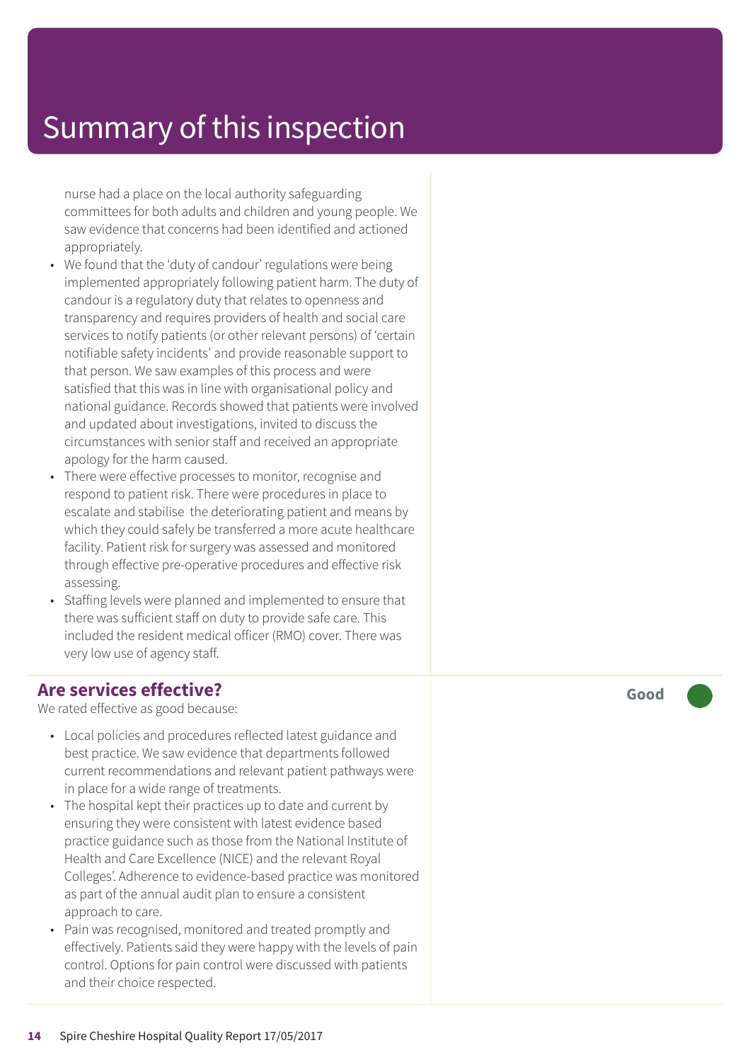# Summary of this inspection

nurse had a place on the local authority safeguarding committees for both adults and children and young people. We saw evidence that concerns had been identified and actioned appropriately.

- We found that the 'duty of candour' regulations were being implemented appropriately following patient harm. The duty of candour is a regulatory duty that relates to openness and transparency and requires providers of health and social care services to notify patients (or other relevant persons) of 'certain notifiable safety incidents' and provide reasonable support to that person. We saw examples of this process and were satisfied that this was in line with organisational policy and national guidance. Records showed that patients were involved and updated about investigations, invited to discuss the circumstances with senior staff and received an appropriate apology for the harm caused.
- There were effective processes to monitor, recognise and respond to patient risk. There were procedures in place to escalate and stabilise the deteriorating patient and means by which they could safely be transferred a more acute healthcare facility. Patient risk for surgery was assessed and monitored through effective pre-operative procedures and effective risk assessing.
- Staffing levels were planned and implemented to ensure that there was sufficient staff on duty to provide safe care. This included the resident medical officer (RMO) cover. There was very low use of agency staff.

## Are services effective?

**Good**

We rated effective as good because:

- Local policies and procedures reflected latest guidance and best practice. We saw evidence that departments followed current recommendations and relevant patient pathways were in place for a wide range of treatments.
- The hospital kept their practices up to date and current by ensuring they were consistent with latest evidence based practice guidance such as those from the National Institute of Health and Care Excellence (NICE) and the relevant Royal Colleges'. Adherence to evidence-based practice was monitored as part of the annual audit plan to ensure a consistent approach to care.
- Pain was recognised, monitored and treated promptly and effectively. Patients said they were happy with the levels of pain control. Options for pain control were discussed with patients and their choice respected.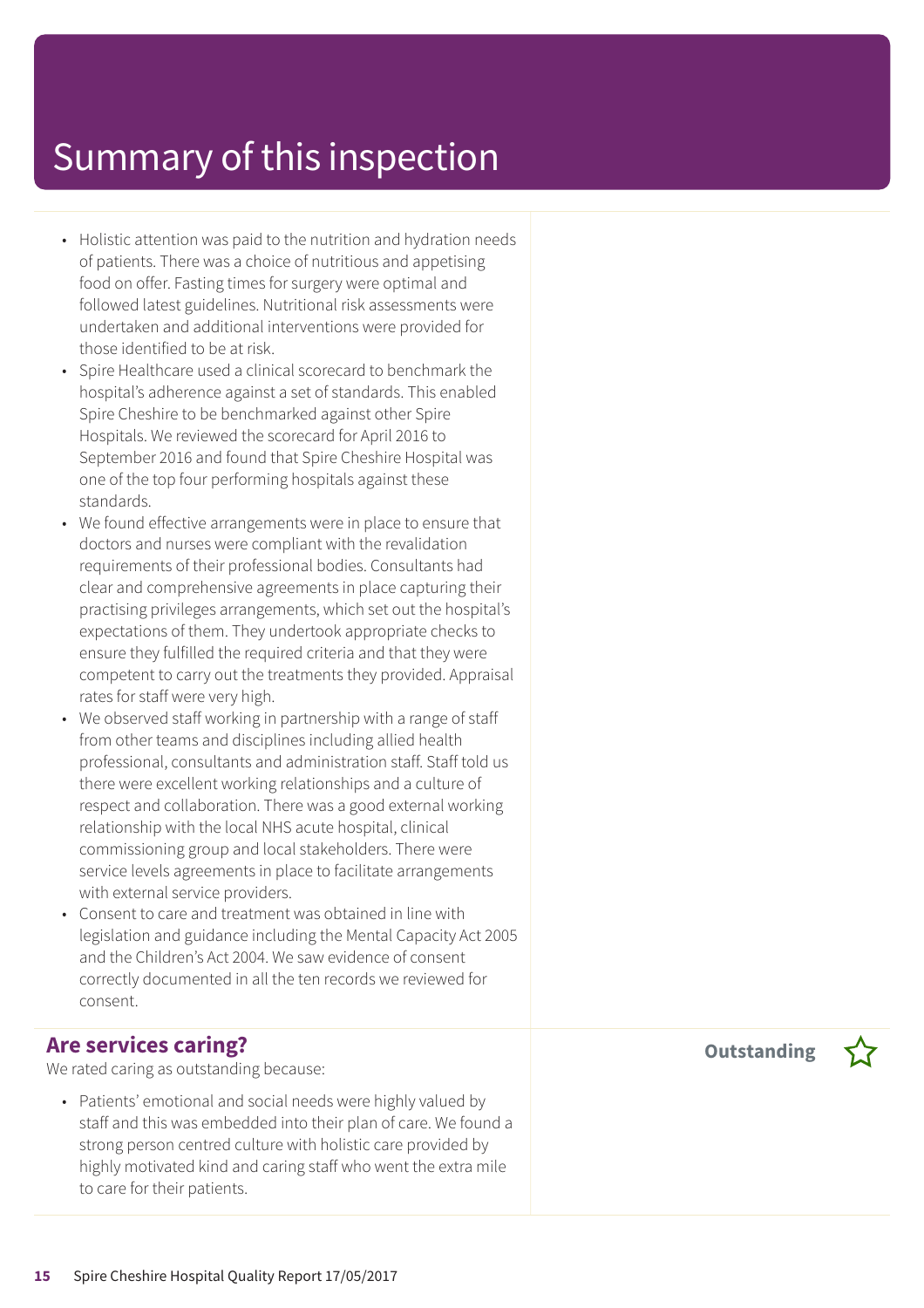# Summary of this inspection

- Holistic attention was paid to the nutrition and hydration needs of patients. There was a choice of nutritious and appetising food on offer. Fasting times for surgery were optimal and followed latest guidelines. Nutritional risk assessments were undertaken and additional interventions were provided for those identified to be at risk.
- Spire Healthcare used a clinical scorecard to benchmark the hospital's adherence against a set of standards. This enabled Spire Cheshire to be benchmarked against other Spire Hospitals. We reviewed the scorecard for April 2016 to September 2016 and found that Spire Cheshire Hospital was one of the top four performing hospitals against these standards.
- We found effective arrangements were in place to ensure that doctors and nurses were compliant with the revalidation requirements of their professional bodies. Consultants had clear and comprehensive agreements in place capturing their practising privileges arrangements, which set out the hospital's expectations of them. They undertook appropriate checks to ensure they fulfilled the required criteria and that they were competent to carry out the treatments they provided. Appraisal rates for staff were very high.
- We observed staff working in partnership with a range of staff from other teams and disciplines including allied health professional, consultants and administration staff. Staff told us there were excellent working relationships and a culture of respect and collaboration. There was a good external working relationship with the local NHS acute hospital, clinical commissioning group and local stakeholders. There were service levels agreements in place to facilitate arrangements with external service providers.
- Consent to care and treatment was obtained in line with legislation and guidance including the Mental Capacity Act 2005 and the Children's Act 2004. We saw evidence of consent correctly documented in all the ten records we reviewed for consent.

## Are services caring?

**Outstanding** ☆

We rated caring as outstanding because:

- Patients' emotional and social needs were highly valued by staff and this was embedded into their plan of care. We found a strong person centred culture with holistic care provided by highly motivated kind and caring staff who went the extra mile to care for their patients.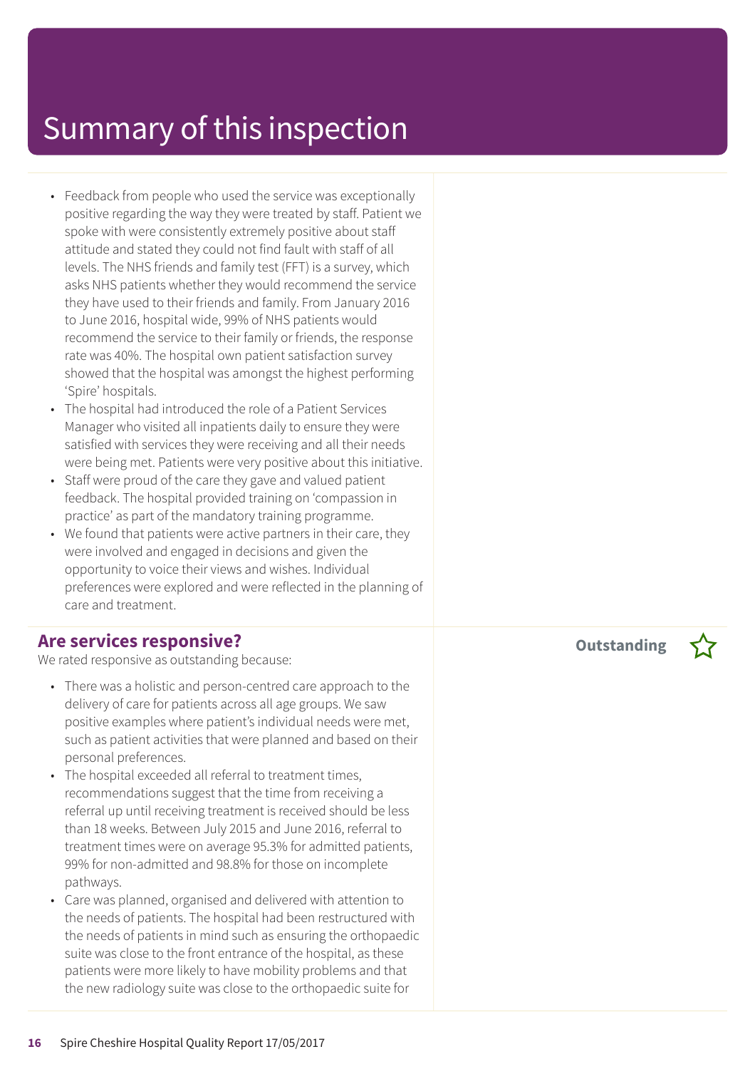# Summary of this inspection

- Feedback from people who used the service was exceptionally positive regarding the way they were treated by staff. Patient we spoke with were consistently extremely positive about staff attitude and stated they could not find fault with staff of all levels. The NHS friends and family test (FFT) is a survey, which asks NHS patients whether they would recommend the service they have used to their friends and family. From January 2016 to June 2016, hospital wide, 99% of NHS patients would recommend the service to their family or friends, the response rate was 40%. The hospital own patient satisfaction survey showed that the hospital was amongst the highest performing 'Spire' hospitals.
- The hospital had introduced the role of a Patient Services Manager who visited all inpatients daily to ensure they were satisfied with services they were receiving and all their needs were being met. Patients were very positive about this initiative.
- Staff were proud of the care they gave and valued patient feedback. The hospital provided training on 'compassion in practice' as part of the mandatory training programme.
- We found that patients were active partners in their care, they were involved and engaged in decisions and given the opportunity to voice their views and wishes. Individual preferences were explored and were reflected in the planning of care and treatment.

## Are services responsive?

**Outstanding** ☆

We rated responsive as outstanding because:

- There was a holistic and person-centred care approach to the delivery of care for patients across all age groups. We saw positive examples where patient's individual needs were met, such as patient activities that were planned and based on their personal preferences.
- The hospital exceeded all referral to treatment times, recommendations suggest that the time from receiving a referral up until receiving treatment is received should be less than 18 weeks. Between July 2015 and June 2016, referral to treatment times were on average 95.3% for admitted patients, 99% for non-admitted and 98.8% for those on incomplete pathways.
- Care was planned, organised and delivered with attention to the needs of patients. The hospital had been restructured with the needs of patients in mind such as ensuring the orthopaedic suite was close to the front entrance of the hospital, as these patients were more likely to have mobility problems and that the new radiology suite was close to the orthopaedic suite for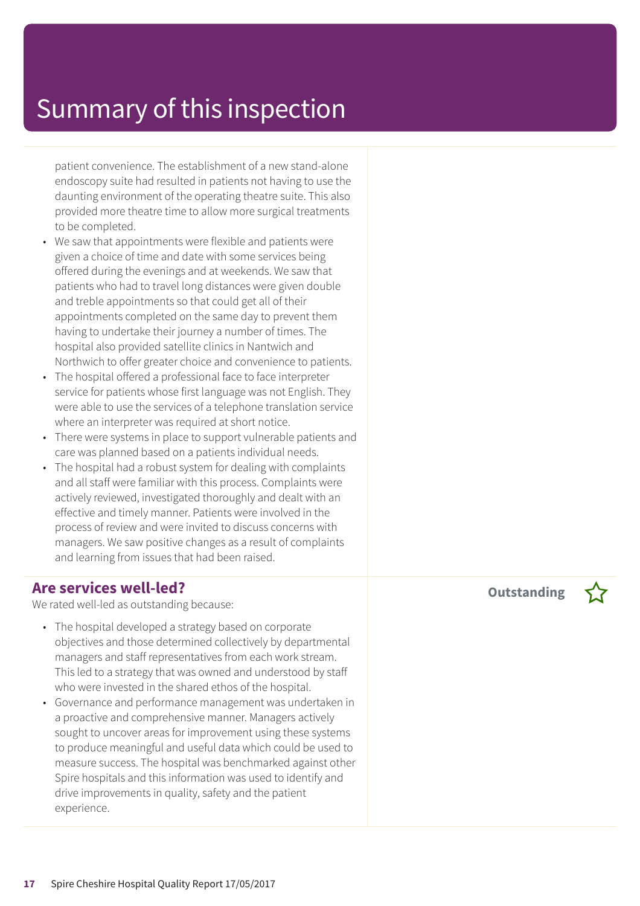# Summary of this inspection

patient convenience. The establishment of a new stand-alone endoscopy suite had resulted in patients not having to use the daunting environment of the operating theatre suite. This also provided more theatre time to allow more surgical treatments to be completed.

- We saw that appointments were flexible and patients were given a choice of time and date with some services being offered during the evenings and at weekends. We saw that patients who had to travel long distances were given double and treble appointments so that could get all of their appointments completed on the same day to prevent them having to undertake their journey a number of times. The hospital also provided satellite clinics in Nantwich and Northwich to offer greater choice and convenience to patients.
- The hospital offered a professional face to face interpreter service for patients whose first language was not English. They were able to use the services of a telephone translation service where an interpreter was required at short notice.
- There were systems in place to support vulnerable patients and care was planned based on a patients individual needs.
- The hospital had a robust system for dealing with complaints and all staff were familiar with this process. Complaints were actively reviewed, investigated thoroughly and dealt with an effective and timely manner. Patients were involved in the process of review and were invited to discuss concerns with managers. We saw positive changes as a result of complaints and learning from issues that had been raised.

## Are services well-led?

**Outstanding** ☆

We rated well-led as outstanding because:

- The hospital developed a strategy based on corporate objectives and those determined collectively by departmental managers and staff representatives from each work stream. This led to a strategy that was owned and understood by staff who were invested in the shared ethos of the hospital.
- Governance and performance management was undertaken in a proactive and comprehensive manner. Managers actively sought to uncover areas for improvement using these systems to produce meaningful and useful data which could be used to measure success. The hospital was benchmarked against other Spire hospitals and this information was used to identify and drive improvements in quality, safety and the patient experience.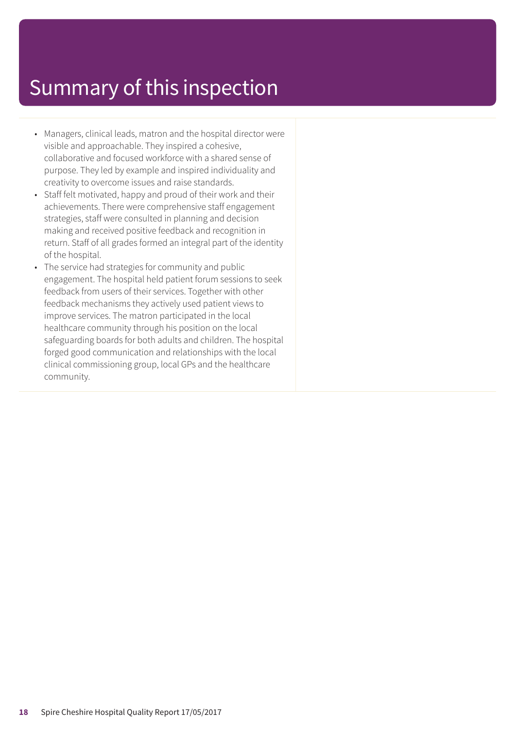# Summary of this inspection

- Managers, clinical leads, matron and the hospital director were visible and approachable. They inspired a cohesive, collaborative and focused workforce with a shared sense of purpose. They led by example and inspired individuality and creativity to overcome issues and raise standards.
- Staff felt motivated, happy and proud of their work and their achievements. There were comprehensive staff engagement strategies, staff were consulted in planning and decision making and received positive feedback and recognition in return. Staff of all grades formed an integral part of the identity of the hospital.
- The service had strategies for community and public engagement. The hospital held patient forum sessions to seek feedback from users of their services. Together with other feedback mechanisms they actively used patient views to improve services. The matron participated in the local healthcare community through his position on the local safeguarding boards for both adults and children. The hospital forged good communication and relationships with the local clinical commissioning group, local GPs and the healthcare community.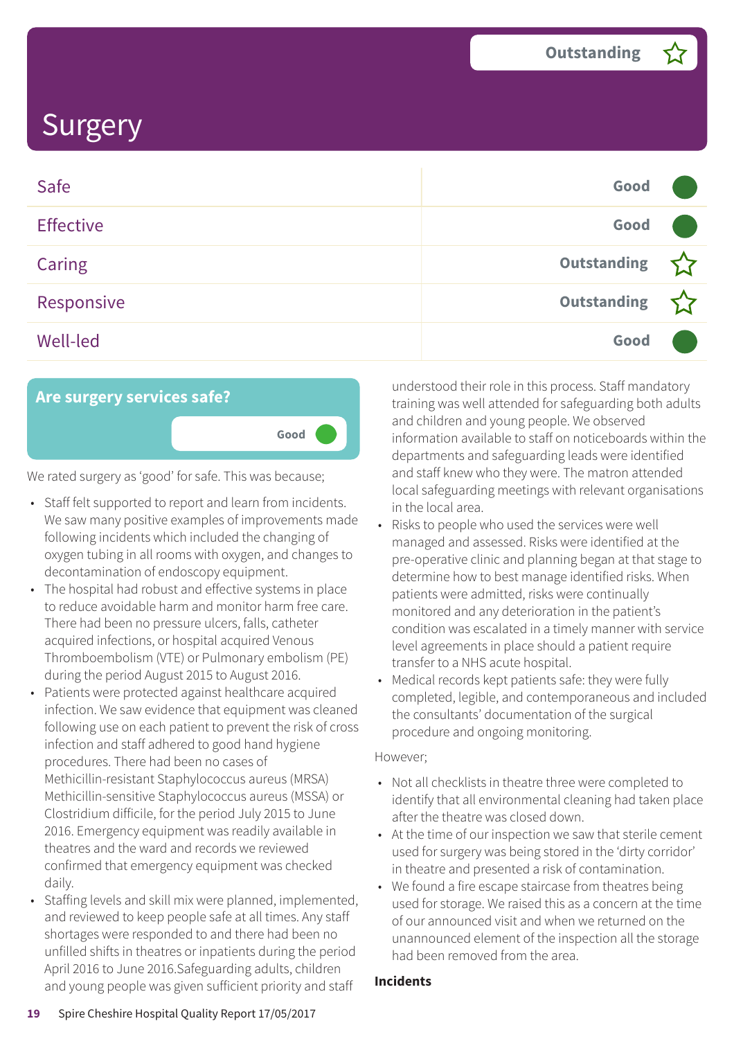# Surgery

**Outstanding** ☆

| | |
|---|---|
| Safe | Good |
| Effective | Good |
| Caring | Outstanding ☆ |
| Responsive | Outstanding ☆ |
| Well-led | Good |

## Are surgery services safe?

**Good**

We rated surgery as 'good' for safe. This was because;

- Staff felt supported to report and learn from incidents. We saw many positive examples of improvements made following incidents which included the changing of oxygen tubing in all rooms with oxygen, and changes to decontamination of endoscopy equipment.
- The hospital had robust and effective systems in place to reduce avoidable harm and monitor harm free care. There had been no pressure ulcers, falls, catheter acquired infections, or hospital acquired Venous Thromboembolism (VTE) or Pulmonary embolism (PE) during the period August 2015 to August 2016.
- Patients were protected against healthcare acquired infection. We saw evidence that equipment was cleaned following use on each patient to prevent the risk of cross infection and staff adhered to good hand hygiene procedures. There had been no cases of Methicillin-resistant Staphylococcus aureus (MRSA) Methicillin-sensitive Staphylococcus aureus (MSSA) or Clostridium difficile, for the period July 2015 to June 2016. Emergency equipment was readily available in theatres and the ward and records we reviewed confirmed that emergency equipment was checked daily.
- Staffing levels and skill mix were planned, implemented, and reviewed to keep people safe at all times. Any staff shortages were responded to and there had been no unfilled shifts in theatres or inpatients during the period April 2016 to June 2016.Safeguarding adults, children and young people was given sufficient priority and staff understood their role in this process. Staff mandatory training was well attended for safeguarding both adults and children and young people. We observed information available to staff on noticeboards within the departments and safeguarding leads were identified and staff knew who they were. The matron attended local safeguarding meetings with relevant organisations in the local area.
- Risks to people who used the services were well managed and assessed. Risks were identified at the pre-operative clinic and planning began at that stage to determine how to best manage identified risks. When patients were admitted, risks were continually monitored and any deterioration in the patient's condition was escalated in a timely manner with service level agreements in place should a patient require transfer to a NHS acute hospital.
- Medical records kept patients safe: they were fully completed, legible, and contemporaneous and included the consultants' documentation of the surgical procedure and ongoing monitoring.

However;

- Not all checklists in theatre three were completed to identify that all environmental cleaning had taken place after the theatre was closed down.
- At the time of our inspection we saw that sterile cement used for surgery was being stored in the 'dirty corridor' in theatre and presented a risk of contamination.
- We found a fire escape staircase from theatres being used for storage. We raised this as a concern at the time of our announced visit and when we returned on the unannounced element of the inspection all the storage had been removed from the area.

**Incidents**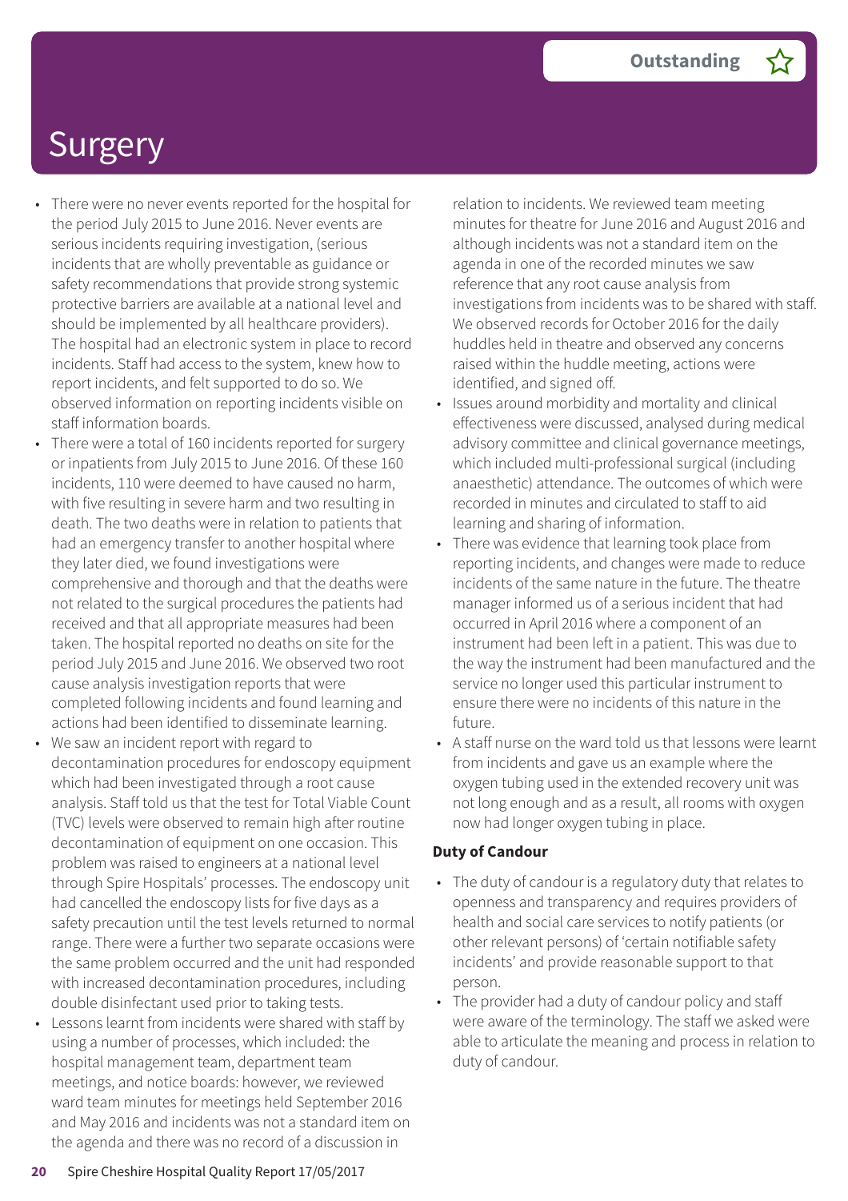# Surgery

**Outstanding**

- There were no never events reported for the hospital for the period July 2015 to June 2016. Never events are serious incidents requiring investigation, (serious incidents that are wholly preventable as guidance or safety recommendations that provide strong systemic protective barriers are available at a national level and should be implemented by all healthcare providers). The hospital had an electronic system in place to record incidents. Staff had access to the system, knew how to report incidents, and felt supported to do so. We observed information on reporting incidents visible on staff information boards.
- There were a total of 160 incidents reported for surgery or inpatients from July 2015 to June 2016. Of these 160 incidents, 110 were deemed to have caused no harm, with five resulting in severe harm and two resulting in death. The two deaths were in relation to patients that had an emergency transfer to another hospital where they later died, we found investigations were comprehensive and thorough and that the deaths were not related to the surgical procedures the patients had received and that all appropriate measures had been taken. The hospital reported no deaths on site for the period July 2015 and June 2016. We observed two root cause analysis investigation reports that were completed following incidents and found learning and actions had been identified to disseminate learning.
- We saw an incident report with regard to decontamination procedures for endoscopy equipment which had been investigated through a root cause analysis. Staff told us that the test for Total Viable Count (TVC) levels were observed to remain high after routine decontamination of equipment on one occasion. This problem was raised to engineers at a national level through Spire Hospitals' processes. The endoscopy unit had cancelled the endoscopy lists for five days as a safety precaution until the test levels returned to normal range. There were a further two separate occasions were the same problem occurred and the unit had responded with increased decontamination procedures, including double disinfectant used prior to taking tests.
- Lessons learnt from incidents were shared with staff by using a number of processes, which included: the hospital management team, department team meetings, and notice boards: however, we reviewed ward team minutes for meetings held September 2016 and May 2016 and incidents was not a standard item on the agenda and there was no record of a discussion in relation to incidents. We reviewed team meeting minutes for theatre for June 2016 and August 2016 and although incidents was not a standard item on the agenda in one of the recorded minutes we saw reference that any root cause analysis from investigations from incidents was to be shared with staff. We observed records for October 2016 for the daily huddles held in theatre and observed any concerns raised within the huddle meeting, actions were identified, and signed off.
- Issues around morbidity and mortality and clinical effectiveness were discussed, analysed during medical advisory committee and clinical governance meetings, which included multi-professional surgical (including anaesthetic) attendance. The outcomes of which were recorded in minutes and circulated to staff to aid learning and sharing of information.
- There was evidence that learning took place from reporting incidents, and changes were made to reduce incidents of the same nature in the future. The theatre manager informed us of a serious incident that had occurred in April 2016 where a component of an instrument had been left in a patient. This was due to the way the instrument had been manufactured and the service no longer used this particular instrument to ensure there were no incidents of this nature in the future.
- A staff nurse on the ward told us that lessons were learnt from incidents and gave us an example where the oxygen tubing used in the extended recovery unit was not long enough and as a result, all rooms with oxygen now had longer oxygen tubing in place.

**Duty of Candour**

- The duty of candour is a regulatory duty that relates to openness and transparency and requires providers of health and social care services to notify patients (or other relevant persons) of 'certain notifiable safety incidents' and provide reasonable support to that person.
- The provider had a duty of candour policy and staff were aware of the terminology. The staff we asked were able to articulate the meaning and process in relation to duty of candour.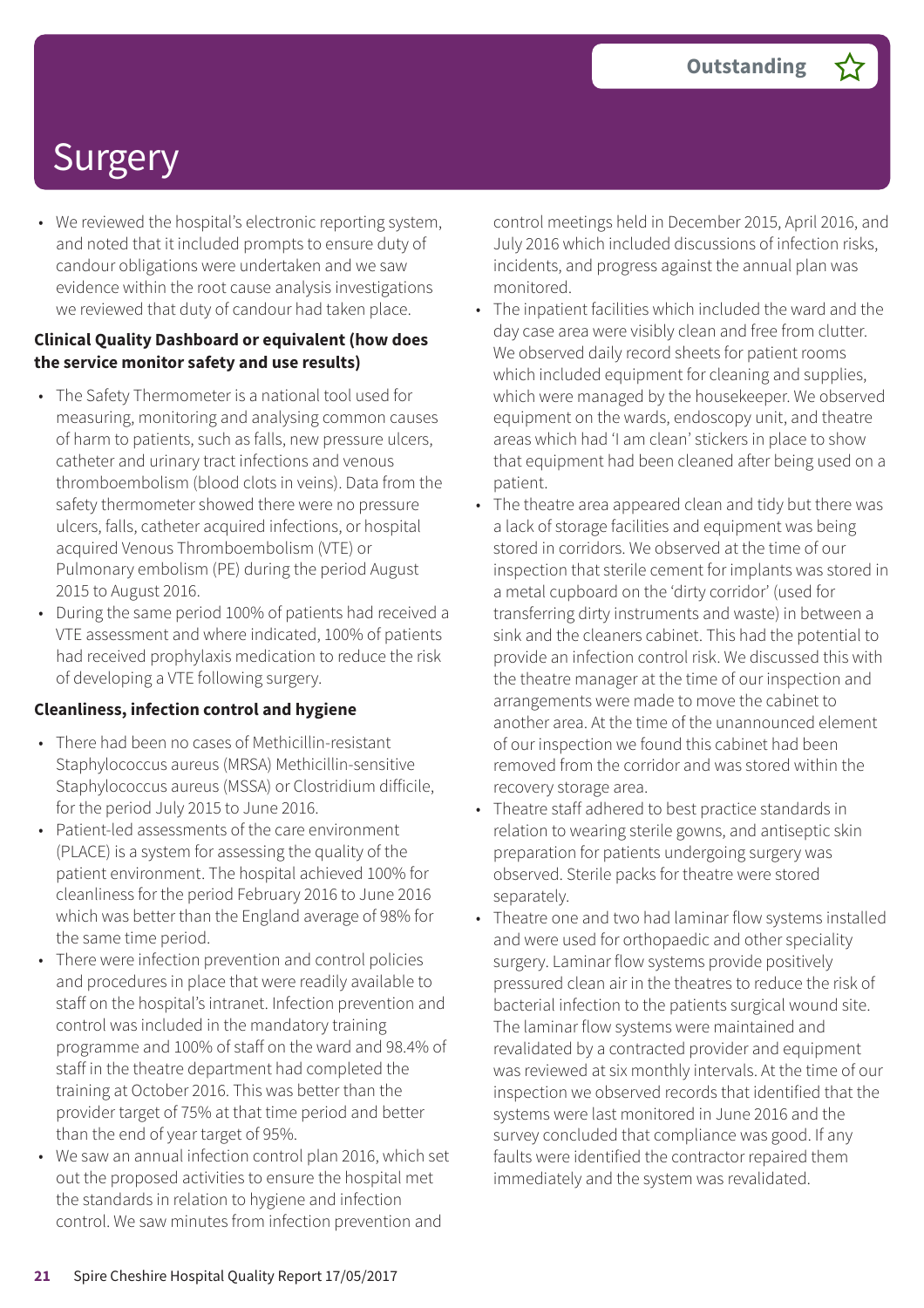# Surgery

Outstanding

- We reviewed the hospital's electronic reporting system, and noted that it included prompts to ensure duty of candour obligations were undertaken and we saw evidence within the root cause analysis investigations we reviewed that duty of candour had taken place.

**Clinical Quality Dashboard or equivalent (how does the service monitor safety and use results)**

- The Safety Thermometer is a national tool used for measuring, monitoring and analysing common causes of harm to patients, such as falls, new pressure ulcers, catheter and urinary tract infections and venous thromboembolism (blood clots in veins). Data from the safety thermometer showed there were no pressure ulcers, falls, catheter acquired infections, or hospital acquired Venous Thromboembolism (VTE) or Pulmonary embolism (PE) during the period August 2015 to August 2016.
- During the same period 100% of patients had received a VTE assessment and where indicated, 100% of patients had received prophylaxis medication to reduce the risk of developing a VTE following surgery.

**Cleanliness, infection control and hygiene**

- There had been no cases of Methicillin-resistant Staphylococcus aureus (MRSA) Methicillin-sensitive Staphylococcus aureus (MSSA) or Clostridium difficile, for the period July 2015 to June 2016.
- Patient-led assessments of the care environment (PLACE) is a system for assessing the quality of the patient environment. The hospital achieved 100% for cleanliness for the period February 2016 to June 2016 which was better than the England average of 98% for the same time period.
- There were infection prevention and control policies and procedures in place that were readily available to staff on the hospital's intranet. Infection prevention and control was included in the mandatory training programme and 100% of staff on the ward and 98.4% of staff in the theatre department had completed the training at October 2016. This was better than the provider target of 75% at that time period and better than the end of year target of 95%.
- We saw an annual infection control plan 2016, which set out the proposed activities to ensure the hospital met the standards in relation to hygiene and infection control. We saw minutes from infection prevention and control meetings held in December 2015, April 2016, and July 2016 which included discussions of infection risks, incidents, and progress against the annual plan was monitored.
- The inpatient facilities which included the ward and the day case area were visibly clean and free from clutter. We observed daily record sheets for patient rooms which included equipment for cleaning and supplies, which were managed by the housekeeper. We observed equipment on the wards, endoscopy unit, and theatre areas which had 'I am clean' stickers in place to show that equipment had been cleaned after being used on a patient.
- The theatre area appeared clean and tidy but there was a lack of storage facilities and equipment was being stored in corridors. We observed at the time of our inspection that sterile cement for implants was stored in a metal cupboard on the 'dirty corridor' (used for transferring dirty instruments and waste) in between a sink and the cleaners cabinet. This had the potential to provide an infection control risk. We discussed this with the theatre manager at the time of our inspection and arrangements were made to move the cabinet to another area. At the time of the unannounced element of our inspection we found this cabinet had been removed from the corridor and was stored within the recovery storage area.
- Theatre staff adhered to best practice standards in relation to wearing sterile gowns, and antiseptic skin preparation for patients undergoing surgery was observed. Sterile packs for theatre were stored separately.
- Theatre one and two had laminar flow systems installed and were used for orthopaedic and other speciality surgery. Laminar flow systems provide positively pressured clean air in the theatres to reduce the risk of bacterial infection to the patients surgical wound site. The laminar flow systems were maintained and revalidated by a contracted provider and equipment was reviewed at six monthly intervals. At the time of our inspection we observed records that identified that the systems were last monitored in June 2016 and the survey concluded that compliance was good. If any faults were identified the contractor repaired them immediately and the system was revalidated.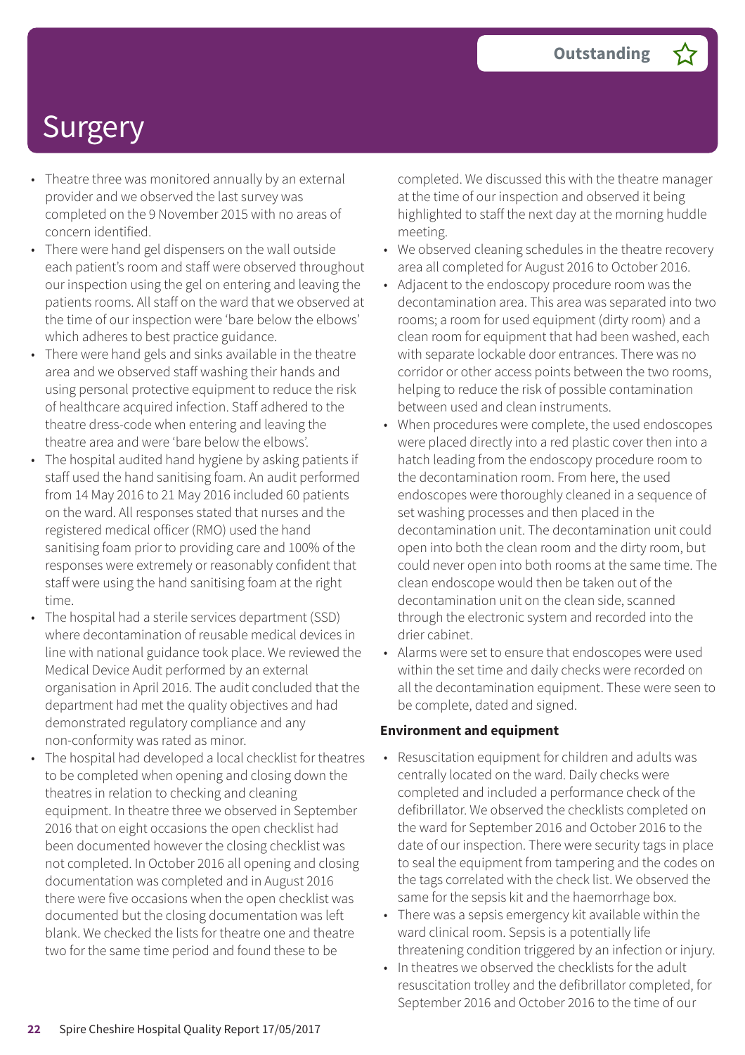# Surgery

**Outstanding**

- Theatre three was monitored annually by an external provider and we observed the last survey was completed on the 9 November 2015 with no areas of concern identified.
- There were hand gel dispensers on the wall outside each patient's room and staff were observed throughout our inspection using the gel on entering and leaving the patients rooms. All staff on the ward that we observed at the time of our inspection were 'bare below the elbows' which adheres to best practice guidance.
- There were hand gels and sinks available in the theatre area and we observed staff washing their hands and using personal protective equipment to reduce the risk of healthcare acquired infection. Staff adhered to the theatre dress-code when entering and leaving the theatre area and were 'bare below the elbows'.
- The hospital audited hand hygiene by asking patients if staff used the hand sanitising foam. An audit performed from 14 May 2016 to 21 May 2016 included 60 patients on the ward. All responses stated that nurses and the registered medical officer (RMO) used the hand sanitising foam prior to providing care and 100% of the responses were extremely or reasonably confident that staff were using the hand sanitising foam at the right time.
- The hospital had a sterile services department (SSD) where decontamination of reusable medical devices in line with national guidance took place. We reviewed the Medical Device Audit performed by an external organisation in April 2016. The audit concluded that the department had met the quality objectives and had demonstrated regulatory compliance and any non-conformity was rated as minor.
- The hospital had developed a local checklist for theatres to be completed when opening and closing down the theatres in relation to checking and cleaning equipment. In theatre three we observed in September 2016 that on eight occasions the open checklist had been documented however the closing checklist was not completed. In October 2016 all opening and closing documentation was completed and in August 2016 there were five occasions when the open checklist was documented but the closing documentation was left blank. We checked the lists for theatre one and theatre two for the same time period and found these to be completed. We discussed this with the theatre manager at the time of our inspection and observed it being highlighted to staff the next day at the morning huddle meeting.
- We observed cleaning schedules in the theatre recovery area all completed for August 2016 to October 2016.
- Adjacent to the endoscopy procedure room was the decontamination area. This area was separated into two rooms; a room for used equipment (dirty room) and a clean room for equipment that had been washed, each with separate lockable door entrances. There was no corridor or other access points between the two rooms, helping to reduce the risk of possible contamination between used and clean instruments.
- When procedures were complete, the used endoscopes were placed directly into a red plastic cover then into a hatch leading from the endoscopy procedure room to the decontamination room. From here, the used endoscopes were thoroughly cleaned in a sequence of set washing processes and then placed in the decontamination unit. The decontamination unit could open into both the clean room and the dirty room, but could never open into both rooms at the same time. The clean endoscope would then be taken out of the decontamination unit on the clean side, scanned through the electronic system and recorded into the drier cabinet.
- Alarms were set to ensure that endoscopes were used within the set time and daily checks were recorded on all the decontamination equipment. These were seen to be complete, dated and signed.

**Environment and equipment**

- Resuscitation equipment for children and adults was centrally located on the ward. Daily checks were completed and included a performance check of the defibrillator. We observed the checklists completed on the ward for September 2016 and October 2016 to the date of our inspection. There were security tags in place to seal the equipment from tampering and the codes on the tags correlated with the check list. We observed the same for the sepsis kit and the haemorrhage box.
- There was a sepsis emergency kit available within the ward clinical room. Sepsis is a potentially life threatening condition triggered by an infection or injury.
- In theatres we observed the checklists for the adult resuscitation trolley and the defibrillator completed, for September 2016 and October 2016 to the time of our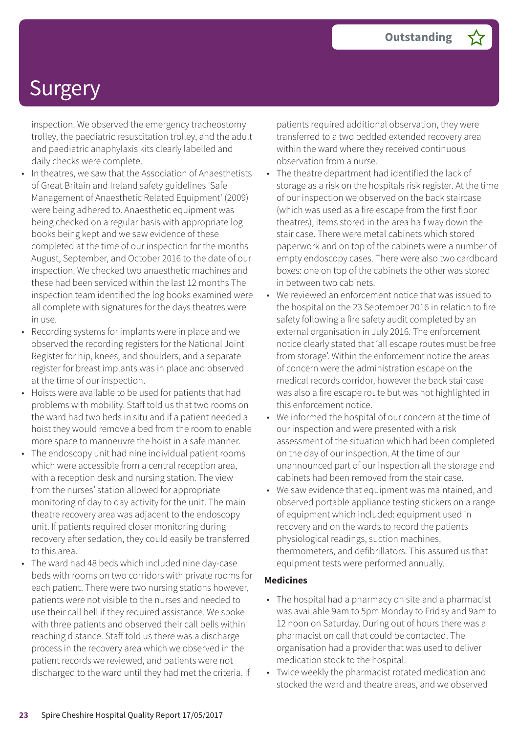# Surgery

Outstanding

inspection. We observed the emergency tracheostomy trolley, the paediatric resuscitation trolley, and the adult and paediatric anaphylaxis kits clearly labelled and daily checks were complete.

- In theatres, we saw that the Association of Anaesthetists of Great Britain and Ireland safety guidelines 'Safe Management of Anaesthetic Related Equipment' (2009) were being adhered to. Anaesthetic equipment was being checked on a regular basis with appropriate log books being kept and we saw evidence of these completed at the time of our inspection for the months August, September, and October 2016 to the date of our inspection. We checked two anaesthetic machines and these had been serviced within the last 12 months The inspection team identified the log books examined were all complete with signatures for the days theatres were in use.
- Recording systems for implants were in place and we observed the recording registers for the National Joint Register for hip, knees, and shoulders, and a separate register for breast implants was in place and observed at the time of our inspection.
- Hoists were available to be used for patients that had problems with mobility. Staff told us that two rooms on the ward had two beds in situ and if a patient needed a hoist they would remove a bed from the room to enable more space to manoeuvre the hoist in a safe manner.
- The endoscopy unit had nine individual patient rooms which were accessible from a central reception area, with a reception desk and nursing station. The view from the nurses' station allowed for appropriate monitoring of day to day activity for the unit. The main theatre recovery area was adjacent to the endoscopy unit. If patients required closer monitoring during recovery after sedation, they could easily be transferred to this area.
- The ward had 48 beds which included nine day-case beds with rooms on two corridors with private rooms for each patient. There were two nursing stations however, patients were not visible to the nurses and needed to use their call bell if they required assistance. We spoke with three patients and observed their call bells within reaching distance. Staff told us there was a discharge process in the recovery area which we observed in the patient records we reviewed, and patients were not discharged to the ward until they had met the criteria. If patients required additional observation, they were transferred to a two bedded extended recovery area within the ward where they received continuous observation from a nurse.
- The theatre department had identified the lack of storage as a risk on the hospitals risk register. At the time of our inspection we observed on the back staircase (which was used as a fire escape from the first floor theatres), items stored in the area half way down the stair case. There were metal cabinets which stored paperwork and on top of the cabinets were a number of empty endoscopy cases. There were also two cardboard boxes: one on top of the cabinets the other was stored in between two cabinets.
- We reviewed an enforcement notice that was issued to the hospital on the 23 September 2016 in relation to fire safety following a fire safety audit completed by an external organisation in July 2016. The enforcement notice clearly stated that 'all escape routes must be free from storage'. Within the enforcement notice the areas of concern were the administration escape on the medical records corridor, however the back staircase was also a fire escape route but was not highlighted in this enforcement notice.
- We informed the hospital of our concern at the time of our inspection and were presented with a risk assessment of the situation which had been completed on the day of our inspection. At the time of our unannounced part of our inspection all the storage and cabinets had been removed from the stair case.
- We saw evidence that equipment was maintained, and observed portable appliance testing stickers on a range of equipment which included: equipment used in recovery and on the wards to record the patients physiological readings, suction machines, thermometers, and defibrillators. This assured us that equipment tests were performed annually.

**Medicines**

- The hospital had a pharmacy on site and a pharmacist was available 9am to 5pm Monday to Friday and 9am to 12 noon on Saturday. During out of hours there was a pharmacist on call that could be contacted. The organisation had a provider that was used to deliver medication stock to the hospital.
- Twice weekly the pharmacist rotated medication and stocked the ward and theatre areas, and we observed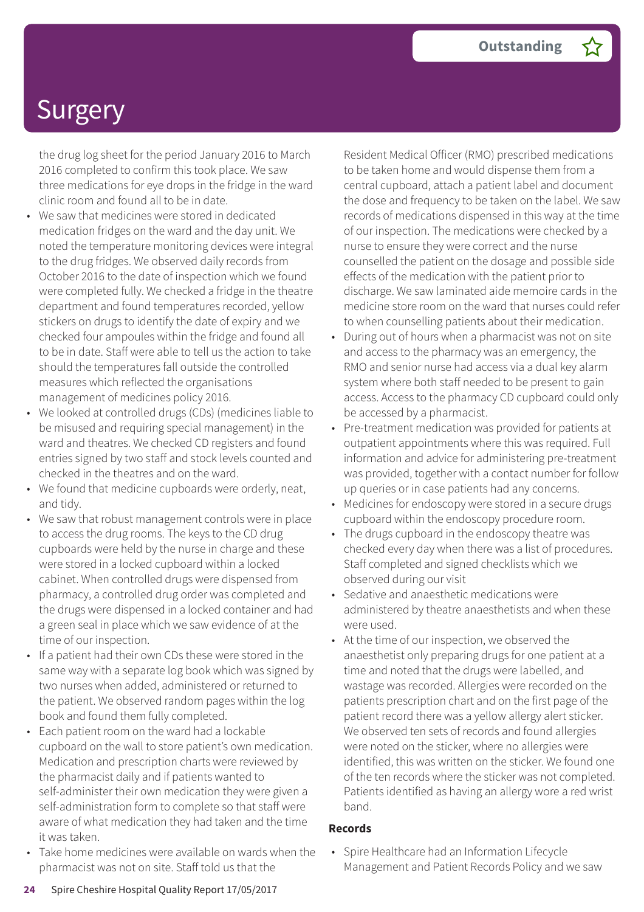# Surgery

the drug log sheet for the period January 2016 to March 2016 completed to confirm this took place. We saw three medications for eye drops in the fridge in the ward clinic room and found all to be in date.

- We saw that medicines were stored in dedicated medication fridges on the ward and the day unit. We noted the temperature monitoring devices were integral to the drug fridges. We observed daily records from October 2016 to the date of inspection which we found were completed fully. We checked a fridge in the theatre department and found temperatures recorded, yellow stickers on drugs to identify the date of expiry and we checked four ampoules within the fridge and found all to be in date. Staff were able to tell us the action to take should the temperatures fall outside the controlled measures which reflected the organisations management of medicines policy 2016.
- We looked at controlled drugs (CDs) (medicines liable to be misused and requiring special management) in the ward and theatres. We checked CD registers and found entries signed by two staff and stock levels counted and checked in the theatres and on the ward.
- We found that medicine cupboards were orderly, neat, and tidy.
- We saw that robust management controls were in place to access the drug rooms. The keys to the CD drug cupboards were held by the nurse in charge and these were stored in a locked cupboard within a locked cabinet. When controlled drugs were dispensed from pharmacy, a controlled drug order was completed and the drugs were dispensed in a locked container and had a green seal in place which we saw evidence of at the time of our inspection.
- If a patient had their own CDs these were stored in the same way with a separate log book which was signed by two nurses when added, administered or returned to the patient. We observed random pages within the log book and found them fully completed.
- Each patient room on the ward had a lockable cupboard on the wall to store patient's own medication. Medication and prescription charts were reviewed by the pharmacist daily and if patients wanted to self-administer their own medication they were given a self-administration form to complete so that staff were aware of what medication they had taken and the time it was taken.
- Take home medicines were available on wards when the pharmacist was not on site. Staff told us that the Resident Medical Officer (RMO) prescribed medications to be taken home and would dispense them from a central cupboard, attach a patient label and document the dose and frequency to be taken on the label. We saw records of medications dispensed in this way at the time of our inspection. The medications were checked by a nurse to ensure they were correct and the nurse counselled the patient on the dosage and possible side effects of the medication with the patient prior to discharge. We saw laminated aide memoire cards in the medicine store room on the ward that nurses could refer to when counselling patients about their medication.
- During out of hours when a pharmacist was not on site and access to the pharmacy was an emergency, the RMO and senior nurse had access via a dual key alarm system where both staff needed to be present to gain access. Access to the pharmacy CD cupboard could only be accessed by a pharmacist.
- Pre-treatment medication was provided for patients at outpatient appointments where this was required. Full information and advice for administering pre-treatment was provided, together with a contact number for follow up queries or in case patients had any concerns.
- Medicines for endoscopy were stored in a secure drugs cupboard within the endoscopy procedure room.
- The drugs cupboard in the endoscopy theatre was checked every day when there was a list of procedures. Staff completed and signed checklists which we observed during our visit
- Sedative and anaesthetic medications were administered by theatre anaesthetists and when these were used.
- At the time of our inspection, we observed the anaesthetist only preparing drugs for one patient at a time and noted that the drugs were labelled, and wastage was recorded. Allergies were recorded on the patients prescription chart and on the first page of the patient record there was a yellow allergy alert sticker. We observed ten sets of records and found allergies were noted on the sticker, where no allergies were identified, this was written on the sticker. We found one of the ten records where the sticker was not completed. Patients identified as having an allergy wore a red wrist band.

**Records**

- Spire Healthcare had an Information Lifecycle Management and Patient Records Policy and we saw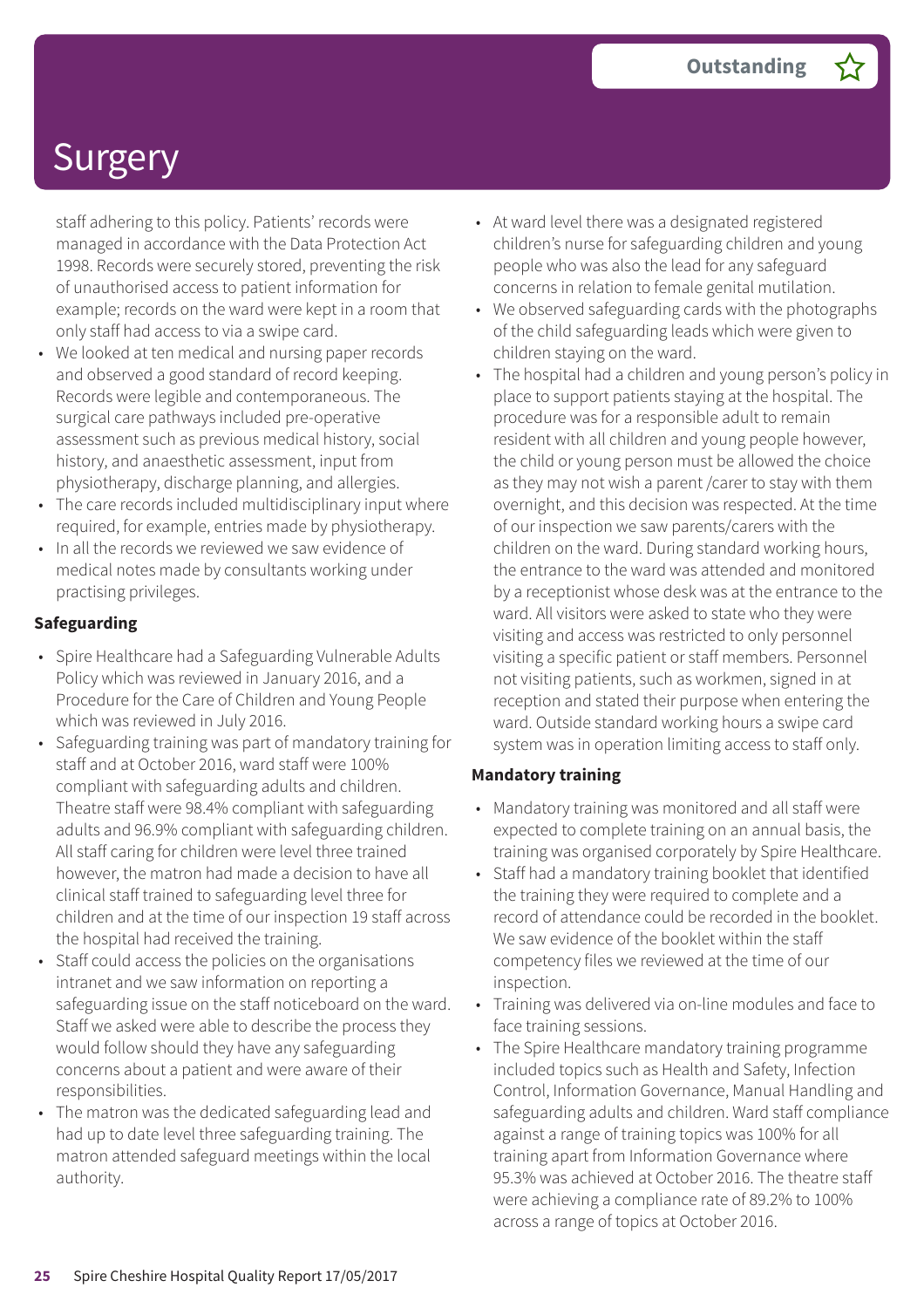# Surgery

Outstanding

staff adhering to this policy. Patients' records were managed in accordance with the Data Protection Act 1998. Records were securely stored, preventing the risk of unauthorised access to patient information for example; records on the ward were kept in a room that only staff had access to via a swipe card.

- We looked at ten medical and nursing paper records and observed a good standard of record keeping. Records were legible and contemporaneous. The surgical care pathways included pre-operative assessment such as previous medical history, social history, and anaesthetic assessment, input from physiotherapy, discharge planning, and allergies.
- The care records included multidisciplinary input where required, for example, entries made by physiotherapy.
- In all the records we reviewed we saw evidence of medical notes made by consultants working under practising privileges.

**Safeguarding**

- Spire Healthcare had a Safeguarding Vulnerable Adults Policy which was reviewed in January 2016, and a Procedure for the Care of Children and Young People which was reviewed in July 2016.
- Safeguarding training was part of mandatory training for staff and at October 2016, ward staff were 100% compliant with safeguarding adults and children. Theatre staff were 98.4% compliant with safeguarding adults and 96.9% compliant with safeguarding children. All staff caring for children were level three trained however, the matron had made a decision to have all clinical staff trained to safeguarding level three for children and at the time of our inspection 19 staff across the hospital had received the training.
- Staff could access the policies on the organisations intranet and we saw information on reporting a safeguarding issue on the staff noticeboard on the ward. Staff we asked were able to describe the process they would follow should they have any safeguarding concerns about a patient and were aware of their responsibilities.
- The matron was the dedicated safeguarding lead and had up to date level three safeguarding training. The matron attended safeguard meetings within the local authority.
- At ward level there was a designated registered children's nurse for safeguarding children and young people who was also the lead for any safeguard concerns in relation to female genital mutilation.
- We observed safeguarding cards with the photographs of the child safeguarding leads which were given to children staying on the ward.
- The hospital had a children and young person's policy in place to support patients staying at the hospital. The procedure was for a responsible adult to remain resident with all children and young people however, the child or young person must be allowed the choice as they may not wish a parent /carer to stay with them overnight, and this decision was respected. At the time of our inspection we saw parents/carers with the children on the ward. During standard working hours, the entrance to the ward was attended and monitored by a receptionist whose desk was at the entrance to the ward. All visitors were asked to state who they were visiting and access was restricted to only personnel visiting a specific patient or staff members. Personnel not visiting patients, such as workmen, signed in at reception and stated their purpose when entering the ward. Outside standard working hours a swipe card system was in operation limiting access to staff only.

**Mandatory training**

- Mandatory training was monitored and all staff were expected to complete training on an annual basis, the training was organised corporately by Spire Healthcare.
- Staff had a mandatory training booklet that identified the training they were required to complete and a record of attendance could be recorded in the booklet. We saw evidence of the booklet within the staff competency files we reviewed at the time of our inspection.
- Training was delivered via on-line modules and face to face training sessions.
- The Spire Healthcare mandatory training programme included topics such as Health and Safety, Infection Control, Information Governance, Manual Handling and safeguarding adults and children. Ward staff compliance against a range of training topics was 100% for all training apart from Information Governance where 95.3% was achieved at October 2016. The theatre staff were achieving a compliance rate of 89.2% to 100% across a range of topics at October 2016.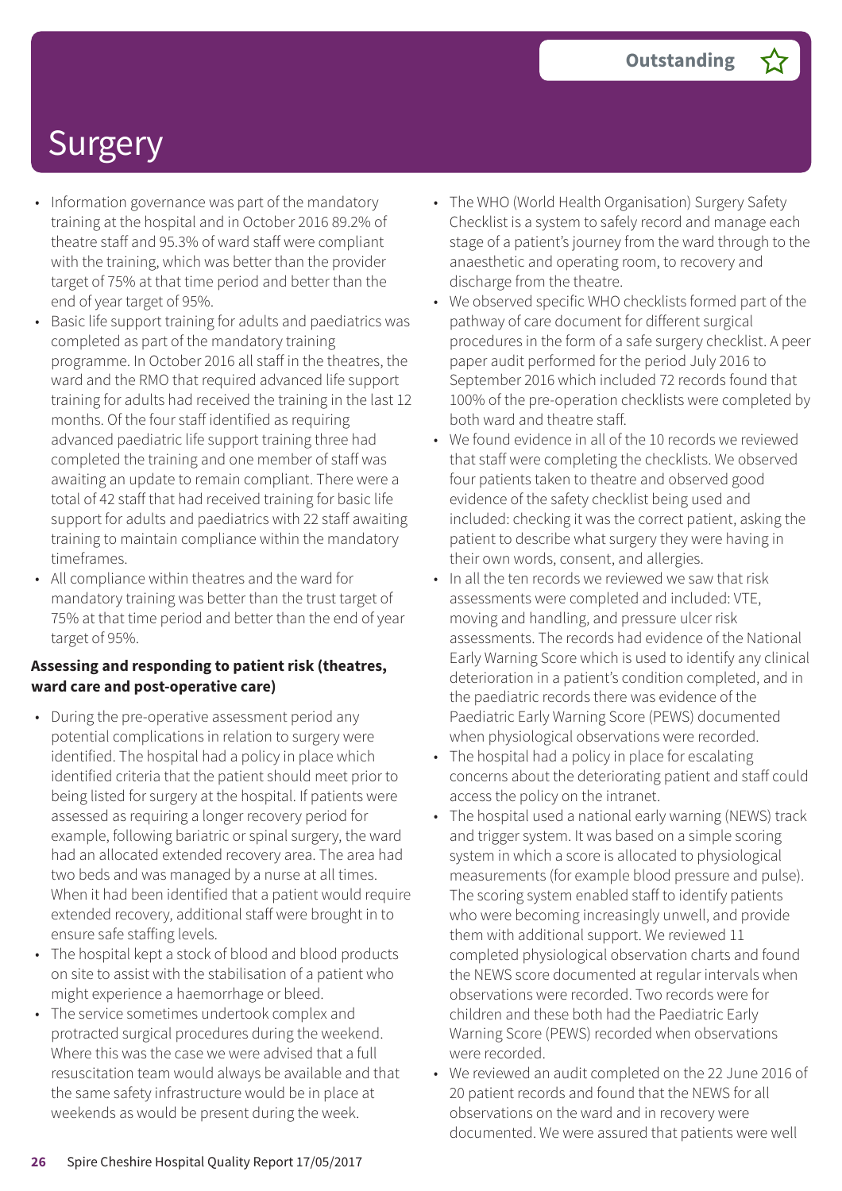Outstanding ☆

# Surgery

- Information governance was part of the mandatory training at the hospital and in October 2016 89.2% of theatre staff and 95.3% of ward staff were compliant with the training, which was better than the provider target of 75% at that time period and better than the end of year target of 95%.
- Basic life support training for adults and paediatrics was completed as part of the mandatory training programme. In October 2016 all staff in the theatres, the ward and the RMO that required advanced life support training for adults had received the training in the last 12 months. Of the four staff identified as requiring advanced paediatric life support training three had completed the training and one member of staff was awaiting an update to remain compliant. There were a total of 42 staff that had received training for basic life support for adults and paediatrics with 22 staff awaiting training to maintain compliance within the mandatory timeframes.
- All compliance within theatres and the ward for mandatory training was better than the trust target of 75% at that time period and better than the end of year target of 95%.

**Assessing and responding to patient risk (theatres, ward care and post-operative care)**

- During the pre-operative assessment period any potential complications in relation to surgery were identified. The hospital had a policy in place which identified criteria that the patient should meet prior to being listed for surgery at the hospital. If patients were assessed as requiring a longer recovery period for example, following bariatric or spinal surgery, the ward had an allocated extended recovery area. The area had two beds and was managed by a nurse at all times. When it had been identified that a patient would require extended recovery, additional staff were brought in to ensure safe staffing levels.
- The hospital kept a stock of blood and blood products on site to assist with the stabilisation of a patient who might experience a haemorrhage or bleed.
- The service sometimes undertook complex and protracted surgical procedures during the weekend. Where this was the case we were advised that a full resuscitation team would always be available and that the same safety infrastructure would be in place at weekends as would be present during the week.
- The WHO (World Health Organisation) Surgery Safety Checklist is a system to safely record and manage each stage of a patient's journey from the ward through to the anaesthetic and operating room, to recovery and discharge from the theatre.
- We observed specific WHO checklists formed part of the pathway of care document for different surgical procedures in the form of a safe surgery checklist. A peer paper audit performed for the period July 2016 to September 2016 which included 72 records found that 100% of the pre-operation checklists were completed by both ward and theatre staff.
- We found evidence in all of the 10 records we reviewed that staff were completing the checklists. We observed four patients taken to theatre and observed good evidence of the safety checklist being used and included: checking it was the correct patient, asking the patient to describe what surgery they were having in their own words, consent, and allergies.
- In all the ten records we reviewed we saw that risk assessments were completed and included: VTE, moving and handling, and pressure ulcer risk assessments. The records had evidence of the National Early Warning Score which is used to identify any clinical deterioration in a patient's condition completed, and in the paediatric records there was evidence of the Paediatric Early Warning Score (PEWS) documented when physiological observations were recorded.
- The hospital had a policy in place for escalating concerns about the deteriorating patient and staff could access the policy on the intranet.
- The hospital used a national early warning (NEWS) track and trigger system. It was based on a simple scoring system in which a score is allocated to physiological measurements (for example blood pressure and pulse). The scoring system enabled staff to identify patients who were becoming increasingly unwell, and provide them with additional support. We reviewed 11 completed physiological observation charts and found the NEWS score documented at regular intervals when observations were recorded. Two records were for children and these both had the Paediatric Early Warning Score (PEWS) recorded when observations were recorded.
- We reviewed an audit completed on the 22 June 2016 of 20 patient records and found that the NEWS for all observations on the ward and in recovery were documented. We were assured that patients were well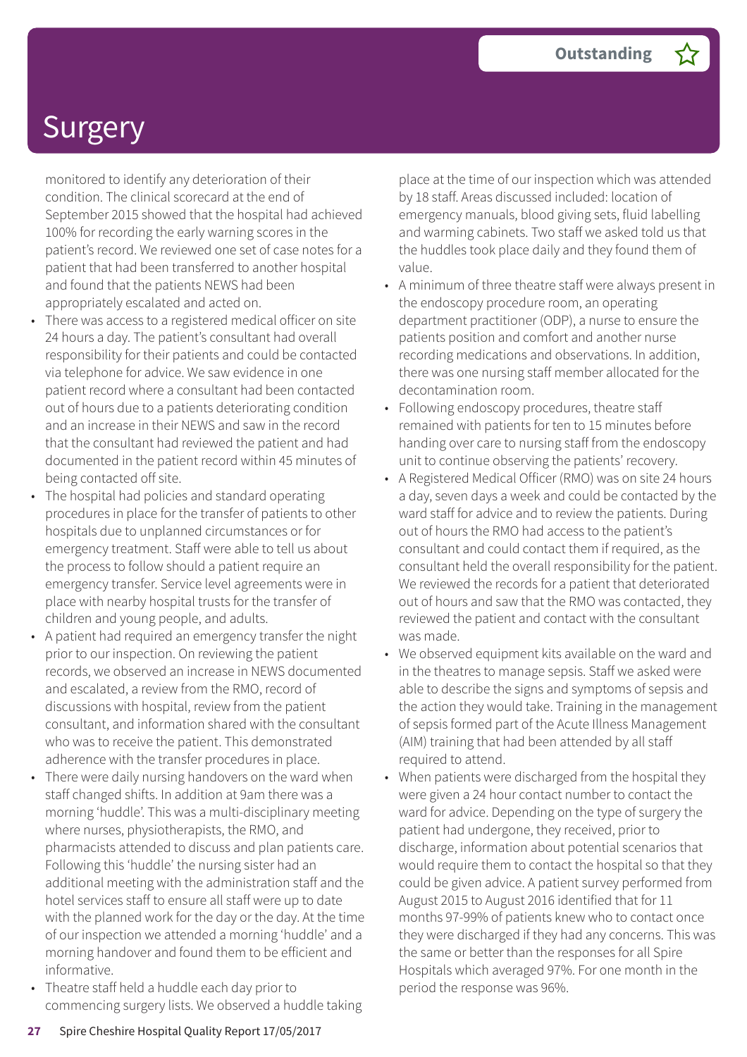# Surgery

**Outstanding** ☆

monitored to identify any deterioration of their condition. The clinical scorecard at the end of September 2015 showed that the hospital had achieved 100% for recording the early warning scores in the patient's record. We reviewed one set of case notes for a patient that had been transferred to another hospital and found that the patients NEWS had been appropriately escalated and acted on.

- There was access to a registered medical officer on site 24 hours a day. The patient's consultant had overall responsibility for their patients and could be contacted via telephone for advice. We saw evidence in one patient record where a consultant had been contacted out of hours due to a patients deteriorating condition and an increase in their NEWS and saw in the record that the consultant had reviewed the patient and had documented in the patient record within 45 minutes of being contacted off site.
- The hospital had policies and standard operating procedures in place for the transfer of patients to other hospitals due to unplanned circumstances or for emergency treatment. Staff were able to tell us about the process to follow should a patient require an emergency transfer. Service level agreements were in place with nearby hospital trusts for the transfer of children and young people, and adults.
- A patient had required an emergency transfer the night prior to our inspection. On reviewing the patient records, we observed an increase in NEWS documented and escalated, a review from the RMO, record of discussions with hospital, review from the patient consultant, and information shared with the consultant who was to receive the patient. This demonstrated adherence with the transfer procedures in place.
- There were daily nursing handovers on the ward when staff changed shifts. In addition at 9am there was a morning 'huddle'. This was a multi-disciplinary meeting where nurses, physiotherapists, the RMO, and pharmacists attended to discuss and plan patients care. Following this 'huddle' the nursing sister had an additional meeting with the administration staff and the hotel services staff to ensure all staff were up to date with the planned work for the day or the day. At the time of our inspection we attended a morning 'huddle' and a morning handover and found them to be efficient and informative.
- Theatre staff held a huddle each day prior to commencing surgery lists. We observed a huddle taking place at the time of our inspection which was attended by 18 staff. Areas discussed included: location of emergency manuals, blood giving sets, fluid labelling and warming cabinets. Two staff we asked told us that the huddles took place daily and they found them of value.
- A minimum of three theatre staff were always present in the endoscopy procedure room, an operating department practitioner (ODP), a nurse to ensure the patients position and comfort and another nurse recording medications and observations. In addition, there was one nursing staff member allocated for the decontamination room.
- Following endoscopy procedures, theatre staff remained with patients for ten to 15 minutes before handing over care to nursing staff from the endoscopy unit to continue observing the patients' recovery.
- A Registered Medical Officer (RMO) was on site 24 hours a day, seven days a week and could be contacted by the ward staff for advice and to review the patients. During out of hours the RMO had access to the patient's consultant and could contact them if required, as the consultant held the overall responsibility for the patient. We reviewed the records for a patient that deteriorated out of hours and saw that the RMO was contacted, they reviewed the patient and contact with the consultant was made.
- We observed equipment kits available on the ward and in the theatres to manage sepsis. Staff we asked were able to describe the signs and symptoms of sepsis and the action they would take. Training in the management of sepsis formed part of the Acute Illness Management (AIM) training that had been attended by all staff required to attend.
- When patients were discharged from the hospital they were given a 24 hour contact number to contact the ward for advice. Depending on the type of surgery the patient had undergone, they received, prior to discharge, information about potential scenarios that would require them to contact the hospital so that they could be given advice. A patient survey performed from August 2015 to August 2016 identified that for 11 months 97-99% of patients knew who to contact once they were discharged if they had any concerns. This was the same or better than the responses for all Spire Hospitals which averaged 97%. For one month in the period the response was 96%.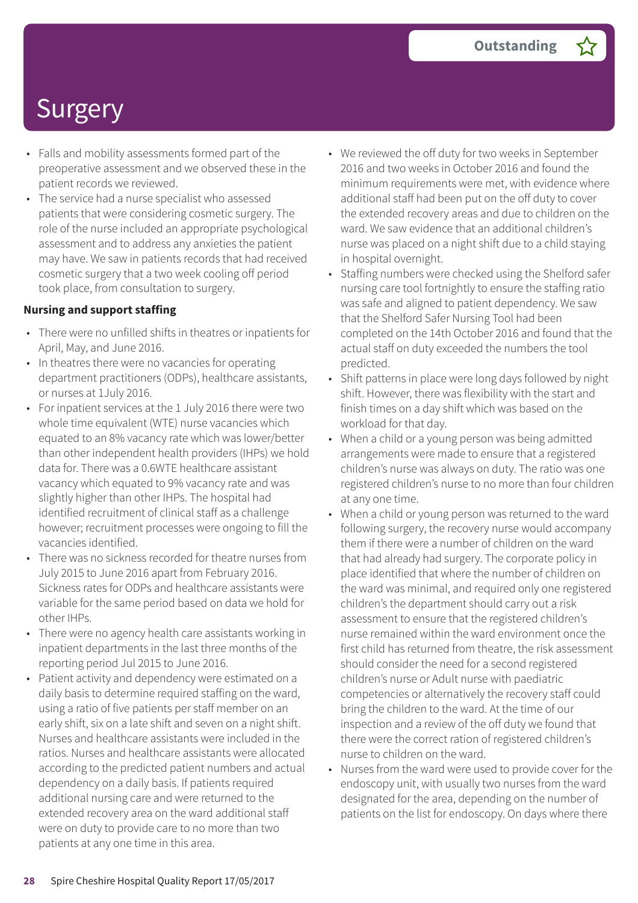# Surgery

Outstanding

- Falls and mobility assessments formed part of the preoperative assessment and we observed these in the patient records we reviewed.
- The service had a nurse specialist who assessed patients that were considering cosmetic surgery. The role of the nurse included an appropriate psychological assessment and to address any anxieties the patient may have. We saw in patients records that had received cosmetic surgery that a two week cooling off period took place, from consultation to surgery.

**Nursing and support staffing**

- There were no unfilled shifts in theatres or inpatients for April, May, and June 2016.
- In theatres there were no vacancies for operating department practitioners (ODPs), healthcare assistants, or nurses at 1July 2016.
- For inpatient services at the 1 July 2016 there were two whole time equivalent (WTE) nurse vacancies which equated to an 8% vacancy rate which was lower/better than other independent health providers (IHPs) we hold data for. There was a 0.6WTE healthcare assistant vacancy which equated to 9% vacancy rate and was slightly higher than other IHPs. The hospital had identified recruitment of clinical staff as a challenge however; recruitment processes were ongoing to fill the vacancies identified.
- There was no sickness recorded for theatre nurses from July 2015 to June 2016 apart from February 2016. Sickness rates for ODPs and healthcare assistants were variable for the same period based on data we hold for other IHPs.
- There were no agency health care assistants working in inpatient departments in the last three months of the reporting period Jul 2015 to June 2016.
- Patient activity and dependency were estimated on a daily basis to determine required staffing on the ward, using a ratio of five patients per staff member on an early shift, six on a late shift and seven on a night shift. Nurses and healthcare assistants were included in the ratios. Nurses and healthcare assistants were allocated according to the predicted patient numbers and actual dependency on a daily basis. If patients required additional nursing care and were returned to the extended recovery area on the ward additional staff were on duty to provide care to no more than two patients at any one time in this area.
- We reviewed the off duty for two weeks in September 2016 and two weeks in October 2016 and found the minimum requirements were met, with evidence where additional staff had been put on the off duty to cover the extended recovery areas and due to children on the ward. We saw evidence that an additional children's nurse was placed on a night shift due to a child staying in hospital overnight.
- Staffing numbers were checked using the Shelford safer nursing care tool fortnightly to ensure the staffing ratio was safe and aligned to patient dependency. We saw that the Shelford Safer Nursing Tool had been completed on the 14th October 2016 and found that the actual staff on duty exceeded the numbers the tool predicted.
- Shift patterns in place were long days followed by night shift. However, there was flexibility with the start and finish times on a day shift which was based on the workload for that day.
- When a child or a young person was being admitted arrangements were made to ensure that a registered children's nurse was always on duty. The ratio was one registered children's nurse to no more than four children at any one time.
- When a child or young person was returned to the ward following surgery, the recovery nurse would accompany them in if there were a number of children on the ward that had already had surgery. The corporate policy in place identified that where the number of children on the ward was minimal, and required only one registered children's the department should carry out a risk assessment to ensure that the registered children's nurse remained within the ward environment once the first child has returned from theatre, the risk assessment should consider the need for a second registered children's nurse or Adult nurse with paediatric competencies or alternatively the recovery staff could bring the children to the ward. At the time of our inspection and a review of the off duty we found that there were the correct ration of registered children's nurse to children on the ward.
- Nurses from the ward were used to provide cover for the endoscopy unit, with usually two nurses from the ward designated for the area, depending on the number of patients on the list for endoscopy. On days where there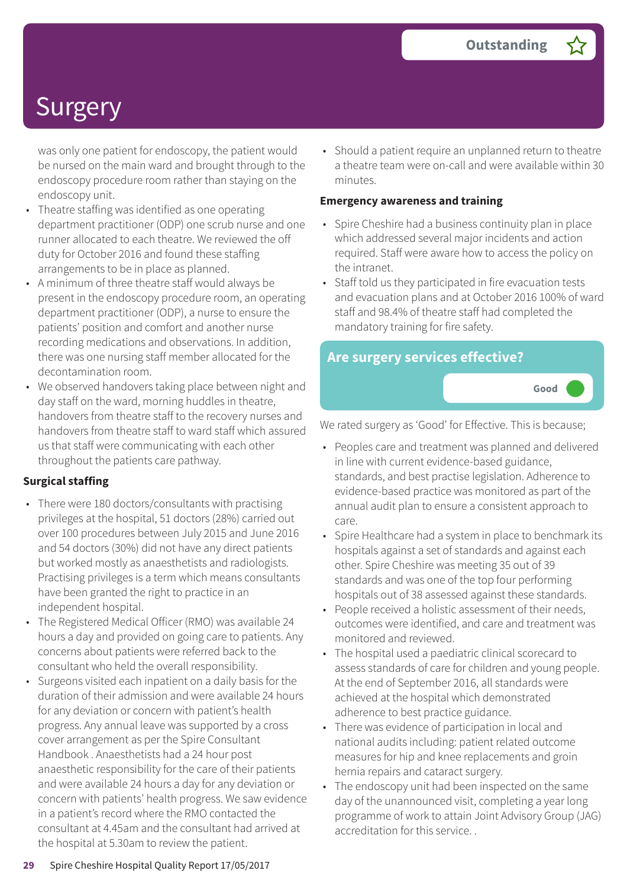# Surgery

Outstanding ☆

was only one patient for endoscopy, the patient would be nursed on the main ward and brought through to the endoscopy procedure room rather than staying on the endoscopy unit.

- Theatre staffing was identified as one operating department practitioner (ODP) one scrub nurse and one runner allocated to each theatre. We reviewed the off duty for October 2016 and found these staffing arrangements to be in place as planned.
- A minimum of three theatre staff would always be present in the endoscopy procedure room, an operating department practitioner (ODP), a nurse to ensure the patients' position and comfort and another nurse recording medications and observations. In addition, there was one nursing staff member allocated for the decontamination room.
- We observed handovers taking place between night and day staff on the ward, morning huddles in theatre, handovers from theatre staff to the recovery nurses and handovers from theatre staff to ward staff which assured us that staff were communicating with each other throughout the patients care pathway.

**Surgical staffing**

- There were 180 doctors/consultants with practising privileges at the hospital, 51 doctors (28%) carried out over 100 procedures between July 2015 and June 2016 and 54 doctors (30%) did not have any direct patients but worked mostly as anaesthetists and radiologists. Practising privileges is a term which means consultants have been granted the right to practice in an independent hospital.
- The Registered Medical Officer (RMO) was available 24 hours a day and provided on going care to patients. Any concerns about patients were referred back to the consultant who held the overall responsibility.
- Surgeons visited each inpatient on a daily basis for the duration of their admission and were available 24 hours for any deviation or concern with patient's health progress. Any annual leave was supported by a cross cover arrangement as per the Spire Consultant Handbook . Anaesthetists had a 24 hour post anaesthetic responsibility for the care of their patients and were available 24 hours a day for any deviation or concern with patients' health progress. We saw evidence in a patient's record where the RMO contacted the consultant at 4.45am and the consultant had arrived at the hospital at 5.30am to review the patient.
- Should a patient require an unplanned return to theatre a theatre team were on-call and were available within 30 minutes.

**Emergency awareness and training**

- Spire Cheshire had a business continuity plan in place which addressed several major incidents and action required. Staff were aware how to access the policy on the intranet.
- Staff told us they participated in fire evacuation tests and evacuation plans and at October 2016 100% of ward staff and 98.4% of theatre staff had completed the mandatory training for fire safety.

## Are surgery services effective?

Good

We rated surgery as 'Good' for Effective. This is because;

- Peoples care and treatment was planned and delivered in line with current evidence-based guidance, standards, and best practise legislation. Adherence to evidence-based practice was monitored as part of the annual audit plan to ensure a consistent approach to care.
- Spire Healthcare had a system in place to benchmark its hospitals against a set of standards and against each other. Spire Cheshire was meeting 35 out of 39 standards and was one of the top four performing hospitals out of 38 assessed against these standards.
- People received a holistic assessment of their needs, outcomes were identified, and care and treatment was monitored and reviewed.
- The hospital used a paediatric clinical scorecard to assess standards of care for children and young people. At the end of September 2016, all standards were achieved at the hospital which demonstrated adherence to best practice guidance.
- There was evidence of participation in local and national audits including: patient related outcome measures for hip and knee replacements and groin hernia repairs and cataract surgery.
- The endoscopy unit had been inspected on the same day of the unannounced visit, completing a year long programme of work to attain Joint Advisory Group (JAG) accreditation for this service. .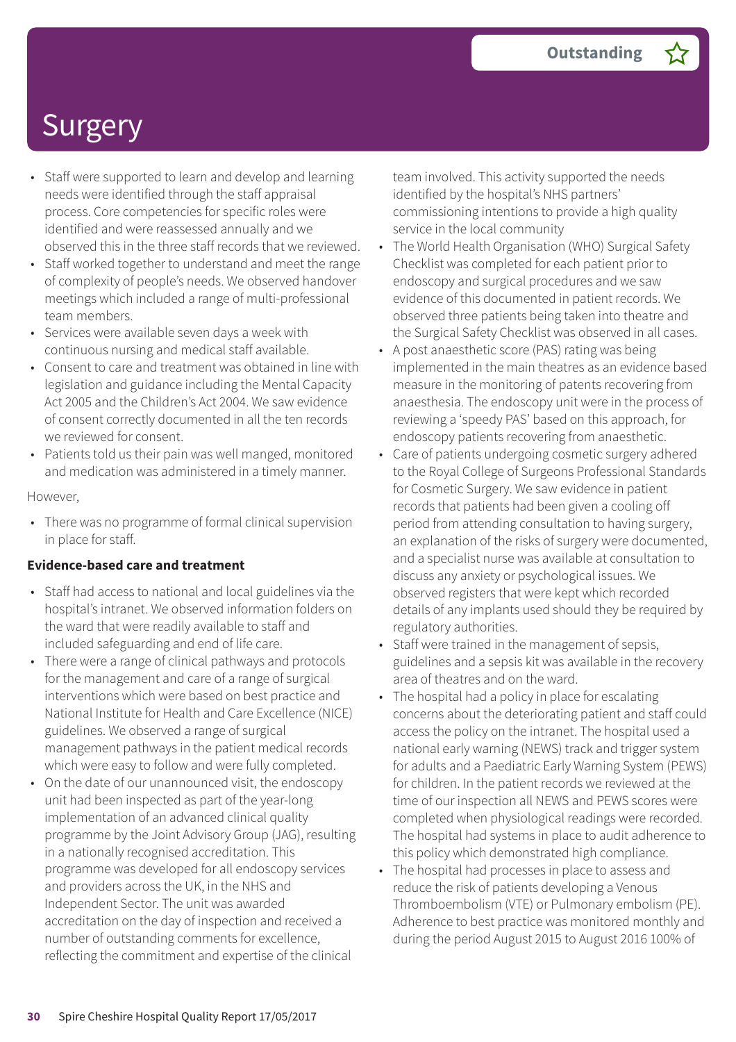# Surgery

**Outstanding**

- Staff were supported to learn and develop and learning needs were identified through the staff appraisal process. Core competencies for specific roles were identified and were reassessed annually and we observed this in the three staff records that we reviewed.
- Staff worked together to understand and meet the range of complexity of people's needs. We observed handover meetings which included a range of multi-professional team members.
- Services were available seven days a week with continuous nursing and medical staff available.
- Consent to care and treatment was obtained in line with legislation and guidance including the Mental Capacity Act 2005 and the Children's Act 2004. We saw evidence of consent correctly documented in all the ten records we reviewed for consent.
- Patients told us their pain was well manged, monitored and medication was administered in a timely manner.

However,

- There was no programme of formal clinical supervision in place for staff.

**Evidence-based care and treatment**

- Staff had access to national and local guidelines via the hospital's intranet. We observed information folders on the ward that were readily available to staff and included safeguarding and end of life care.
- There were a range of clinical pathways and protocols for the management and care of a range of surgical interventions which were based on best practice and National Institute for Health and Care Excellence (NICE) guidelines. We observed a range of surgical management pathways in the patient medical records which were easy to follow and were fully completed.
- On the date of our unannounced visit, the endoscopy unit had been inspected as part of the year-long implementation of an advanced clinical quality programme by the Joint Advisory Group (JAG), resulting in a nationally recognised accreditation. This programme was developed for all endoscopy services and providers across the UK, in the NHS and Independent Sector. The unit was awarded accreditation on the day of inspection and received a number of outstanding comments for excellence, reflecting the commitment and expertise of the clinical team involved. This activity supported the needs identified by the hospital's NHS partners' commissioning intentions to provide a high quality service in the local community
- The World Health Organisation (WHO) Surgical Safety Checklist was completed for each patient prior to endoscopy and surgical procedures and we saw evidence of this documented in patient records. We observed three patients being taken into theatre and the Surgical Safety Checklist was observed in all cases.
- A post anaesthetic score (PAS) rating was being implemented in the main theatres as an evidence based measure in the monitoring of patents recovering from anaesthesia. The endoscopy unit were in the process of reviewing a 'speedy PAS' based on this approach, for endoscopy patients recovering from anaesthetic.
- Care of patients undergoing cosmetic surgery adhered to the Royal College of Surgeons Professional Standards for Cosmetic Surgery. We saw evidence in patient records that patients had been given a cooling off period from attending consultation to having surgery, an explanation of the risks of surgery were documented, and a specialist nurse was available at consultation to discuss any anxiety or psychological issues. We observed registers that were kept which recorded details of any implants used should they be required by regulatory authorities.
- Staff were trained in the management of sepsis, guidelines and a sepsis kit was available in the recovery area of theatres and on the ward.
- The hospital had a policy in place for escalating concerns about the deteriorating patient and staff could access the policy on the intranet. The hospital used a national early warning (NEWS) track and trigger system for adults and a Paediatric Early Warning System (PEWS) for children. In the patient records we reviewed at the time of our inspection all NEWS and PEWS scores were completed when physiological readings were recorded. The hospital had systems in place to audit adherence to this policy which demonstrated high compliance.
- The hospital had processes in place to assess and reduce the risk of patients developing a Venous Thromboembolism (VTE) or Pulmonary embolism (PE). Adherence to best practice was monitored monthly and during the period August 2015 to August 2016 100% of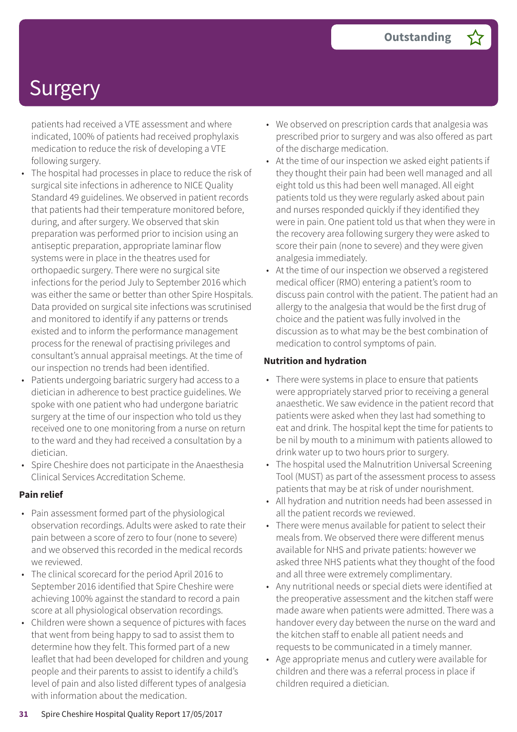# Surgery

Outstanding

patients had received a VTE assessment and where indicated, 100% of patients had received prophylaxis medication to reduce the risk of developing a VTE following surgery.

- The hospital had processes in place to reduce the risk of surgical site infections in adherence to NICE Quality Standard 49 guidelines. We observed in patient records that patients had their temperature monitored before, during, and after surgery. We observed that skin preparation was performed prior to incision using an antiseptic preparation, appropriate laminar flow systems were in place in the theatres used for orthopaedic surgery. There were no surgical site infections for the period July to September 2016 which was either the same or better than other Spire Hospitals. Data provided on surgical site infections was scrutinised and monitored to identify if any patterns or trends existed and to inform the performance management process for the renewal of practising privileges and consultant's annual appraisal meetings. At the time of our inspection no trends had been identified.
- Patients undergoing bariatric surgery had access to a dietician in adherence to best practice guidelines. We spoke with one patient who had undergone bariatric surgery at the time of our inspection who told us they received one to one monitoring from a nurse on return to the ward and they had received a consultation by a dietician.
- Spire Cheshire does not participate in the Anaesthesia Clinical Services Accreditation Scheme.

**Pain relief**

- Pain assessment formed part of the physiological observation recordings. Adults were asked to rate their pain between a score of zero to four (none to severe) and we observed this recorded in the medical records we reviewed.
- The clinical scorecard for the period April 2016 to September 2016 identified that Spire Cheshire were achieving 100% against the standard to record a pain score at all physiological observation recordings.
- Children were shown a sequence of pictures with faces that went from being happy to sad to assist them to determine how they felt. This formed part of a new leaflet that had been developed for children and young people and their parents to assist to identify a child's level of pain and also listed different types of analgesia with information about the medication.
- We observed on prescription cards that analgesia was prescribed prior to surgery and was also offered as part of the discharge medication.
- At the time of our inspection we asked eight patients if they thought their pain had been well managed and all eight told us this had been well managed. All eight patients told us they were regularly asked about pain and nurses responded quickly if they identified they were in pain. One patient told us that when they were in the recovery area following surgery they were asked to score their pain (none to severe) and they were given analgesia immediately.
- At the time of our inspection we observed a registered medical officer (RMO) entering a patient's room to discuss pain control with the patient. The patient had an allergy to the analgesia that would be the first drug of choice and the patient was fully involved in the discussion as to what may be the best combination of medication to control symptoms of pain.

**Nutrition and hydration**

- There were systems in place to ensure that patients were appropriately starved prior to receiving a general anaesthetic. We saw evidence in the patient record that patients were asked when they last had something to eat and drink. The hospital kept the time for patients to be nil by mouth to a minimum with patients allowed to drink water up to two hours prior to surgery.
- The hospital used the Malnutrition Universal Screening Tool (MUST) as part of the assessment process to assess patients that may be at risk of under nourishment.
- All hydration and nutrition needs had been assessed in all the patient records we reviewed.
- There were menus available for patient to select their meals from. We observed there were different menus available for NHS and private patients: however we asked three NHS patients what they thought of the food and all three were extremely complimentary.
- Any nutritional needs or special diets were identified at the preoperative assessment and the kitchen staff were made aware when patients were admitted. There was a handover every day between the nurse on the ward and the kitchen staff to enable all patient needs and requests to be communicated in a timely manner.
- Age appropriate menus and cutlery were available for children and there was a referral process in place if children required a dietician.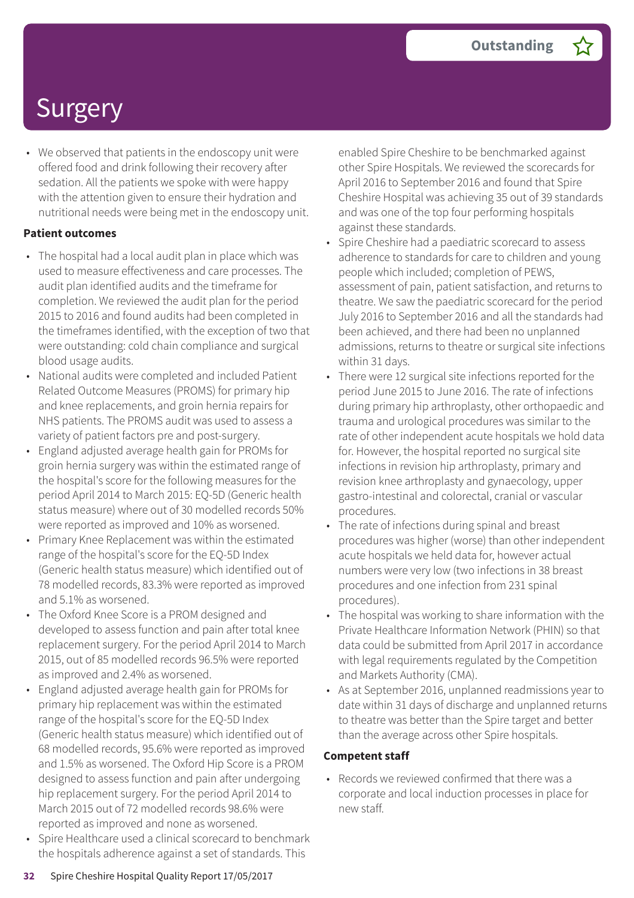# Surgery

Outstanding

- We observed that patients in the endoscopy unit were offered food and drink following their recovery after sedation. All the patients we spoke with were happy with the attention given to ensure their hydration and nutritional needs were being met in the endoscopy unit.

**Patient outcomes**

- The hospital had a local audit plan in place which was used to measure effectiveness and care processes. The audit plan identified audits and the timeframe for completion. We reviewed the audit plan for the period 2015 to 2016 and found audits had been completed in the timeframes identified, with the exception of two that were outstanding: cold chain compliance and surgical blood usage audits.
- National audits were completed and included Patient Related Outcome Measures (PROMS) for primary hip and knee replacements, and groin hernia repairs for NHS patients. The PROMS audit was used to assess a variety of patient factors pre and post-surgery.
- England adjusted average health gain for PROMs for groin hernia surgery was within the estimated range of the hospital's score for the following measures for the period April 2014 to March 2015: EQ-5D (Generic health status measure) where out of 30 modelled records 50% were reported as improved and 10% as worsened.
- Primary Knee Replacement was within the estimated range of the hospital's score for the EQ-5D Index (Generic health status measure) which identified out of 78 modelled records, 83.3% were reported as improved and 5.1% as worsened.
- The Oxford Knee Score is a PROM designed and developed to assess function and pain after total knee replacement surgery. For the period April 2014 to March 2015, out of 85 modelled records 96.5% were reported as improved and 2.4% as worsened.
- England adjusted average health gain for PROMs for primary hip replacement was within the estimated range of the hospital's score for the EQ-5D Index (Generic health status measure) which identified out of 68 modelled records, 95.6% were reported as improved and 1.5% as worsened. The Oxford Hip Score is a PROM designed to assess function and pain after undergoing hip replacement surgery. For the period April 2014 to March 2015 out of 72 modelled records 98.6% were reported as improved and none as worsened.
- Spire Healthcare used a clinical scorecard to benchmark the hospitals adherence against a set of standards. This enabled Spire Cheshire to be benchmarked against other Spire Hospitals. We reviewed the scorecards for April 2016 to September 2016 and found that Spire Cheshire Hospital was achieving 35 out of 39 standards and was one of the top four performing hospitals against these standards.
- Spire Cheshire had a paediatric scorecard to assess adherence to standards for care to children and young people which included; completion of PEWS, assessment of pain, patient satisfaction, and returns to theatre. We saw the paediatric scorecard for the period July 2016 to September 2016 and all the standards had been achieved, and there had been no unplanned admissions, returns to theatre or surgical site infections within 31 days.
- There were 12 surgical site infections reported for the period June 2015 to June 2016. The rate of infections during primary hip arthroplasty, other orthopaedic and trauma and urological procedures was similar to the rate of other independent acute hospitals we hold data for. However, the hospital reported no surgical site infections in revision hip arthroplasty, primary and revision knee arthroplasty and gynaecology, upper gastro-intestinal and colorectal, cranial or vascular procedures.
- The rate of infections during spinal and breast procedures was higher (worse) than other independent acute hospitals we held data for, however actual numbers were very low (two infections in 38 breast procedures and one infection from 231 spinal procedures).
- The hospital was working to share information with the Private Healthcare Information Network (PHIN) so that data could be submitted from April 2017 in accordance with legal requirements regulated by the Competition and Markets Authority (CMA).
- As at September 2016, unplanned readmissions year to date within 31 days of discharge and unplanned returns to theatre was better than the Spire target and better than the average across other Spire hospitals.

**Competent staff**

- Records we reviewed confirmed that there was a corporate and local induction processes in place for new staff.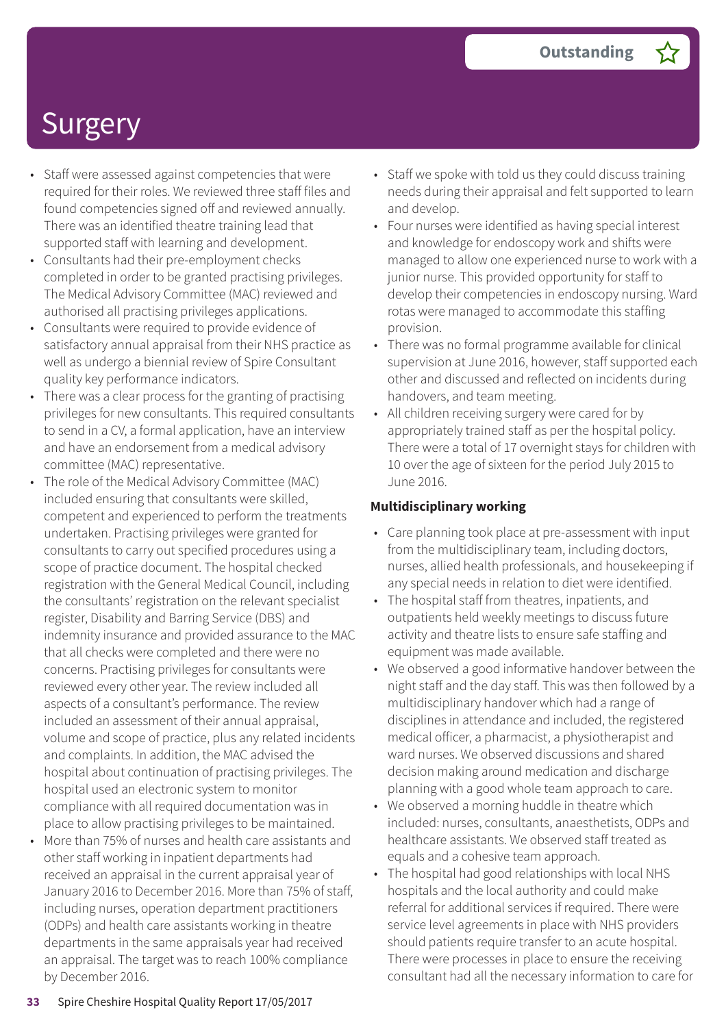# Surgery

**Outstanding**

- Staff were assessed against competencies that were required for their roles. We reviewed three staff files and found competencies signed off and reviewed annually. There was an identified theatre training lead that supported staff with learning and development.
- Consultants had their pre-employment checks completed in order to be granted practising privileges. The Medical Advisory Committee (MAC) reviewed and authorised all practising privileges applications.
- Consultants were required to provide evidence of satisfactory annual appraisal from their NHS practice as well as undergo a biennial review of Spire Consultant quality key performance indicators.
- There was a clear process for the granting of practising privileges for new consultants. This required consultants to send in a CV, a formal application, have an interview and have an endorsement from a medical advisory committee (MAC) representative.
- The role of the Medical Advisory Committee (MAC) included ensuring that consultants were skilled, competent and experienced to perform the treatments undertaken. Practising privileges were granted for consultants to carry out specified procedures using a scope of practice document. The hospital checked registration with the General Medical Council, including the consultants' registration on the relevant specialist register, Disability and Barring Service (DBS) and indemnity insurance and provided assurance to the MAC that all checks were completed and there were no concerns. Practising privileges for consultants were reviewed every other year. The review included all aspects of a consultant's performance. The review included an assessment of their annual appraisal, volume and scope of practice, plus any related incidents and complaints. In addition, the MAC advised the hospital about continuation of practising privileges. The hospital used an electronic system to monitor compliance with all required documentation was in place to allow practising privileges to be maintained.
- More than 75% of nurses and health care assistants and other staff working in inpatient departments had received an appraisal in the current appraisal year of January 2016 to December 2016. More than 75% of staff, including nurses, operation department practitioners (ODPs) and health care assistants working in theatre departments in the same appraisals year had received an appraisal. The target was to reach 100% compliance by December 2016.
- Staff we spoke with told us they could discuss training needs during their appraisal and felt supported to learn and develop.
- Four nurses were identified as having special interest and knowledge for endoscopy work and shifts were managed to allow one experienced nurse to work with a junior nurse. This provided opportunity for staff to develop their competencies in endoscopy nursing. Ward rotas were managed to accommodate this staffing provision.
- There was no formal programme available for clinical supervision at June 2016, however, staff supported each other and discussed and reflected on incidents during handovers, and team meeting.
- All children receiving surgery were cared for by appropriately trained staff as per the hospital policy. There were a total of 17 overnight stays for children with 10 over the age of sixteen for the period July 2015 to June 2016.

**Multidisciplinary working**

- Care planning took place at pre-assessment with input from the multidisciplinary team, including doctors, nurses, allied health professionals, and housekeeping if any special needs in relation to diet were identified.
- The hospital staff from theatres, inpatients, and outpatients held weekly meetings to discuss future activity and theatre lists to ensure safe staffing and equipment was made available.
- We observed a good informative handover between the night staff and the day staff. This was then followed by a multidisciplinary handover which had a range of disciplines in attendance and included, the registered medical officer, a pharmacist, a physiotherapist and ward nurses. We observed discussions and shared decision making around medication and discharge planning with a good whole team approach to care.
- We observed a morning huddle in theatre which included: nurses, consultants, anaesthetists, ODPs and healthcare assistants. We observed staff treated as equals and a cohesive team approach.
- The hospital had good relationships with local NHS hospitals and the local authority and could make referral for additional services if required. There were service level agreements in place with NHS providers should patients require transfer to an acute hospital. There were processes in place to ensure the receiving consultant had all the necessary information to care for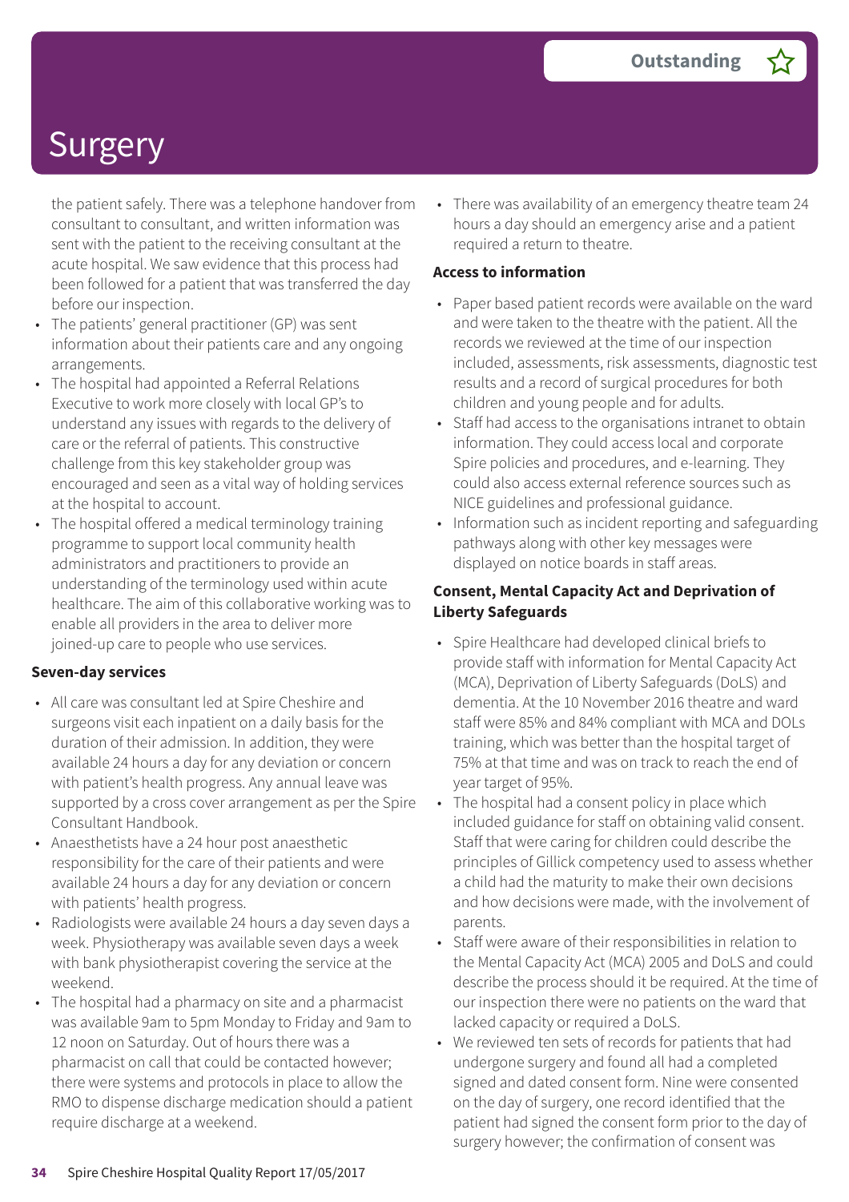the patient safely. There was a telephone handover from consultant to consultant, and written information was sent with the patient to the receiving consultant at the acute hospital. We saw evidence that this process had been followed for a patient that was transferred the day before our inspection.

- The patients' general practitioner (GP) was sent information about their patients care and any ongoing arrangements.
- The hospital had appointed a Referral Relations Executive to work more closely with local GP's to understand any issues with regards to the delivery of care or the referral of patients. This constructive challenge from this key stakeholder group was encouraged and seen as a vital way of holding services at the hospital to account.
- The hospital offered a medical terminology training programme to support local community health administrators and practitioners to provide an understanding of the terminology used within acute healthcare. The aim of this collaborative working was to enable all providers in the area to deliver more joined-up care to people who use services.

**Seven-day services**

- All care was consultant led at Spire Cheshire and surgeons visit each inpatient on a daily basis for the duration of their admission. In addition, they were available 24 hours a day for any deviation or concern with patient's health progress. Any annual leave was supported by a cross cover arrangement as per the Spire Consultant Handbook.
- Anaesthetists have a 24 hour post anaesthetic responsibility for the care of their patients and were available 24 hours a day for any deviation or concern with patients' health progress.
- Radiologists were available 24 hours a day seven days a week. Physiotherapy was available seven days a week with bank physiotherapist covering the service at the weekend.
- The hospital had a pharmacy on site and a pharmacist was available 9am to 5pm Monday to Friday and 9am to 12 noon on Saturday. Out of hours there was a pharmacist on call that could be contacted however; there were systems and protocols in place to allow the RMO to dispense discharge medication should a patient require discharge at a weekend.
- There was availability of an emergency theatre team 24 hours a day should an emergency arise and a patient required a return to theatre.

**Access to information**

- Paper based patient records were available on the ward and were taken to the theatre with the patient. All the records we reviewed at the time of our inspection included, assessments, risk assessments, diagnostic test results and a record of surgical procedures for both children and young people and for adults.
- Staff had access to the organisations intranet to obtain information. They could access local and corporate Spire policies and procedures, and e-learning. They could also access external reference sources such as NICE guidelines and professional guidance.
- Information such as incident reporting and safeguarding pathways along with other key messages were displayed on notice boards in staff areas.

**Consent, Mental Capacity Act and Deprivation of Liberty Safeguards**

- Spire Healthcare had developed clinical briefs to provide staff with information for Mental Capacity Act (MCA), Deprivation of Liberty Safeguards (DoLS) and dementia. At the 10 November 2016 theatre and ward staff were 85% and 84% compliant with MCA and DOLs training, which was better than the hospital target of 75% at that time and was on track to reach the end of year target of 95%.
- The hospital had a consent policy in place which included guidance for staff on obtaining valid consent. Staff that were caring for children could describe the principles of Gillick competency used to assess whether a child had the maturity to make their own decisions and how decisions were made, with the involvement of parents.
- Staff were aware of their responsibilities in relation to the Mental Capacity Act (MCA) 2005 and DoLS and could describe the process should it be required. At the time of our inspection there were no patients on the ward that lacked capacity or required a DoLS.
- We reviewed ten sets of records for patients that had undergone surgery and found all had a completed signed and dated consent form. Nine were consented on the day of surgery, one record identified that the patient had signed the consent form prior to the day of surgery however; the confirmation of consent was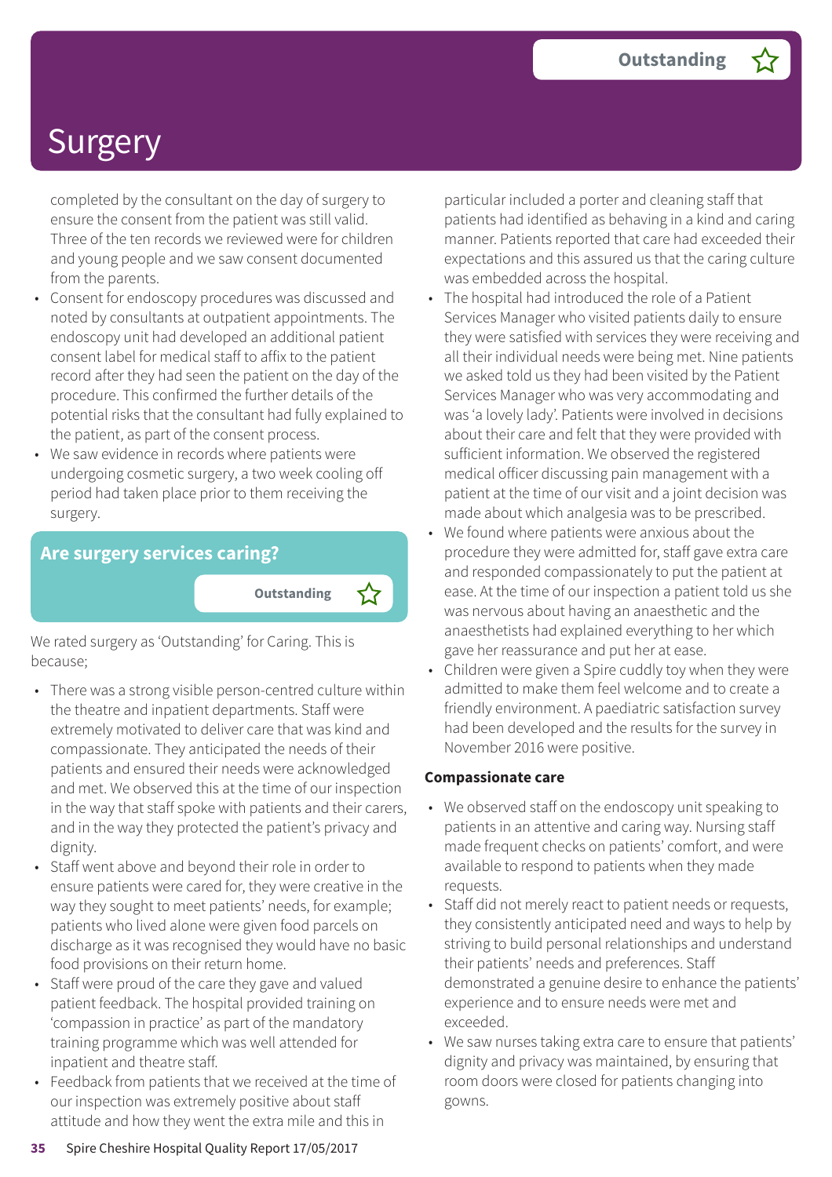# Surgery

Outstanding ☆

completed by the consultant on the day of surgery to ensure the consent from the patient was still valid. Three of the ten records we reviewed were for children and young people and we saw consent documented from the parents.

- Consent for endoscopy procedures was discussed and noted by consultants at outpatient appointments. The endoscopy unit had developed an additional patient consent label for medical staff to affix to the patient record after they had seen the patient on the day of the procedure. This confirmed the further details of the potential risks that the consultant had fully explained to the patient, as part of the consent process.
- We saw evidence in records where patients were undergoing cosmetic surgery, a two week cooling off period had taken place prior to them receiving the surgery.

## Are surgery services caring?

Outstanding ☆

We rated surgery as 'Outstanding' for Caring. This is because;

- There was a strong visible person-centred culture within the theatre and inpatient departments. Staff were extremely motivated to deliver care that was kind and compassionate. They anticipated the needs of their patients and ensured their needs were acknowledged and met. We observed this at the time of our inspection in the way that staff spoke with patients and their carers, and in the way they protected the patient's privacy and dignity.
- Staff went above and beyond their role in order to ensure patients were cared for, they were creative in the way they sought to meet patients' needs, for example; patients who lived alone were given food parcels on discharge as it was recognised they would have no basic food provisions on their return home.
- Staff were proud of the care they gave and valued patient feedback. The hospital provided training on 'compassion in practice' as part of the mandatory training programme which was well attended for inpatient and theatre staff.
- Feedback from patients that we received at the time of our inspection was extremely positive about staff attitude and how they went the extra mile and this in particular included a porter and cleaning staff that patients had identified as behaving in a kind and caring manner. Patients reported that care had exceeded their expectations and this assured us that the caring culture was embedded across the hospital.
- The hospital had introduced the role of a Patient Services Manager who visited patients daily to ensure they were satisfied with services they were receiving and all their individual needs were being met. Nine patients we asked told us they had been visited by the Patient Services Manager who was very accommodating and was 'a lovely lady'. Patients were involved in decisions about their care and felt that they were provided with sufficient information. We observed the registered medical officer discussing pain management with a patient at the time of our visit and a joint decision was made about which analgesia was to be prescribed.
- We found where patients were anxious about the procedure they were admitted for, staff gave extra care and responded compassionately to put the patient at ease. At the time of our inspection a patient told us she was nervous about having an anaesthetic and the anaesthetists had explained everything to her which gave her reassurance and put her at ease.
- Children were given a Spire cuddly toy when they were admitted to make them feel welcome and to create a friendly environment. A paediatric satisfaction survey had been developed and the results for the survey in November 2016 were positive.

**Compassionate care**

- We observed staff on the endoscopy unit speaking to patients in an attentive and caring way. Nursing staff made frequent checks on patients' comfort, and were available to respond to patients when they made requests.
- Staff did not merely react to patient needs or requests, they consistently anticipated need and ways to help by striving to build personal relationships and understand their patients' needs and preferences. Staff demonstrated a genuine desire to enhance the patients' experience and to ensure needs were met and exceeded.
- We saw nurses taking extra care to ensure that patients' dignity and privacy was maintained, by ensuring that room doors were closed for patients changing into gowns.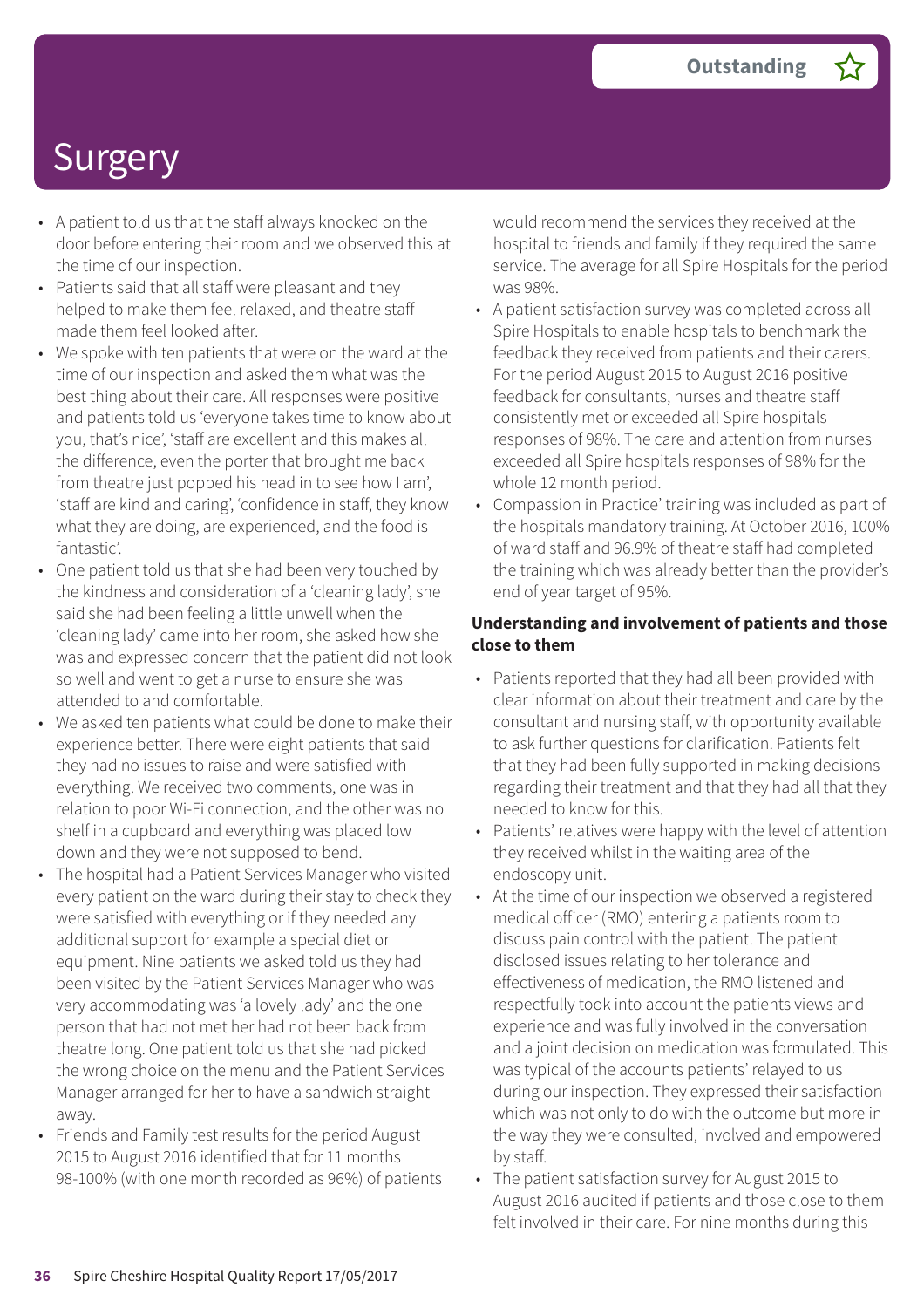# Surgery

**Outstanding**

- A patient told us that the staff always knocked on the door before entering their room and we observed this at the time of our inspection.
- Patients said that all staff were pleasant and they helped to make them feel relaxed, and theatre staff made them feel looked after.
- We spoke with ten patients that were on the ward at the time of our inspection and asked them what was the best thing about their care. All responses were positive and patients told us 'everyone takes time to know about you, that's nice', 'staff are excellent and this makes all the difference, even the porter that brought me back from theatre just popped his head in to see how I am', 'staff are kind and caring', 'confidence in staff, they know what they are doing, are experienced, and the food is fantastic'.
- One patient told us that she had been very touched by the kindness and consideration of a 'cleaning lady', she said she had been feeling a little unwell when the 'cleaning lady' came into her room, she asked how she was and expressed concern that the patient did not look so well and went to get a nurse to ensure she was attended to and comfortable.
- We asked ten patients what could be done to make their experience better. There were eight patients that said they had no issues to raise and were satisfied with everything. We received two comments, one was in relation to poor Wi-Fi connection, and the other was no shelf in a cupboard and everything was placed low down and they were not supposed to bend.
- The hospital had a Patient Services Manager who visited every patient on the ward during their stay to check they were satisfied with everything or if they needed any additional support for example a special diet or equipment. Nine patients we asked told us they had been visited by the Patient Services Manager who was very accommodating was 'a lovely lady' and the one person that had not met her had not been back from theatre long. One patient told us that she had picked the wrong choice on the menu and the Patient Services Manager arranged for her to have a sandwich straight away.
- Friends and Family test results for the period August 2015 to August 2016 identified that for 11 months 98-100% (with one month recorded as 96%) of patients would recommend the services they received at the hospital to friends and family if they required the same service. The average for all Spire Hospitals for the period was 98%.
- A patient satisfaction survey was completed across all Spire Hospitals to enable hospitals to benchmark the feedback they received from patients and their carers. For the period August 2015 to August 2016 positive feedback for consultants, nurses and theatre staff consistently met or exceeded all Spire hospitals responses of 98%. The care and attention from nurses exceeded all Spire hospitals responses of 98% for the whole 12 month period.
- Compassion in Practice' training was included as part of the hospitals mandatory training. At October 2016, 100% of ward staff and 96.9% of theatre staff had completed the training which was already better than the provider's end of year target of 95%.

**Understanding and involvement of patients and those close to them**

- Patients reported that they had all been provided with clear information about their treatment and care by the consultant and nursing staff, with opportunity available to ask further questions for clarification. Patients felt that they had been fully supported in making decisions regarding their treatment and that they had all that they needed to know for this.
- Patients' relatives were happy with the level of attention they received whilst in the waiting area of the endoscopy unit.
- At the time of our inspection we observed a registered medical officer (RMO) entering a patients room to discuss pain control with the patient. The patient disclosed issues relating to her tolerance and effectiveness of medication, the RMO listened and respectfully took into account the patients views and experience and was fully involved in the conversation and a joint decision on medication was formulated. This was typical of the accounts patients' relayed to us during our inspection. They expressed their satisfaction which was not only to do with the outcome but more in the way they were consulted, involved and empowered by staff.
- The patient satisfaction survey for August 2015 to August 2016 audited if patients and those close to them felt involved in their care. For nine months during this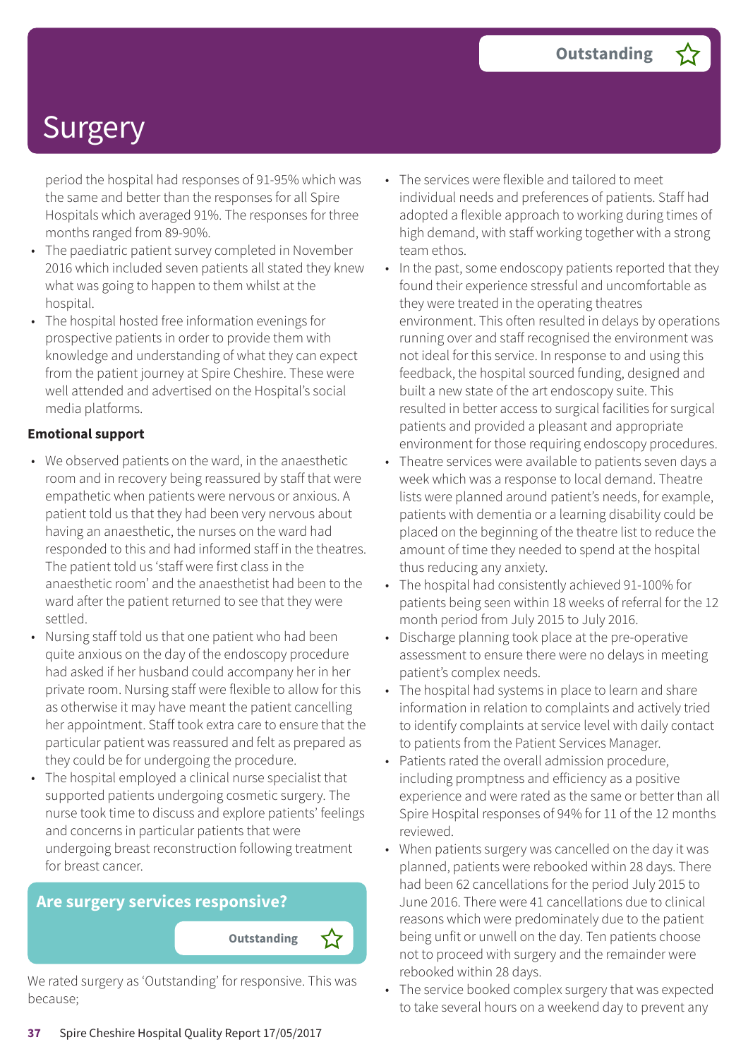# Surgery

Outstanding

period the hospital had responses of 91-95% which was the same and better than the responses for all Spire Hospitals which averaged 91%. The responses for three months ranged from 89-90%.

- The paediatric patient survey completed in November 2016 which included seven patients all stated they knew what was going to happen to them whilst at the hospital.
- The hospital hosted free information evenings for prospective patients in order to provide them with knowledge and understanding of what they can expect from the patient journey at Spire Cheshire. These were well attended and advertised on the Hospital's social media platforms.

**Emotional support**

- We observed patients on the ward, in the anaesthetic room and in recovery being reassured by staff that were empathetic when patients were nervous or anxious. A patient told us that they had been very nervous about having an anaesthetic, the nurses on the ward had responded to this and had informed staff in the theatres. The patient told us 'staff were first class in the anaesthetic room' and the anaesthetist had been to the ward after the patient returned to see that they were settled.
- Nursing staff told us that one patient who had been quite anxious on the day of the endoscopy procedure had asked if her husband could accompany her in her private room. Nursing staff were flexible to allow for this as otherwise it may have meant the patient cancelling her appointment. Staff took extra care to ensure that the particular patient was reassured and felt as prepared as they could be for undergoing the procedure.
- The hospital employed a clinical nurse specialist that supported patients undergoing cosmetic surgery. The nurse took time to discuss and explore patients' feelings and concerns in particular patients that were undergoing breast reconstruction following treatment for breast cancer.

## Are surgery services responsive?

Outstanding

We rated surgery as 'Outstanding' for responsive. This was because;

- The services were flexible and tailored to meet individual needs and preferences of patients. Staff had adopted a flexible approach to working during times of high demand, with staff working together with a strong team ethos.
- In the past, some endoscopy patients reported that they found their experience stressful and uncomfortable as they were treated in the operating theatres environment. This often resulted in delays by operations running over and staff recognised the environment was not ideal for this service. In response to and using this feedback, the hospital sourced funding, designed and built a new state of the art endoscopy suite. This resulted in better access to surgical facilities for surgical patients and provided a pleasant and appropriate environment for those requiring endoscopy procedures.
- Theatre services were available to patients seven days a week which was a response to local demand. Theatre lists were planned around patient's needs, for example, patients with dementia or a learning disability could be placed on the beginning of the theatre list to reduce the amount of time they needed to spend at the hospital thus reducing any anxiety.
- The hospital had consistently achieved 91-100% for patients being seen within 18 weeks of referral for the 12 month period from July 2015 to July 2016.
- Discharge planning took place at the pre-operative assessment to ensure there were no delays in meeting patient's complex needs.
- The hospital had systems in place to learn and share information in relation to complaints and actively tried to identify complaints at service level with daily contact to patients from the Patient Services Manager.
- Patients rated the overall admission procedure, including promptness and efficiency as a positive experience and were rated as the same or better than all Spire Hospital responses of 94% for 11 of the 12 months reviewed.
- When patients surgery was cancelled on the day it was planned, patients were rebooked within 28 days. There had been 62 cancellations for the period July 2015 to June 2016. There were 41 cancellations due to clinical reasons which were predominately due to the patient being unfit or unwell on the day. Ten patients choose not to proceed with surgery and the remainder were rebooked within 28 days.
- The service booked complex surgery that was expected to take several hours on a weekend day to prevent any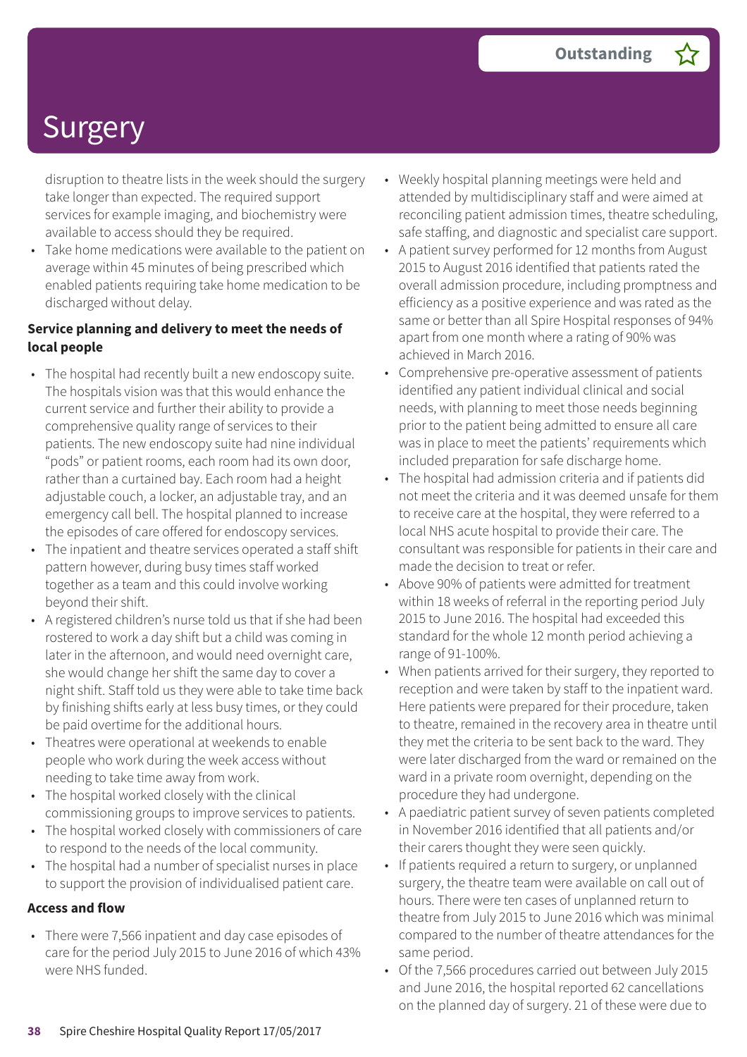# Surgery

Outstanding

disruption to theatre lists in the week should the surgery take longer than expected. The required support services for example imaging, and biochemistry were available to access should they be required.

- Take home medications were available to the patient on average within 45 minutes of being prescribed which enabled patients requiring take home medication to be discharged without delay.

**Service planning and delivery to meet the needs of local people**

- The hospital had recently built a new endoscopy suite. The hospitals vision was that this would enhance the current service and further their ability to provide a comprehensive quality range of services to their patients. The new endoscopy suite had nine individual "pods" or patient rooms, each room had its own door, rather than a curtained bay. Each room had a height adjustable couch, a locker, an adjustable tray, and an emergency call bell. The hospital planned to increase the episodes of care offered for endoscopy services.
- The inpatient and theatre services operated a staff shift pattern however, during busy times staff worked together as a team and this could involve working beyond their shift.
- A registered children's nurse told us that if she had been rostered to work a day shift but a child was coming in later in the afternoon, and would need overnight care, she would change her shift the same day to cover a night shift. Staff told us they were able to take time back by finishing shifts early at less busy times, or they could be paid overtime for the additional hours.
- Theatres were operational at weekends to enable people who work during the week access without needing to take time away from work.
- The hospital worked closely with the clinical commissioning groups to improve services to patients.
- The hospital worked closely with commissioners of care to respond to the needs of the local community.
- The hospital had a number of specialist nurses in place to support the provision of individualised patient care.

**Access and flow**

- There were 7,566 inpatient and day case episodes of care for the period July 2015 to June 2016 of which 43% were NHS funded.
- Weekly hospital planning meetings were held and attended by multidisciplinary staff and were aimed at reconciling patient admission times, theatre scheduling, safe staffing, and diagnostic and specialist care support.
- A patient survey performed for 12 months from August 2015 to August 2016 identified that patients rated the overall admission procedure, including promptness and efficiency as a positive experience and was rated as the same or better than all Spire Hospital responses of 94% apart from one month where a rating of 90% was achieved in March 2016.
- Comprehensive pre-operative assessment of patients identified any patient individual clinical and social needs, with planning to meet those needs beginning prior to the patient being admitted to ensure all care was in place to meet the patients' requirements which included preparation for safe discharge home.
- The hospital had admission criteria and if patients did not meet the criteria and it was deemed unsafe for them to receive care at the hospital, they were referred to a local NHS acute hospital to provide their care. The consultant was responsible for patients in their care and made the decision to treat or refer.
- Above 90% of patients were admitted for treatment within 18 weeks of referral in the reporting period July 2015 to June 2016. The hospital had exceeded this standard for the whole 12 month period achieving a range of 91-100%.
- When patients arrived for their surgery, they reported to reception and were taken by staff to the inpatient ward. Here patients were prepared for their procedure, taken to theatre, remained in the recovery area in theatre until they met the criteria to be sent back to the ward. They were later discharged from the ward or remained on the ward in a private room overnight, depending on the procedure they had undergone.
- A paediatric patient survey of seven patients completed in November 2016 identified that all patients and/or their carers thought they were seen quickly.
- If patients required a return to surgery, or unplanned surgery, the theatre team were available on call out of hours. There were ten cases of unplanned return to theatre from July 2015 to June 2016 which was minimal compared to the number of theatre attendances for the same period.
- Of the 7,566 procedures carried out between July 2015 and June 2016, the hospital reported 62 cancellations on the planned day of surgery. 21 of these were due to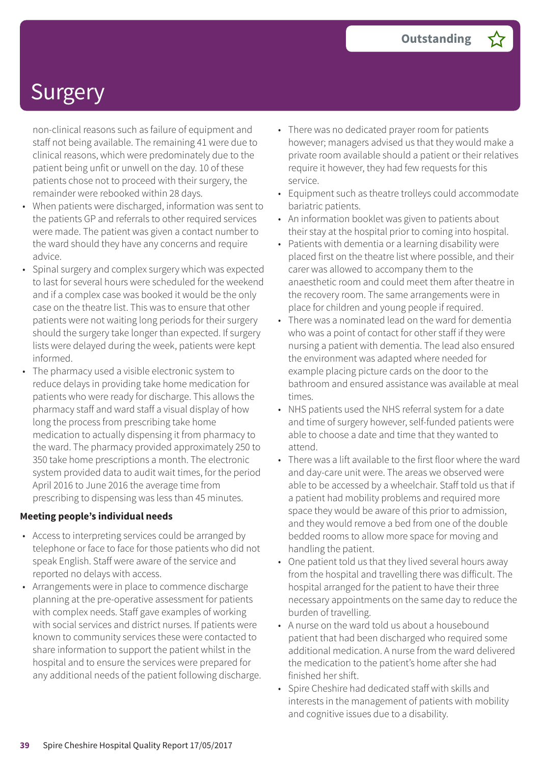# Surgery

**Outstanding**

non-clinical reasons such as failure of equipment and staff not being available. The remaining 41 were due to clinical reasons, which were predominately due to the patient being unfit or unwell on the day. 10 of these patients chose not to proceed with their surgery, the remainder were rebooked within 28 days.

- When patients were discharged, information was sent to the patients GP and referrals to other required services were made. The patient was given a contact number to the ward should they have any concerns and require advice.
- Spinal surgery and complex surgery which was expected to last for several hours were scheduled for the weekend and if a complex case was booked it would be the only case on the theatre list. This was to ensure that other patients were not waiting long periods for their surgery should the surgery take longer than expected. If surgery lists were delayed during the week, patients were kept informed.
- The pharmacy used a visible electronic system to reduce delays in providing take home medication for patients who were ready for discharge. This allows the pharmacy staff and ward staff a visual display of how long the process from prescribing take home medication to actually dispensing it from pharmacy to the ward. The pharmacy provided approximately 250 to 350 take home prescriptions a month. The electronic system provided data to audit wait times, for the period April 2016 to June 2016 the average time from prescribing to dispensing was less than 45 minutes.

**Meeting people's individual needs**

- Access to interpreting services could be arranged by telephone or face to face for those patients who did not speak English. Staff were aware of the service and reported no delays with access.
- Arrangements were in place to commence discharge planning at the pre-operative assessment for patients with complex needs. Staff gave examples of working with social services and district nurses. If patients were known to community services these were contacted to share information to support the patient whilst in the hospital and to ensure the services were prepared for any additional needs of the patient following discharge.
- There was no dedicated prayer room for patients however; managers advised us that they would make a private room available should a patient or their relatives require it however, they had few requests for this service.
- Equipment such as theatre trolleys could accommodate bariatric patients.
- An information booklet was given to patients about their stay at the hospital prior to coming into hospital.
- Patients with dementia or a learning disability were placed first on the theatre list where possible, and their carer was allowed to accompany them to the anaesthetic room and could meet them after theatre in the recovery room. The same arrangements were in place for children and young people if required.
- There was a nominated lead on the ward for dementia who was a point of contact for other staff if they were nursing a patient with dementia. The lead also ensured the environment was adapted where needed for example placing picture cards on the door to the bathroom and ensured assistance was available at meal times.
- NHS patients used the NHS referral system for a date and time of surgery however, self-funded patients were able to choose a date and time that they wanted to attend.
- There was a lift available to the first floor where the ward and day-care unit were. The areas we observed were able to be accessed by a wheelchair. Staff told us that if a patient had mobility problems and required more space they would be aware of this prior to admission, and they would remove a bed from one of the double bedded rooms to allow more space for moving and handling the patient.
- One patient told us that they lived several hours away from the hospital and travelling there was difficult. The hospital arranged for the patient to have their three necessary appointments on the same day to reduce the burden of travelling.
- A nurse on the ward told us about a housebound patient that had been discharged who required some additional medication. A nurse from the ward delivered the medication to the patient's home after she had finished her shift.
- Spire Cheshire had dedicated staff with skills and interests in the management of patients with mobility and cognitive issues due to a disability.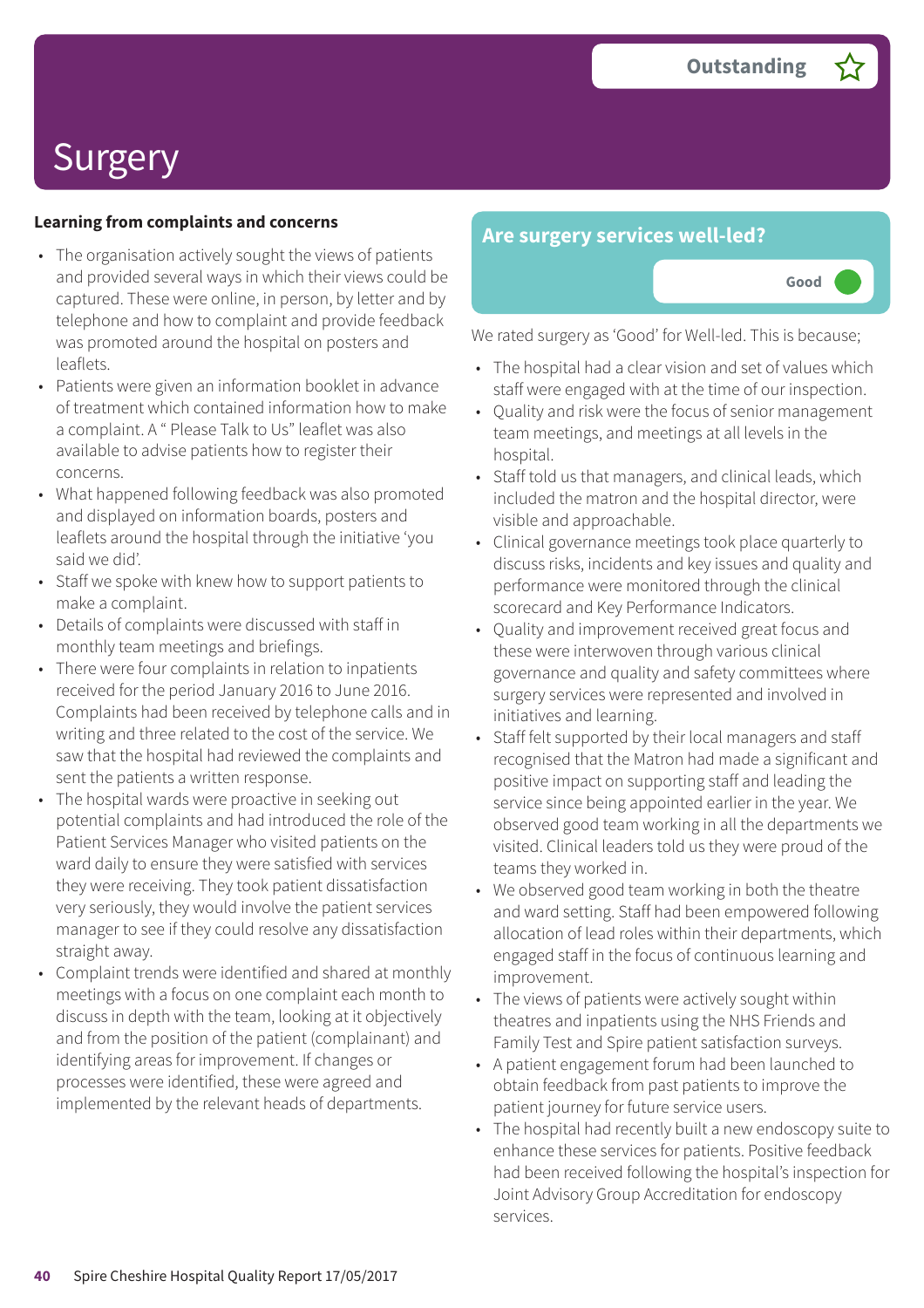# Surgery

**Outstanding** ☆

### Learning from complaints and concerns

- The organisation actively sought the views of patients and provided several ways in which their views could be captured. These were online, in person, by letter and by telephone and how to complaint and provide feedback was promoted around the hospital on posters and leaflets.
- Patients were given an information booklet in advance of treatment which contained information how to make a complaint. A " Please Talk to Us" leaflet was also available to advise patients how to register their concerns.
- What happened following feedback was also promoted and displayed on information boards, posters and leaflets around the hospital through the initiative 'you said we did'.
- Staff we spoke with knew how to support patients to make a complaint.
- Details of complaints were discussed with staff in monthly team meetings and briefings.
- There were four complaints in relation to inpatients received for the period January 2016 to June 2016. Complaints had been received by telephone calls and in writing and three related to the cost of the service. We saw that the hospital had reviewed the complaints and sent the patients a written response.
- The hospital wards were proactive in seeking out potential complaints and had introduced the role of the Patient Services Manager who visited patients on the ward daily to ensure they were satisfied with services they were receiving. They took patient dissatisfaction very seriously, they would involve the patient services manager to see if they could resolve any dissatisfaction straight away.
- Complaint trends were identified and shared at monthly meetings with a focus on one complaint each month to discuss in depth with the team, looking at it objectively and from the position of the patient (complainant) and identifying areas for improvement. If changes or processes were identified, these were agreed and implemented by the relevant heads of departments.

## Are surgery services well-led?

**Good**

We rated surgery as 'Good' for Well-led. This is because;

- The hospital had a clear vision and set of values which staff were engaged with at the time of our inspection.
- Quality and risk were the focus of senior management team meetings, and meetings at all levels in the hospital.
- Staff told us that managers, and clinical leads, which included the matron and the hospital director, were visible and approachable.
- Clinical governance meetings took place quarterly to discuss risks, incidents and key issues and quality and performance were monitored through the clinical scorecard and Key Performance Indicators.
- Quality and improvement received great focus and these were interwoven through various clinical governance and quality and safety committees where surgery services were represented and involved in initiatives and learning.
- Staff felt supported by their local managers and staff recognised that the Matron had made a significant and positive impact on supporting staff and leading the service since being appointed earlier in the year. We observed good team working in all the departments we visited. Clinical leaders told us they were proud of the teams they worked in.
- We observed good team working in both the theatre and ward setting. Staff had been empowered following allocation of lead roles within their departments, which engaged staff in the focus of continuous learning and improvement.
- The views of patients were actively sought within theatres and inpatients using the NHS Friends and Family Test and Spire patient satisfaction surveys.
- A patient engagement forum had been launched to obtain feedback from past patients to improve the patient journey for future service users.
- The hospital had recently built a new endoscopy suite to enhance these services for patients. Positive feedback had been received following the hospital's inspection for Joint Advisory Group Accreditation for endoscopy services.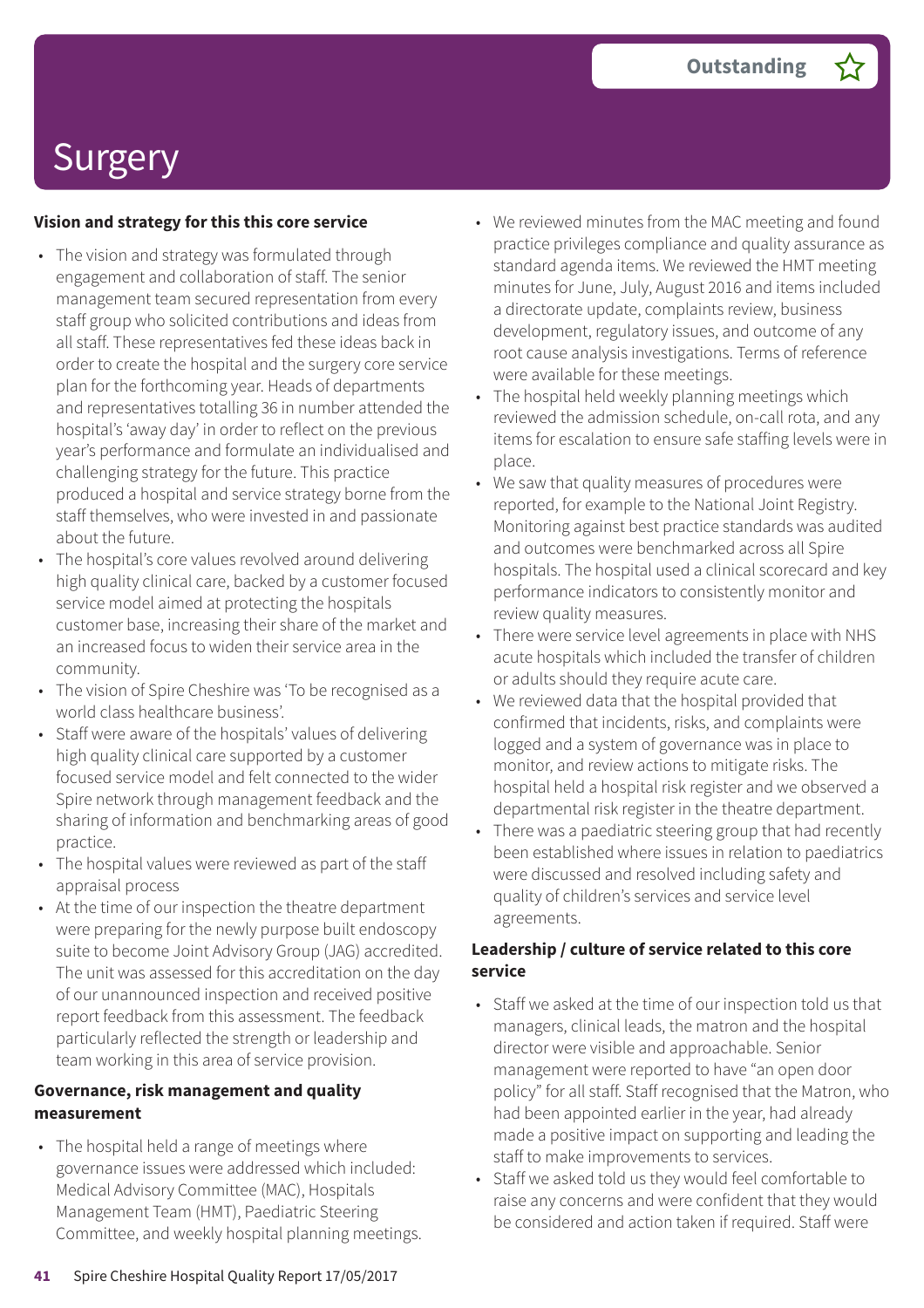# Surgery

Outstanding

### Vision and strategy for this this core service

- The vision and strategy was formulated through engagement and collaboration of staff. The senior management team secured representation from every staff group who solicited contributions and ideas from all staff. These representatives fed these ideas back in order to create the hospital and the surgery core service plan for the forthcoming year. Heads of departments and representatives totalling 36 in number attended the hospital's 'away day' in order to reflect on the previous year's performance and formulate an individualised and challenging strategy for the future. This practice produced a hospital and service strategy borne from the staff themselves, who were invested in and passionate about the future.
- The hospital's core values revolved around delivering high quality clinical care, backed by a customer focused service model aimed at protecting the hospitals customer base, increasing their share of the market and an increased focus to widen their service area in the community.
- The vision of Spire Cheshire was 'To be recognised as a world class healthcare business'.
- Staff were aware of the hospitals' values of delivering high quality clinical care supported by a customer focused service model and felt connected to the wider Spire network through management feedback and the sharing of information and benchmarking areas of good practice.
- The hospital values were reviewed as part of the staff appraisal process
- At the time of our inspection the theatre department were preparing for the newly purpose built endoscopy suite to become Joint Advisory Group (JAG) accredited. The unit was assessed for this accreditation on the day of our unannounced inspection and received positive report feedback from this assessment. The feedback particularly reflected the strength or leadership and team working in this area of service provision.

### Governance, risk management and quality measurement

- The hospital held a range of meetings where governance issues were addressed which included: Medical Advisory Committee (MAC), Hospitals Management Team (HMT), Paediatric Steering Committee, and weekly hospital planning meetings.
- We reviewed minutes from the MAC meeting and found practice privileges compliance and quality assurance as standard agenda items. We reviewed the HMT meeting minutes for June, July, August 2016 and items included a directorate update, complaints review, business development, regulatory issues, and outcome of any root cause analysis investigations. Terms of reference were available for these meetings.
- The hospital held weekly planning meetings which reviewed the admission schedule, on-call rota, and any items for escalation to ensure safe staffing levels were in place.
- We saw that quality measures of procedures were reported, for example to the National Joint Registry. Monitoring against best practice standards was audited and outcomes were benchmarked across all Spire hospitals. The hospital used a clinical scorecard and key performance indicators to consistently monitor and review quality measures.
- There were service level agreements in place with NHS acute hospitals which included the transfer of children or adults should they require acute care.
- We reviewed data that the hospital provided that confirmed that incidents, risks, and complaints were logged and a system of governance was in place to monitor, and review actions to mitigate risks. The hospital held a hospital risk register and we observed a departmental risk register in the theatre department.
- There was a paediatric steering group that had recently been established where issues in relation to paediatrics were discussed and resolved including safety and quality of children's services and service level agreements.

### Leadership / culture of service related to this core service

- Staff we asked at the time of our inspection told us that managers, clinical leads, the matron and the hospital director were visible and approachable. Senior management were reported to have "an open door policy" for all staff. Staff recognised that the Matron, who had been appointed earlier in the year, had already made a positive impact on supporting and leading the staff to make improvements to services.
- Staff we asked told us they would feel comfortable to raise any concerns and were confident that they would be considered and action taken if required. Staff were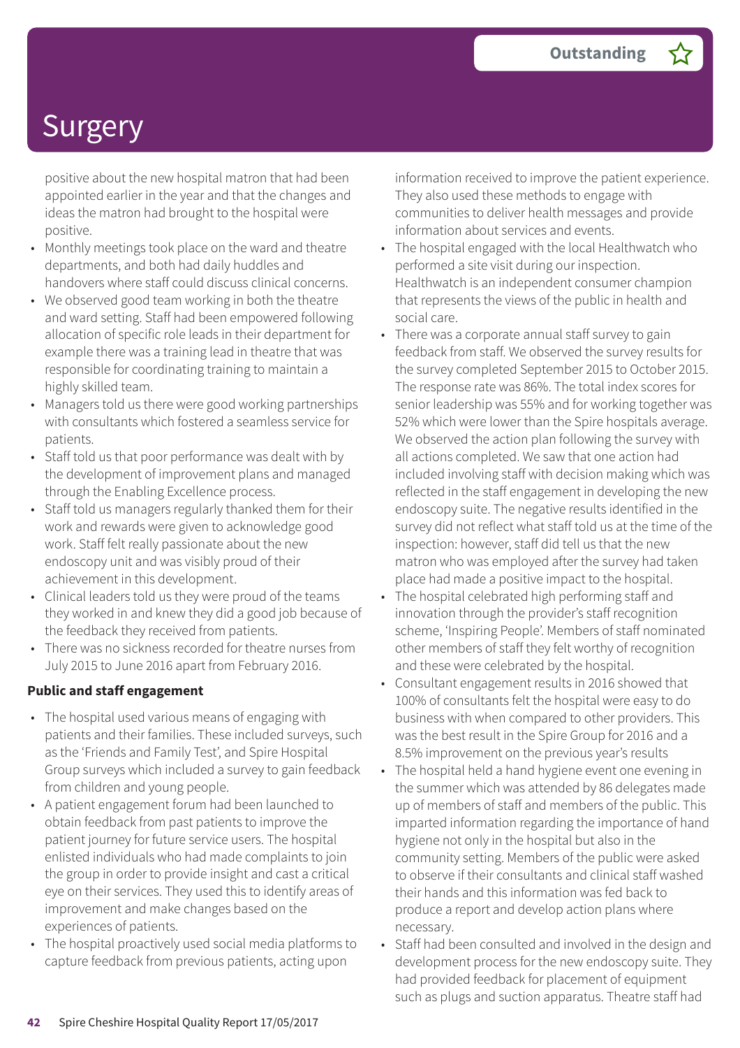positive about the new hospital matron that had been appointed earlier in the year and that the changes and ideas the matron had brought to the hospital were positive.

- Monthly meetings took place on the ward and theatre departments, and both had daily huddles and handovers where staff could discuss clinical concerns.
- We observed good team working in both the theatre and ward setting. Staff had been empowered following allocation of specific role leads in their department for example there was a training lead in theatre that was responsible for coordinating training to maintain a highly skilled team.
- Managers told us there were good working partnerships with consultants which fostered a seamless service for patients.
- Staff told us that poor performance was dealt with by the development of improvement plans and managed through the Enabling Excellence process.
- Staff told us managers regularly thanked them for their work and rewards were given to acknowledge good work. Staff felt really passionate about the new endoscopy unit and was visibly proud of their achievement in this development.
- Clinical leaders told us they were proud of the teams they worked in and knew they did a good job because of the feedback they received from patients.
- There was no sickness recorded for theatre nurses from July 2015 to June 2016 apart from February 2016.

**Public and staff engagement**

- The hospital used various means of engaging with patients and their families. These included surveys, such as the 'Friends and Family Test', and Spire Hospital Group surveys which included a survey to gain feedback from children and young people.
- A patient engagement forum had been launched to obtain feedback from past patients to improve the patient journey for future service users. The hospital enlisted individuals who had made complaints to join the group in order to provide insight and cast a critical eye on their services. They used this to identify areas of improvement and make changes based on the experiences of patients.
- The hospital proactively used social media platforms to capture feedback from previous patients, acting upon information received to improve the patient experience. They also used these methods to engage with communities to deliver health messages and provide information about services and events.
- The hospital engaged with the local Healthwatch who performed a site visit during our inspection. Healthwatch is an independent consumer champion that represents the views of the public in health and social care.
- There was a corporate annual staff survey to gain feedback from staff. We observed the survey results for the survey completed September 2015 to October 2015. The response rate was 86%. The total index scores for senior leadership was 55% and for working together was 52% which were lower than the Spire hospitals average. We observed the action plan following the survey with all actions completed. We saw that one action had included involving staff with decision making which was reflected in the staff engagement in developing the new endoscopy suite. The negative results identified in the survey did not reflect what staff told us at the time of the inspection: however, staff did tell us that the new matron who was employed after the survey had taken place had made a positive impact to the hospital.
- The hospital celebrated high performing staff and innovation through the provider's staff recognition scheme, 'Inspiring People'. Members of staff nominated other members of staff they felt worthy of recognition and these were celebrated by the hospital.
- Consultant engagement results in 2016 showed that 100% of consultants felt the hospital were easy to do business with when compared to other providers. This was the best result in the Spire Group for 2016 and a 8.5% improvement on the previous year's results
- The hospital held a hand hygiene event one evening in the summer which was attended by 86 delegates made up of members of staff and members of the public. This imparted information regarding the importance of hand hygiene not only in the hospital but also in the community setting. Members of the public were asked to observe if their consultants and clinical staff washed their hands and this information was fed back to produce a report and develop action plans where necessary.
- Staff had been consulted and involved in the design and development process for the new endoscopy suite. They had provided feedback for placement of equipment such as plugs and suction apparatus. Theatre staff had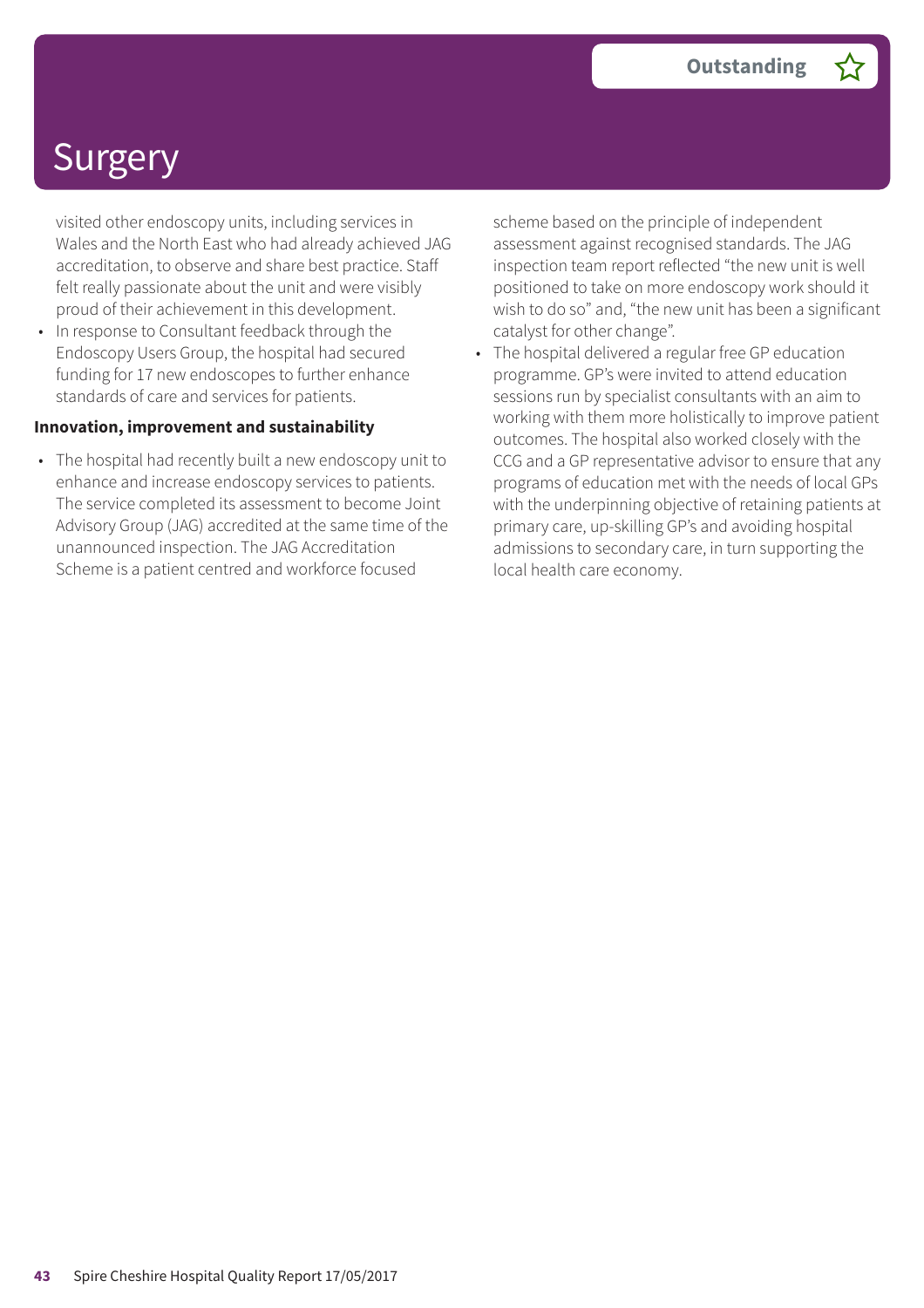# Surgery

**Outstanding** ☆

visited other endoscopy units, including services in Wales and the North East who had already achieved JAG accreditation, to observe and share best practice. Staff felt really passionate about the unit and were visibly proud of their achievement in this development.

- In response to Consultant feedback through the Endoscopy Users Group, the hospital had secured funding for 17 new endoscopes to further enhance standards of care and services for patients.

**Innovation, improvement and sustainability**

- The hospital had recently built a new endoscopy unit to enhance and increase endoscopy services to patients. The service completed its assessment to become Joint Advisory Group (JAG) accredited at the same time of the unannounced inspection. The JAG Accreditation Scheme is a patient centred and workforce focused scheme based on the principle of independent assessment against recognised standards. The JAG inspection team report reflected "the new unit is well positioned to take on more endoscopy work should it wish to do so" and, "the new unit has been a significant catalyst for other change".
- The hospital delivered a regular free GP education programme. GP's were invited to attend education sessions run by specialist consultants with an aim to working with them more holistically to improve patient outcomes. The hospital also worked closely with the CCG and a GP representative advisor to ensure that any programs of education met with the needs of local GPs with the underpinning objective of retaining patients at primary care, up-skilling GP's and avoiding hospital admissions to secondary care, in turn supporting the local health care economy.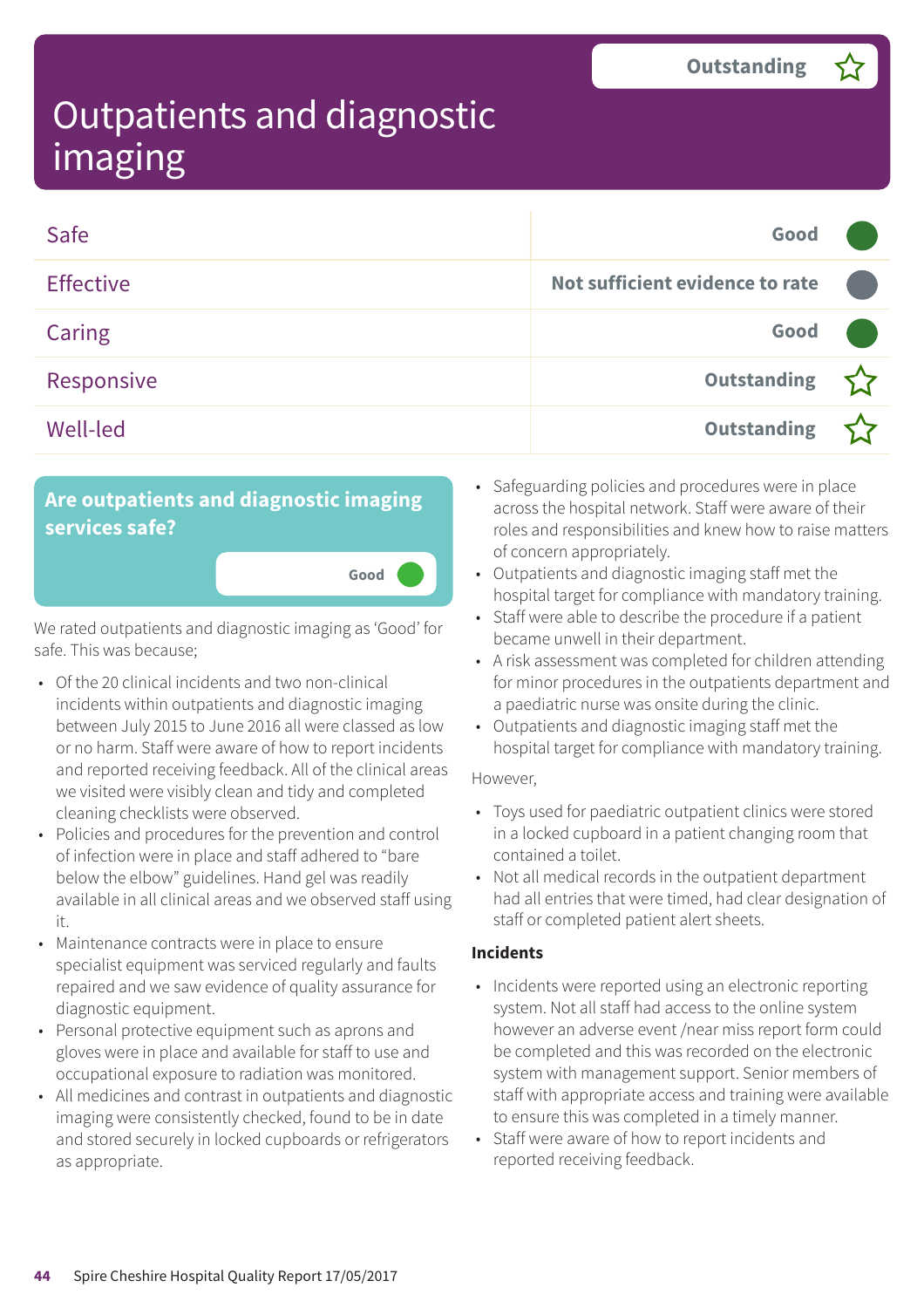# Outpatients and diagnostic imaging

**Outstanding** ☆

| | |
|---|---|
| Safe | Good |
| Effective | Not sufficient evidence to rate |
| Caring | Good |
| Responsive | Outstanding ☆ |
| Well-led | Outstanding ☆ |

## Are outpatients and diagnostic imaging services safe?

**Good**

We rated outpatients and diagnostic imaging as 'Good' for safe. This was because;

- Of the 20 clinical incidents and two non-clinical incidents within outpatients and diagnostic imaging between July 2015 to June 2016 all were classed as low or no harm. Staff were aware of how to report incidents and reported receiving feedback. All of the clinical areas we visited were visibly clean and tidy and completed cleaning checklists were observed.
- Policies and procedures for the prevention and control of infection were in place and staff adhered to "bare below the elbow" guidelines. Hand gel was readily available in all clinical areas and we observed staff using it.
- Maintenance contracts were in place to ensure specialist equipment was serviced regularly and faults repaired and we saw evidence of quality assurance for diagnostic equipment.
- Personal protective equipment such as aprons and gloves were in place and available for staff to use and occupational exposure to radiation was monitored.
- All medicines and contrast in outpatients and diagnostic imaging were consistently checked, found to be in date and stored securely in locked cupboards or refrigerators as appropriate.
- Safeguarding policies and procedures were in place across the hospital network. Staff were aware of their roles and responsibilities and knew how to raise matters of concern appropriately.
- Outpatients and diagnostic imaging staff met the hospital target for compliance with mandatory training.
- Staff were able to describe the procedure if a patient became unwell in their department.
- A risk assessment was completed for children attending for minor procedures in the outpatients department and a paediatric nurse was onsite during the clinic.
- Outpatients and diagnostic imaging staff met the hospital target for compliance with mandatory training.

However,

- Toys used for paediatric outpatient clinics were stored in a locked cupboard in a patient changing room that contained a toilet.
- Not all medical records in the outpatient department had all entries that were timed, had clear designation of staff or completed patient alert sheets.

### Incidents

- Incidents were reported using an electronic reporting system. Not all staff had access to the online system however an adverse event /near miss report form could be completed and this was recorded on the electronic system with management support. Senior members of staff with appropriate access and training were available to ensure this was completed in a timely manner.
- Staff were aware of how to report incidents and reported receiving feedback.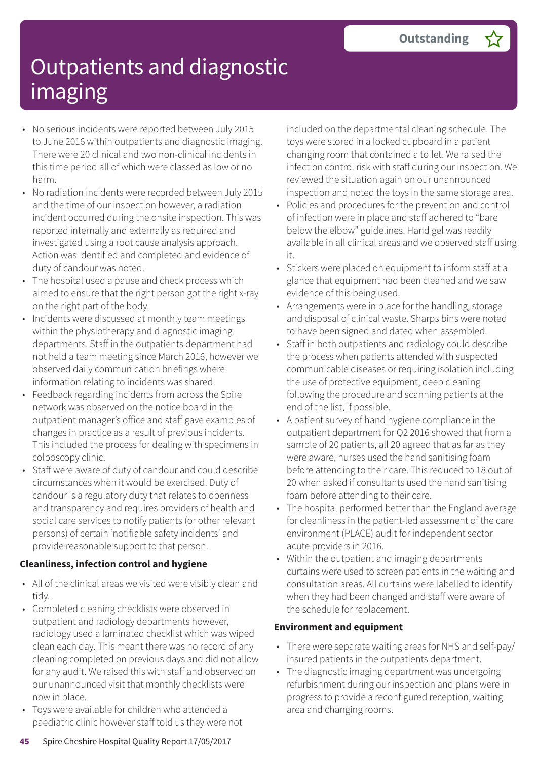# Outpatients and diagnostic imaging

Outstanding

- No serious incidents were reported between July 2015 to June 2016 within outpatients and diagnostic imaging. There were 20 clinical and two non-clinical incidents in this time period all of which were classed as low or no harm.
- No radiation incidents were recorded between July 2015 and the time of our inspection however, a radiation incident occurred during the onsite inspection. This was reported internally and externally as required and investigated using a root cause analysis approach. Action was identified and completed and evidence of duty of candour was noted.
- The hospital used a pause and check process which aimed to ensure that the right person got the right x-ray on the right part of the body.
- Incidents were discussed at monthly team meetings within the physiotherapy and diagnostic imaging departments. Staff in the outpatients department had not held a team meeting since March 2016, however we observed daily communication briefings where information relating to incidents was shared.
- Feedback regarding incidents from across the Spire network was observed on the notice board in the outpatient manager's office and staff gave examples of changes in practice as a result of previous incidents. This included the process for dealing with specimens in colposcopy clinic.
- Staff were aware of duty of candour and could describe circumstances when it would be exercised. Duty of candour is a regulatory duty that relates to openness and transparency and requires providers of health and social care services to notify patients (or other relevant persons) of certain 'notifiable safety incidents' and provide reasonable support to that person.

**Cleanliness, infection control and hygiene**

- All of the clinical areas we visited were visibly clean and tidy.
- Completed cleaning checklists were observed in outpatient and radiology departments however, radiology used a laminated checklist which was wiped clean each day. This meant there was no record of any cleaning completed on previous days and did not allow for any audit. We raised this with staff and observed on our unannounced visit that monthly checklists were now in place.
- Toys were available for children who attended a paediatric clinic however staff told us they were not included on the departmental cleaning schedule. The toys were stored in a locked cupboard in a patient changing room that contained a toilet. We raised the infection control risk with staff during our inspection. We reviewed the situation again on our unannounced inspection and noted the toys in the same storage area.
- Policies and procedures for the prevention and control of infection were in place and staff adhered to "bare below the elbow" guidelines. Hand gel was readily available in all clinical areas and we observed staff using it.
- Stickers were placed on equipment to inform staff at a glance that equipment had been cleaned and we saw evidence of this being used.
- Arrangements were in place for the handling, storage and disposal of clinical waste. Sharps bins were noted to have been signed and dated when assembled.
- Staff in both outpatients and radiology could describe the process when patients attended with suspected communicable diseases or requiring isolation including the use of protective equipment, deep cleaning following the procedure and scanning patients at the end of the list, if possible.
- A patient survey of hand hygiene compliance in the outpatient department for Q2 2016 showed that from a sample of 20 patients, all 20 agreed that as far as they were aware, nurses used the hand sanitising foam before attending to their care. This reduced to 18 out of 20 when asked if consultants used the hand sanitising foam before attending to their care.
- The hospital performed better than the England average for cleanliness in the patient-led assessment of the care environment (PLACE) audit for independent sector acute providers in 2016.
- Within the outpatient and imaging departments curtains were used to screen patients in the waiting and consultation areas. All curtains were labelled to identify when they had been changed and staff were aware of the schedule for replacement.

**Environment and equipment**

- There were separate waiting areas for NHS and self-pay/insured patients in the outpatients department.
- The diagnostic imaging department was undergoing refurbishment during our inspection and plans were in progress to provide a reconfigured reception, waiting area and changing rooms.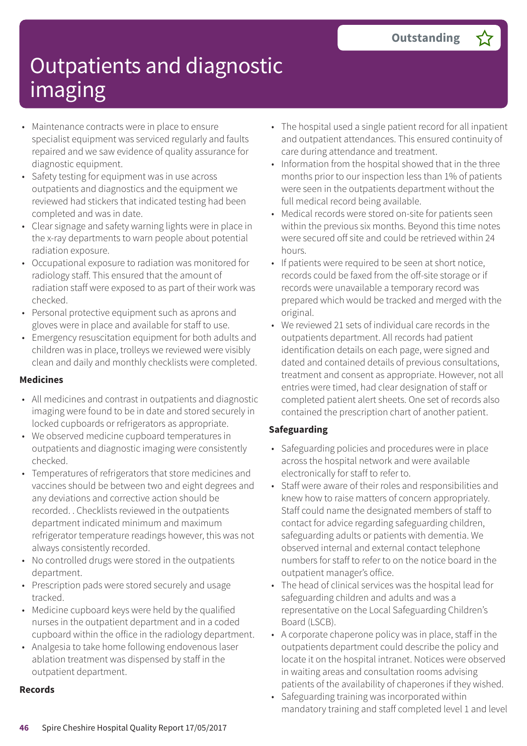# Outpatients and diagnostic imaging

**Outstanding** ☆

- Maintenance contracts were in place to ensure specialist equipment was serviced regularly and faults repaired and we saw evidence of quality assurance for diagnostic equipment.
- Safety testing for equipment was in use across outpatients and diagnostics and the equipment we reviewed had stickers that indicated testing had been completed and was in date.
- Clear signage and safety warning lights were in place in the x-ray departments to warn people about potential radiation exposure.
- Occupational exposure to radiation was monitored for radiology staff. This ensured that the amount of radiation staff were exposed to as part of their work was checked.
- Personal protective equipment such as aprons and gloves were in place and available for staff to use.
- Emergency resuscitation equipment for both adults and children was in place, trolleys we reviewed were visibly clean and daily and monthly checklists were completed.

**Medicines**

- All medicines and contrast in outpatients and diagnostic imaging were found to be in date and stored securely in locked cupboards or refrigerators as appropriate.
- We observed medicine cupboard temperatures in outpatients and diagnostic imaging were consistently checked.
- Temperatures of refrigerators that store medicines and vaccines should be between two and eight degrees and any deviations and corrective action should be recorded. . Checklists reviewed in the outpatients department indicated minimum and maximum refrigerator temperature readings however, this was not always consistently recorded.
- No controlled drugs were stored in the outpatients department.
- Prescription pads were stored securely and usage tracked.
- Medicine cupboard keys were held by the qualified nurses in the outpatient department and in a coded cupboard within the office in the radiology department.
- Analgesia to take home following endovenous laser ablation treatment was dispensed by staff in the outpatient department.

**Records**

- The hospital used a single patient record for all inpatient and outpatient attendances. This ensured continuity of care during attendance and treatment.
- Information from the hospital showed that in the three months prior to our inspection less than 1% of patients were seen in the outpatients department without the full medical record being available.
- Medical records were stored on-site for patients seen within the previous six months. Beyond this time notes were secured off site and could be retrieved within 24 hours.
- If patients were required to be seen at short notice, records could be faxed from the off-site storage or if records were unavailable a temporary record was prepared which would be tracked and merged with the original.
- We reviewed 21 sets of individual care records in the outpatients department. All records had patient identification details on each page, were signed and dated and contained details of previous consultations, treatment and consent as appropriate. However, not all entries were timed, had clear designation of staff or completed patient alert sheets. One set of records also contained the prescription chart of another patient.

**Safeguarding**

- Safeguarding policies and procedures were in place across the hospital network and were available electronically for staff to refer to.
- Staff were aware of their roles and responsibilities and knew how to raise matters of concern appropriately. Staff could name the designated members of staff to contact for advice regarding safeguarding children, safeguarding adults or patients with dementia. We observed internal and external contact telephone numbers for staff to refer to on the notice board in the outpatient manager's office.
- The head of clinical services was the hospital lead for safeguarding children and adults and was a representative on the Local Safeguarding Children's Board (LSCB).
- A corporate chaperone policy was in place, staff in the outpatients department could describe the policy and locate it on the hospital intranet. Notices were observed in waiting areas and consultation rooms advising patients of the availability of chaperones if they wished.
- Safeguarding training was incorporated within mandatory training and staff completed level 1 and level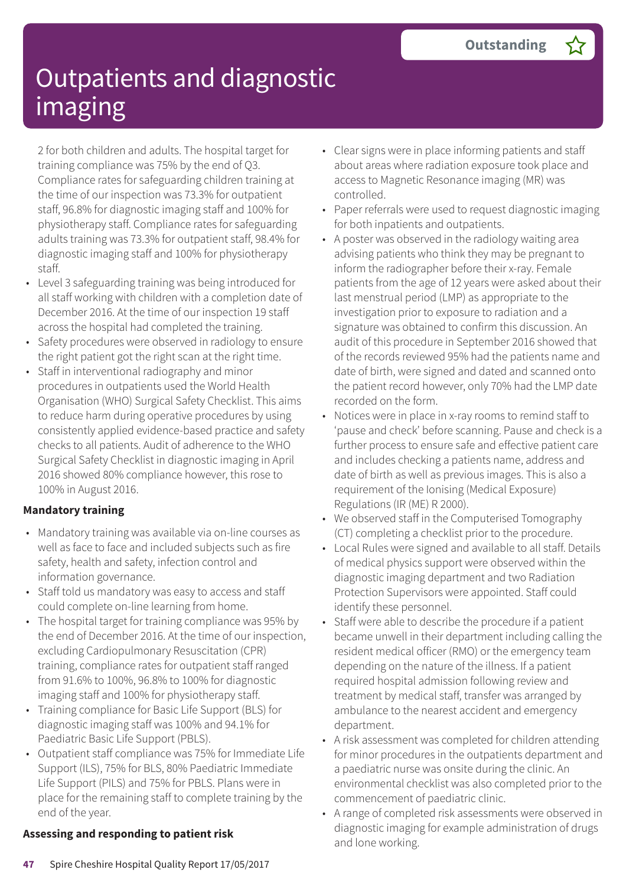# Outpatients and diagnostic imaging

**Outstanding** ☆

2 for both children and adults. The hospital target for training compliance was 75% by the end of Q3. Compliance rates for safeguarding children training at the time of our inspection was 73.3% for outpatient staff, 96.8% for diagnostic imaging staff and 100% for physiotherapy staff. Compliance rates for safeguarding adults training was 73.3% for outpatient staff, 98.4% for diagnostic imaging staff and 100% for physiotherapy staff.

- Level 3 safeguarding training was being introduced for all staff working with children with a completion date of December 2016. At the time of our inspection 19 staff across the hospital had completed the training.
- Safety procedures were observed in radiology to ensure the right patient got the right scan at the right time.
- Staff in interventional radiography and minor procedures in outpatients used the World Health Organisation (WHO) Surgical Safety Checklist. This aims to reduce harm during operative procedures by using consistently applied evidence-based practice and safety checks to all patients. Audit of adherence to the WHO Surgical Safety Checklist in diagnostic imaging in April 2016 showed 80% compliance however, this rose to 100% in August 2016.

**Mandatory training**

- Mandatory training was available via on-line courses as well as face to face and included subjects such as fire safety, health and safety, infection control and information governance.
- Staff told us mandatory was easy to access and staff could complete on-line learning from home.
- The hospital target for training compliance was 95% by the end of December 2016. At the time of our inspection, excluding Cardiopulmonary Resuscitation (CPR) training, compliance rates for outpatient staff ranged from 91.6% to 100%, 96.8% to 100% for diagnostic imaging staff and 100% for physiotherapy staff.
- Training compliance for Basic Life Support (BLS) for diagnostic imaging staff was 100% and 94.1% for Paediatric Basic Life Support (PBLS).
- Outpatient staff compliance was 75% for Immediate Life Support (ILS), 75% for BLS, 80% Paediatric Immediate Life Support (PILS) and 75% for PBLS. Plans were in place for the remaining staff to complete training by the end of the year.

**Assessing and responding to patient risk**

- Clear signs were in place informing patients and staff about areas where radiation exposure took place and access to Magnetic Resonance imaging (MR) was controlled.
- Paper referrals were used to request diagnostic imaging for both inpatients and outpatients.
- A poster was observed in the radiology waiting area advising patients who think they may be pregnant to inform the radiographer before their x-ray. Female patients from the age of 12 years were asked about their last menstrual period (LMP) as appropriate to the investigation prior to exposure to radiation and a signature was obtained to confirm this discussion. An audit of this procedure in September 2016 showed that of the records reviewed 95% had the patients name and date of birth, were signed and dated and scanned onto the patient record however, only 70% had the LMP date recorded on the form.
- Notices were in place in x-ray rooms to remind staff to 'pause and check' before scanning. Pause and check is a further process to ensure safe and effective patient care and includes checking a patients name, address and date of birth as well as previous images. This is also a requirement of the Ionising (Medical Exposure) Regulations (IR (ME) R 2000).
- We observed staff in the Computerised Tomography (CT) completing a checklist prior to the procedure.
- Local Rules were signed and available to all staff. Details of medical physics support were observed within the diagnostic imaging department and two Radiation Protection Supervisors were appointed. Staff could identify these personnel.
- Staff were able to describe the procedure if a patient became unwell in their department including calling the resident medical officer (RMO) or the emergency team depending on the nature of the illness. If a patient required hospital admission following review and treatment by medical staff, transfer was arranged by ambulance to the nearest accident and emergency department.
- A risk assessment was completed for children attending for minor procedures in the outpatients department and a paediatric nurse was onsite during the clinic. An environmental checklist was also completed prior to the commencement of paediatric clinic.
- A range of completed risk assessments were observed in diagnostic imaging for example administration of drugs and lone working.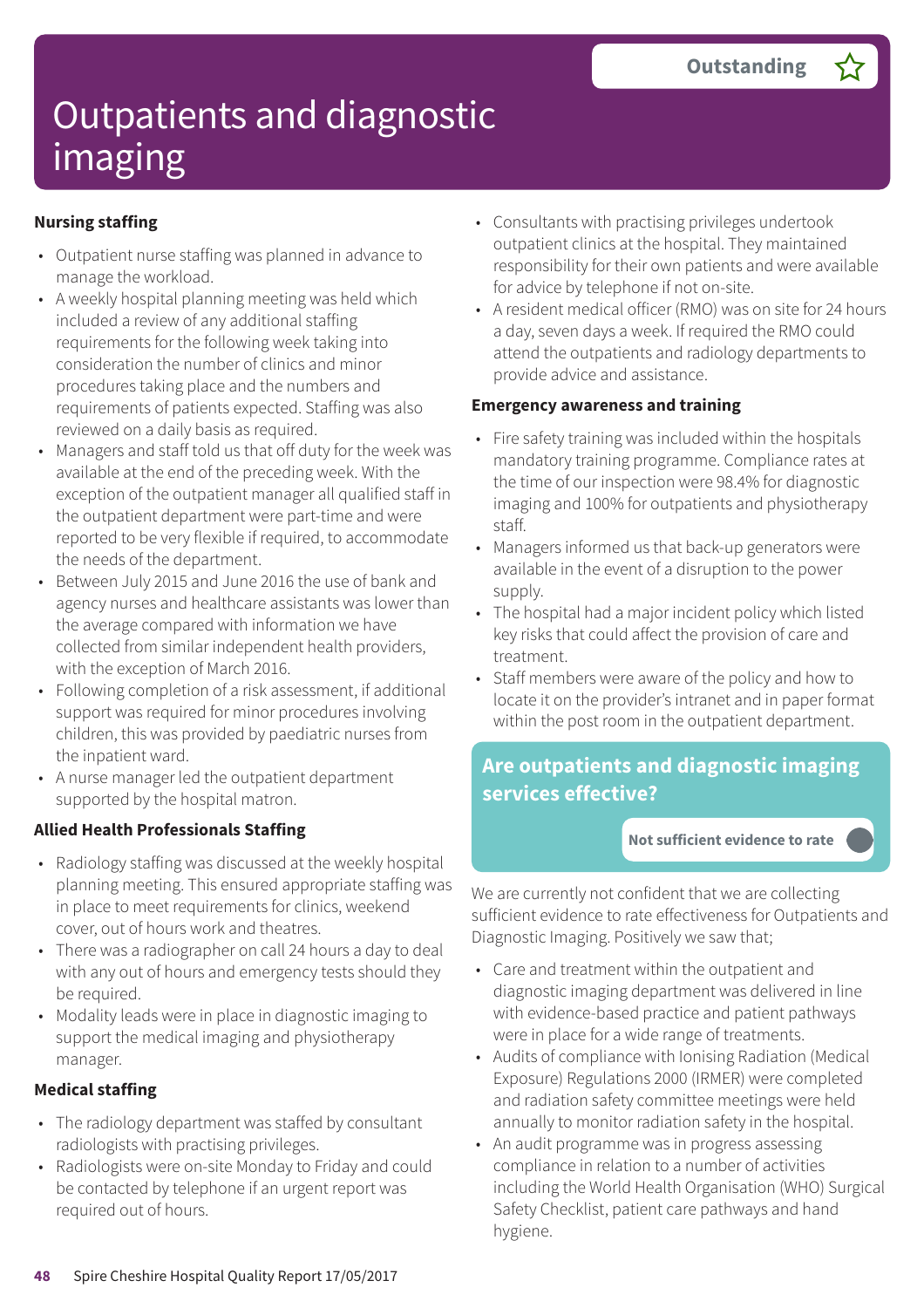# Outpatients and diagnostic imaging

**Outstanding**

### Nursing staffing

- Outpatient nurse staffing was planned in advance to manage the workload.
- A weekly hospital planning meeting was held which included a review of any additional staffing requirements for the following week taking into consideration the number of clinics and minor procedures taking place and the numbers and requirements of patients expected. Staffing was also reviewed on a daily basis as required.
- Managers and staff told us that off duty for the week was available at the end of the preceding week. With the exception of the outpatient manager all qualified staff in the outpatient department were part-time and were reported to be very flexible if required, to accommodate the needs of the department.
- Between July 2015 and June 2016 the use of bank and agency nurses and healthcare assistants was lower than the average compared with information we have collected from similar independent health providers, with the exception of March 2016.
- Following completion of a risk assessment, if additional support was required for minor procedures involving children, this was provided by paediatric nurses from the inpatient ward.
- A nurse manager led the outpatient department supported by the hospital matron.

### Allied Health Professionals Staffing

- Radiology staffing was discussed at the weekly hospital planning meeting. This ensured appropriate staffing was in place to meet requirements for clinics, weekend cover, out of hours work and theatres.
- There was a radiographer on call 24 hours a day to deal with any out of hours and emergency tests should they be required.
- Modality leads were in place in diagnostic imaging to support the medical imaging and physiotherapy manager.

### Medical staffing

- The radiology department was staffed by consultant radiologists with practising privileges.
- Radiologists were on-site Monday to Friday and could be contacted by telephone if an urgent report was required out of hours.
- Consultants with practising privileges undertook outpatient clinics at the hospital. They maintained responsibility for their own patients and were available for advice by telephone if not on-site.
- A resident medical officer (RMO) was on site for 24 hours a day, seven days a week. If required the RMO could attend the outpatients and radiology departments to provide advice and assistance.

### Emergency awareness and training

- Fire safety training was included within the hospitals mandatory training programme. Compliance rates at the time of our inspection were 98.4% for diagnostic imaging and 100% for outpatients and physiotherapy staff.
- Managers informed us that back-up generators were available in the event of a disruption to the power supply.
- The hospital had a major incident policy which listed key risks that could affect the provision of care and treatment.
- Staff members were aware of the policy and how to locate it on the provider's intranet and in paper format within the post room in the outpatient department.

## Are outpatients and diagnostic imaging services effective?

**Not sufficient evidence to rate**

We are currently not confident that we are collecting sufficient evidence to rate effectiveness for Outpatients and Diagnostic Imaging. Positively we saw that;

- Care and treatment within the outpatient and diagnostic imaging department was delivered in line with evidence-based practice and patient pathways were in place for a wide range of treatments.
- Audits of compliance with Ionising Radiation (Medical Exposure) Regulations 2000 (IRMER) were completed and radiation safety committee meetings were held annually to monitor radiation safety in the hospital.
- An audit programme was in progress assessing compliance in relation to a number of activities including the World Health Organisation (WHO) Surgical Safety Checklist, patient care pathways and hand hygiene.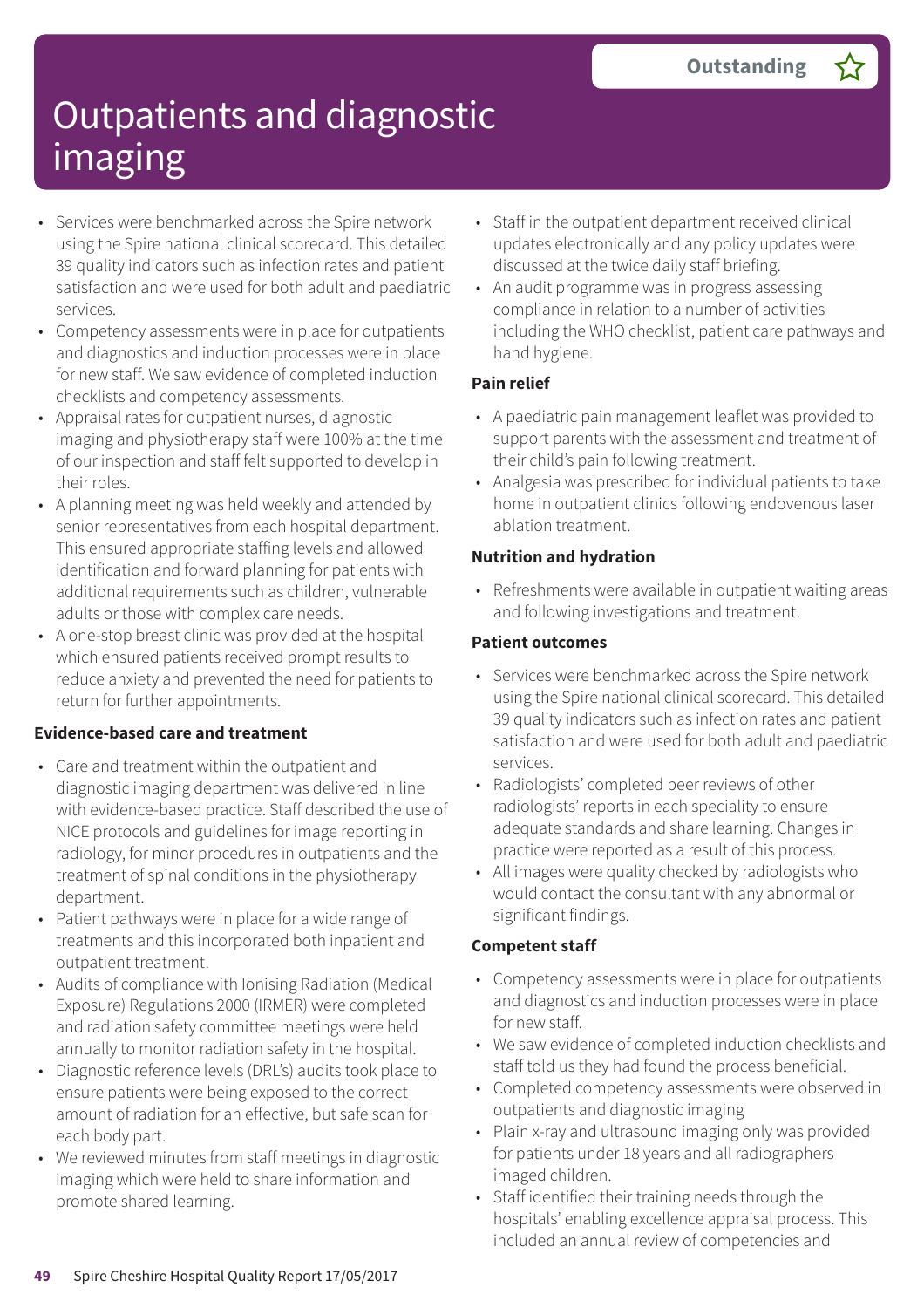# Outpatients and diagnostic imaging

**Outstanding** ☆

- Services were benchmarked across the Spire network using the Spire national clinical scorecard. This detailed 39 quality indicators such as infection rates and patient satisfaction and were used for both adult and paediatric services.
- Competency assessments were in place for outpatients and diagnostics and induction processes were in place for new staff. We saw evidence of completed induction checklists and competency assessments.
- Appraisal rates for outpatient nurses, diagnostic imaging and physiotherapy staff were 100% at the time of our inspection and staff felt supported to develop in their roles.
- A planning meeting was held weekly and attended by senior representatives from each hospital department. This ensured appropriate staffing levels and allowed identification and forward planning for patients with additional requirements such as children, vulnerable adults or those with complex care needs.
- A one-stop breast clinic was provided at the hospital which ensured patients received prompt results to reduce anxiety and prevented the need for patients to return for further appointments.

**Evidence-based care and treatment**

- Care and treatment within the outpatient and diagnostic imaging department was delivered in line with evidence-based practice. Staff described the use of NICE protocols and guidelines for image reporting in radiology, for minor procedures in outpatients and the treatment of spinal conditions in the physiotherapy department.
- Patient pathways were in place for a wide range of treatments and this incorporated both inpatient and outpatient treatment.
- Audits of compliance with Ionising Radiation (Medical Exposure) Regulations 2000 (IRMER) were completed and radiation safety committee meetings were held annually to monitor radiation safety in the hospital.
- Diagnostic reference levels (DRL's) audits took place to ensure patients were being exposed to the correct amount of radiation for an effective, but safe scan for each body part.
- We reviewed minutes from staff meetings in diagnostic imaging which were held to share information and promote shared learning.
- Staff in the outpatient department received clinical updates electronically and any policy updates were discussed at the twice daily staff briefing.
- An audit programme was in progress assessing compliance in relation to a number of activities including the WHO checklist, patient care pathways and hand hygiene.

**Pain relief**

- A paediatric pain management leaflet was provided to support parents with the assessment and treatment of their child's pain following treatment.
- Analgesia was prescribed for individual patients to take home in outpatient clinics following endovenous laser ablation treatment.

**Nutrition and hydration**

- Refreshments were available in outpatient waiting areas and following investigations and treatment.

**Patient outcomes**

- Services were benchmarked across the Spire network using the Spire national clinical scorecard. This detailed 39 quality indicators such as infection rates and patient satisfaction and were used for both adult and paediatric services.
- Radiologists' completed peer reviews of other radiologists' reports in each speciality to ensure adequate standards and share learning. Changes in practice were reported as a result of this process.
- All images were quality checked by radiologists who would contact the consultant with any abnormal or significant findings.

**Competent staff**

- Competency assessments were in place for outpatients and diagnostics and induction processes were in place for new staff.
- We saw evidence of completed induction checklists and staff told us they had found the process beneficial.
- Completed competency assessments were observed in outpatients and diagnostic imaging
- Plain x-ray and ultrasound imaging only was provided for patients under 18 years and all radiographers imaged children.
- Staff identified their training needs through the hospitals' enabling excellence appraisal process. This included an annual review of competencies and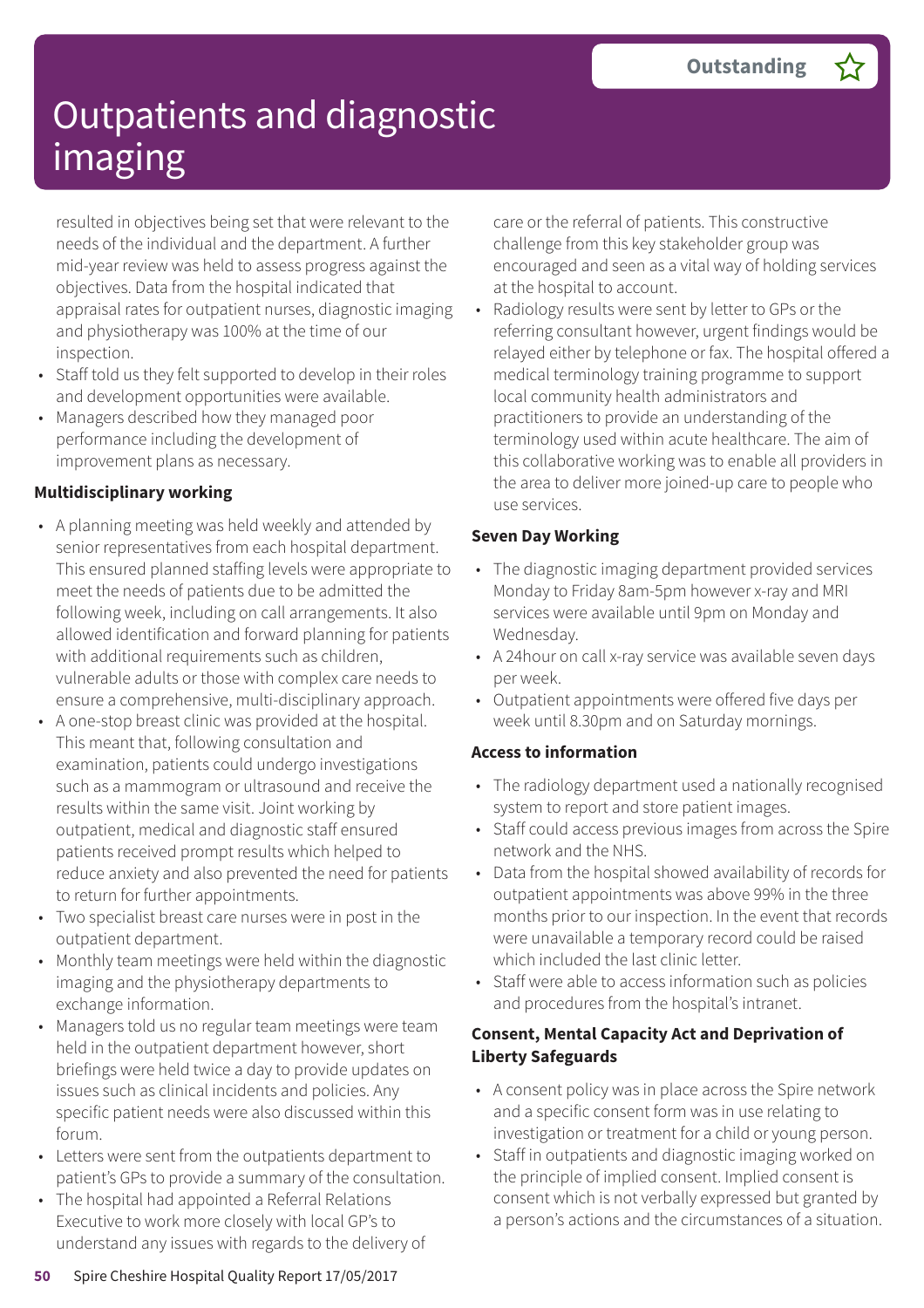resulted in objectives being set that were relevant to the needs of the individual and the department. A further mid-year review was held to assess progress against the objectives. Data from the hospital indicated that appraisal rates for outpatient nurses, diagnostic imaging and physiotherapy was 100% at the time of our inspection.

- Staff told us they felt supported to develop in their roles and development opportunities were available.
- Managers described how they managed poor performance including the development of improvement plans as necessary.

**Multidisciplinary working**

- A planning meeting was held weekly and attended by senior representatives from each hospital department. This ensured planned staffing levels were appropriate to meet the needs of patients due to be admitted the following week, including on call arrangements. It also allowed identification and forward planning for patients with additional requirements such as children, vulnerable adults or those with complex care needs to ensure a comprehensive, multi-disciplinary approach.
- A one-stop breast clinic was provided at the hospital. This meant that, following consultation and examination, patients could undergo investigations such as a mammogram or ultrasound and receive the results within the same visit. Joint working by outpatient, medical and diagnostic staff ensured patients received prompt results which helped to reduce anxiety and also prevented the need for patients to return for further appointments.
- Two specialist breast care nurses were in post in the outpatient department.
- Monthly team meetings were held within the diagnostic imaging and the physiotherapy departments to exchange information.
- Managers told us no regular team meetings were team held in the outpatient department however, short briefings were held twice a day to provide updates on issues such as clinical incidents and policies. Any specific patient needs were also discussed within this forum.
- Letters were sent from the outpatients department to patient's GPs to provide a summary of the consultation.
- The hospital had appointed a Referral Relations Executive to work more closely with local GP's to understand any issues with regards to the delivery of care or the referral of patients. This constructive challenge from this key stakeholder group was encouraged and seen as a vital way of holding services at the hospital to account.
- Radiology results were sent by letter to GPs or the referring consultant however, urgent findings would be relayed either by telephone or fax. The hospital offered a medical terminology training programme to support local community health administrators and practitioners to provide an understanding of the terminology used within acute healthcare. The aim of this collaborative working was to enable all providers in the area to deliver more joined-up care to people who use services.

**Seven Day Working**

- The diagnostic imaging department provided services Monday to Friday 8am-5pm however x-ray and MRI services were available until 9pm on Monday and Wednesday.
- A 24hour on call x-ray service was available seven days per week.
- Outpatient appointments were offered five days per week until 8.30pm and on Saturday mornings.

**Access to information**

- The radiology department used a nationally recognised system to report and store patient images.
- Staff could access previous images from across the Spire network and the NHS.
- Data from the hospital showed availability of records for outpatient appointments was above 99% in the three months prior to our inspection. In the event that records were unavailable a temporary record could be raised which included the last clinic letter.
- Staff were able to access information such as policies and procedures from the hospital's intranet.

**Consent, Mental Capacity Act and Deprivation of Liberty Safeguards**

- A consent policy was in place across the Spire network and a specific consent form was in use relating to investigation or treatment for a child or young person.
- Staff in outpatients and diagnostic imaging worked on the principle of implied consent. Implied consent is consent which is not verbally expressed but granted by a person's actions and the circumstances of a situation.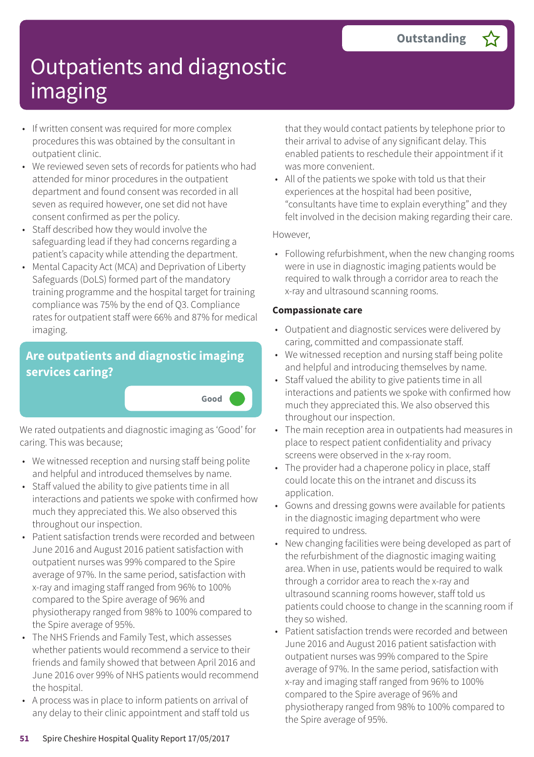# Outpatients and diagnostic imaging

**Outstanding** ☆

- If written consent was required for more complex procedures this was obtained by the consultant in outpatient clinic.
- We reviewed seven sets of records for patients who had attended for minor procedures in the outpatient department and found consent was recorded in all seven as required however, one set did not have consent confirmed as per the policy.
- Staff described how they would involve the safeguarding lead if they had concerns regarding a patient's capacity while attending the department.
- Mental Capacity Act (MCA) and Deprivation of Liberty Safeguards (DoLS) formed part of the mandatory training programme and the hospital target for training compliance was 75% by the end of Q3. Compliance rates for outpatient staff were 66% and 87% for medical imaging.

## Are outpatients and diagnostic imaging services caring?

**Good**

We rated outpatients and diagnostic imaging as 'Good' for caring. This was because;

- We witnessed reception and nursing staff being polite and helpful and introduced themselves by name.
- Staff valued the ability to give patients time in all interactions and patients we spoke with confirmed how much they appreciated this. We also observed this throughout our inspection.
- Patient satisfaction trends were recorded and between June 2016 and August 2016 patient satisfaction with outpatient nurses was 99% compared to the Spire average of 97%. In the same period, satisfaction with x-ray and imaging staff ranged from 96% to 100% compared to the Spire average of 96% and physiotherapy ranged from 98% to 100% compared to the Spire average of 95%.
- The NHS Friends and Family Test, which assesses whether patients would recommend a service to their friends and family showed that between April 2016 and June 2016 over 99% of NHS patients would recommend the hospital.
- A process was in place to inform patients on arrival of any delay to their clinic appointment and staff told us that they would contact patients by telephone prior to their arrival to advise of any significant delay. This enabled patients to reschedule their appointment if it was more convenient.
- All of the patients we spoke with told us that their experiences at the hospital had been positive, "consultants have time to explain everything" and they felt involved in the decision making regarding their care.

However,

- Following refurbishment, when the new changing rooms were in use in diagnostic imaging patients would be required to walk through a corridor area to reach the x-ray and ultrasound scanning rooms.

**Compassionate care**

- Outpatient and diagnostic services were delivered by caring, committed and compassionate staff.
- We witnessed reception and nursing staff being polite and helpful and introducing themselves by name.
- Staff valued the ability to give patients time in all interactions and patients we spoke with confirmed how much they appreciated this. We also observed this throughout our inspection.
- The main reception area in outpatients had measures in place to respect patient confidentiality and privacy screens were observed in the x-ray room.
- The provider had a chaperone policy in place, staff could locate this on the intranet and discuss its application.
- Gowns and dressing gowns were available for patients in the diagnostic imaging department who were required to undress.
- New changing facilities were being developed as part of the refurbishment of the diagnostic imaging waiting area. When in use, patients would be required to walk through a corridor area to reach the x-ray and ultrasound scanning rooms however, staff told us patients could choose to change in the scanning room if they so wished.
- Patient satisfaction trends were recorded and between June 2016 and August 2016 patient satisfaction with outpatient nurses was 99% compared to the Spire average of 97%. In the same period, satisfaction with x-ray and imaging staff ranged from 96% to 100% compared to the Spire average of 96% and physiotherapy ranged from 98% to 100% compared to the Spire average of 95%.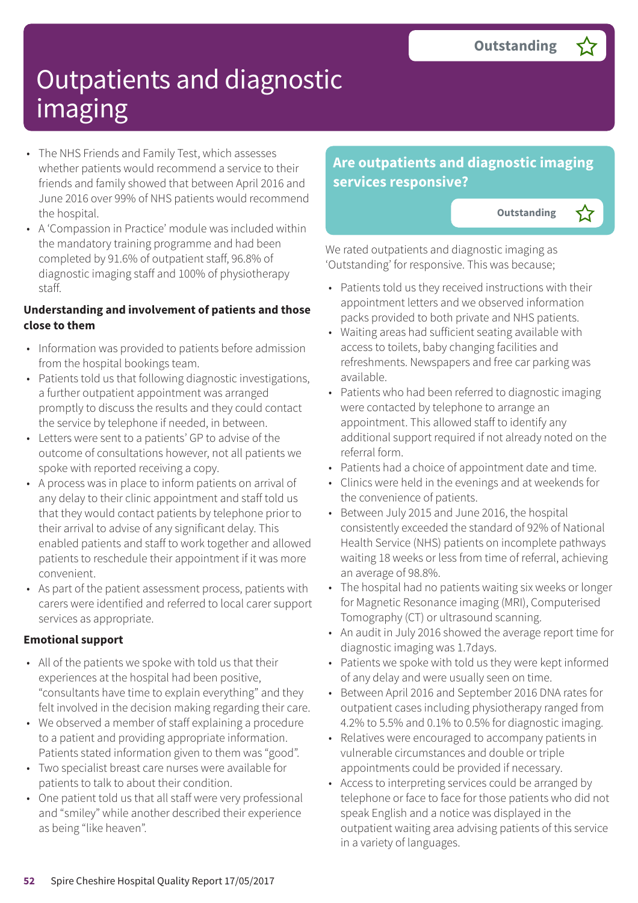# Outpatients and diagnostic imaging

**Outstanding** ☆

- The NHS Friends and Family Test, which assesses whether patients would recommend a service to their friends and family showed that between April 2016 and June 2016 over 99% of NHS patients would recommend the hospital.
- A 'Compassion in Practice' module was included within the mandatory training programme and had been completed by 91.6% of outpatient staff, 96.8% of diagnostic imaging staff and 100% of physiotherapy staff.

**Understanding and involvement of patients and those close to them**

- Information was provided to patients before admission from the hospital bookings team.
- Patients told us that following diagnostic investigations, a further outpatient appointment was arranged promptly to discuss the results and they could contact the service by telephone if needed, in between.
- Letters were sent to a patients' GP to advise of the outcome of consultations however, not all patients we spoke with reported receiving a copy.
- A process was in place to inform patients on arrival of any delay to their clinic appointment and staff told us that they would contact patients by telephone prior to their arrival to advise of any significant delay. This enabled patients and staff to work together and allowed patients to reschedule their appointment if it was more convenient.
- As part of the patient assessment process, patients with carers were identified and referred to local carer support services as appropriate.

**Emotional support**

- All of the patients we spoke with told us that their experiences at the hospital had been positive, "consultants have time to explain everything" and they felt involved in the decision making regarding their care.
- We observed a member of staff explaining a procedure to a patient and providing appropriate information. Patients stated information given to them was "good".
- Two specialist breast care nurses were available for patients to talk to about their condition.
- One patient told us that all staff were very professional and "smiley" while another described their experience as being "like heaven".

## Are outpatients and diagnostic imaging services responsive?

**Outstanding** ☆

We rated outpatients and diagnostic imaging as 'Outstanding' for responsive. This was because;

- Patients told us they received instructions with their appointment letters and we observed information packs provided to both private and NHS patients.
- Waiting areas had sufficient seating available with access to toilets, baby changing facilities and refreshments. Newspapers and free car parking was available.
- Patients who had been referred to diagnostic imaging were contacted by telephone to arrange an appointment. This allowed staff to identify any additional support required if not already noted on the referral form.
- Patients had a choice of appointment date and time.
- Clinics were held in the evenings and at weekends for the convenience of patients.
- Between July 2015 and June 2016, the hospital consistently exceeded the standard of 92% of National Health Service (NHS) patients on incomplete pathways waiting 18 weeks or less from time of referral, achieving an average of 98.8%.
- The hospital had no patients waiting six weeks or longer for Magnetic Resonance imaging (MRI), Computerised Tomography (CT) or ultrasound scanning.
- An audit in July 2016 showed the average report time for diagnostic imaging was 1.7days.
- Patients we spoke with told us they were kept informed of any delay and were usually seen on time.
- Between April 2016 and September 2016 DNA rates for outpatient cases including physiotherapy ranged from 4.2% to 5.5% and 0.1% to 0.5% for diagnostic imaging.
- Relatives were encouraged to accompany patients in vulnerable circumstances and double or triple appointments could be provided if necessary.
- Access to interpreting services could be arranged by telephone or face to face for those patients who did not speak English and a notice was displayed in the outpatient waiting area advising patients of this service in a variety of languages.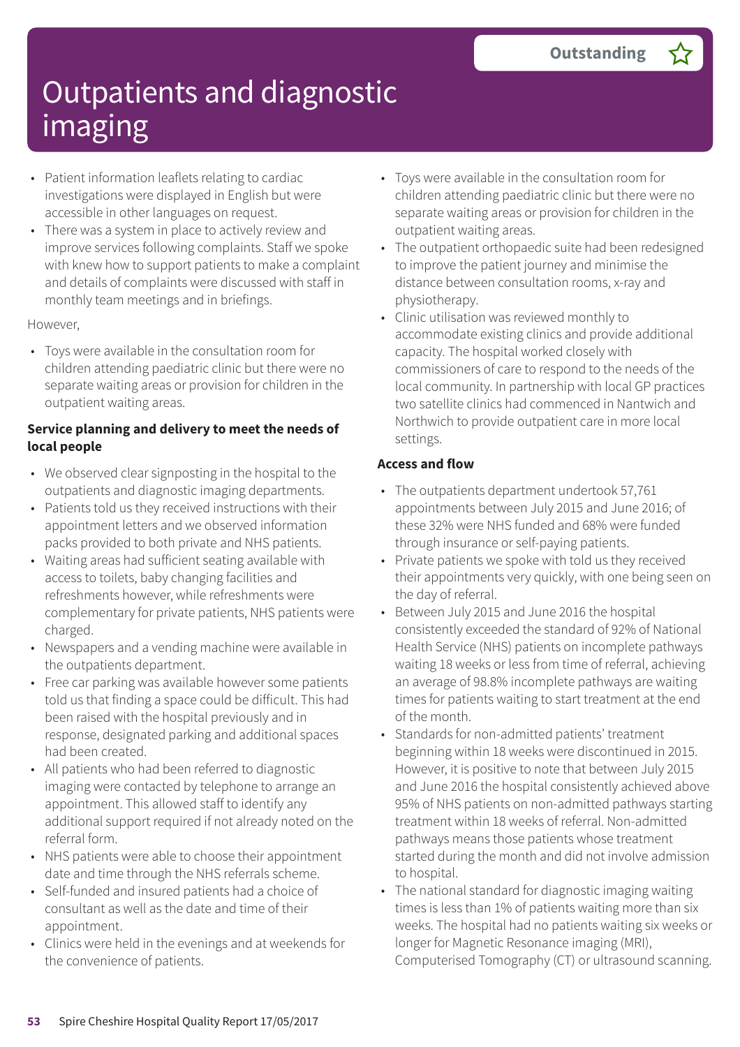# Outpatients and diagnostic imaging

**Outstanding**

- Patient information leaflets relating to cardiac investigations were displayed in English but were accessible in other languages on request.
- There was a system in place to actively review and improve services following complaints. Staff we spoke with knew how to support patients to make a complaint and details of complaints were discussed with staff in monthly team meetings and in briefings.

However,

- Toys were available in the consultation room for children attending paediatric clinic but there were no separate waiting areas or provision for children in the outpatient waiting areas.

**Service planning and delivery to meet the needs of local people**

- We observed clear signposting in the hospital to the outpatients and diagnostic imaging departments.
- Patients told us they received instructions with their appointment letters and we observed information packs provided to both private and NHS patients.
- Waiting areas had sufficient seating available with access to toilets, baby changing facilities and refreshments however, while refreshments were complementary for private patients, NHS patients were charged.
- Newspapers and a vending machine were available in the outpatients department.
- Free car parking was available however some patients told us that finding a space could be difficult. This had been raised with the hospital previously and in response, designated parking and additional spaces had been created.
- All patients who had been referred to diagnostic imaging were contacted by telephone to arrange an appointment. This allowed staff to identify any additional support required if not already noted on the referral form.
- NHS patients were able to choose their appointment date and time through the NHS referrals scheme.
- Self-funded and insured patients had a choice of consultant as well as the date and time of their appointment.
- Clinics were held in the evenings and at weekends for the convenience of patients.
- Toys were available in the consultation room for children attending paediatric clinic but there were no separate waiting areas or provision for children in the outpatient waiting areas.
- The outpatient orthopaedic suite had been redesigned to improve the patient journey and minimise the distance between consultation rooms, x-ray and physiotherapy.
- Clinic utilisation was reviewed monthly to accommodate existing clinics and provide additional capacity. The hospital worked closely with commissioners of care to respond to the needs of the local community. In partnership with local GP practices two satellite clinics had commenced in Nantwich and Northwich to provide outpatient care in more local settings.

**Access and flow**

- The outpatients department undertook 57,761 appointments between July 2015 and June 2016; of these 32% were NHS funded and 68% were funded through insurance or self-paying patients.
- Private patients we spoke with told us they received their appointments very quickly, with one being seen on the day of referral.
- Between July 2015 and June 2016 the hospital consistently exceeded the standard of 92% of National Health Service (NHS) patients on incomplete pathways waiting 18 weeks or less from time of referral, achieving an average of 98.8% incomplete pathways are waiting times for patients waiting to start treatment at the end of the month.
- Standards for non-admitted patients' treatment beginning within 18 weeks were discontinued in 2015. However, it is positive to note that between July 2015 and June 2016 the hospital consistently achieved above 95% of NHS patients on non-admitted pathways starting treatment within 18 weeks of referral. Non-admitted pathways means those patients whose treatment started during the month and did not involve admission to hospital.
- The national standard for diagnostic imaging waiting times is less than 1% of patients waiting more than six weeks. The hospital had no patients waiting six weeks or longer for Magnetic Resonance imaging (MRI), Computerised Tomography (CT) or ultrasound scanning.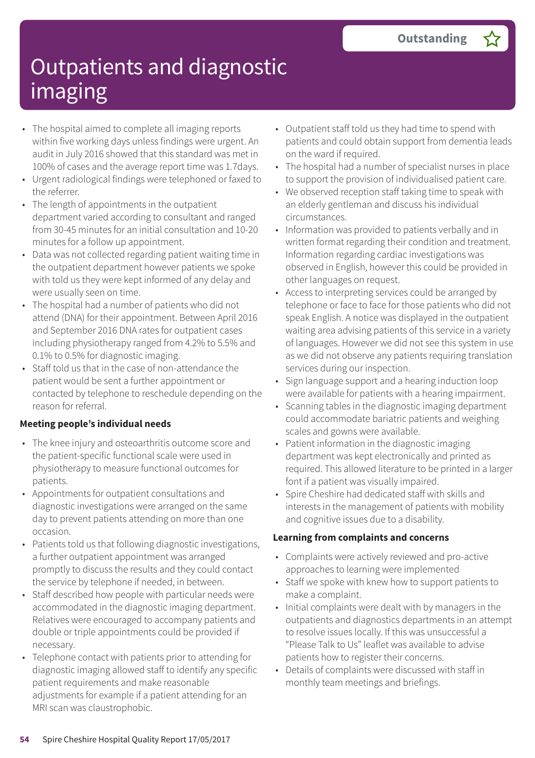Outstanding ☆

# Outpatients and diagnostic imaging

- The hospital aimed to complete all imaging reports within five working days unless findings were urgent. An audit in July 2016 showed that this standard was met in 100% of cases and the average report time was 1.7days.
- Urgent radiological findings were telephoned or faxed to the referrer.
- The length of appointments in the outpatient department varied according to consultant and ranged from 30-45 minutes for an initial consultation and 10-20 minutes for a follow up appointment.
- Data was not collected regarding patient waiting time in the outpatient department however patients we spoke with told us they were kept informed of any delay and were usually seen on time.
- The hospital had a number of patients who did not attend (DNA) for their appointment. Between April 2016 and September 2016 DNA rates for outpatient cases including physiotherapy ranged from 4.2% to 5.5% and 0.1% to 0.5% for diagnostic imaging.
- Staff told us that in the case of non-attendance the patient would be sent a further appointment or contacted by telephone to reschedule depending on the reason for referral.

**Meeting people's individual needs**

- The knee injury and osteoarthritis outcome score and the patient-specific functional scale were used in physiotherapy to measure functional outcomes for patients.
- Appointments for outpatient consultations and diagnostic investigations were arranged on the same day to prevent patients attending on more than one occasion.
- Patients told us that following diagnostic investigations, a further outpatient appointment was arranged promptly to discuss the results and they could contact the service by telephone if needed, in between.
- Staff described how people with particular needs were accommodated in the diagnostic imaging department. Relatives were encouraged to accompany patients and double or triple appointments could be provided if necessary.
- Telephone contact with patients prior to attending for diagnostic imaging allowed staff to identify any specific patient requirements and make reasonable adjustments for example if a patient attending for an MRI scan was claustrophobic.
- Outpatient staff told us they had time to spend with patients and could obtain support from dementia leads on the ward if required.
- The hospital had a number of specialist nurses in place to support the provision of individualised patient care.
- We observed reception staff taking time to speak with an elderly gentleman and discuss his individual circumstances.
- Information was provided to patients verbally and in written format regarding their condition and treatment. Information regarding cardiac investigations was observed in English, however this could be provided in other languages on request.
- Access to interpreting services could be arranged by telephone or face to face for those patients who did not speak English. A notice was displayed in the outpatient waiting area advising patients of this service in a variety of languages. However we did not see this system in use as we did not observe any patients requiring translation services during our inspection.
- Sign language support and a hearing induction loop were available for patients with a hearing impairment.
- Scanning tables in the diagnostic imaging department could accommodate bariatric patients and weighing scales and gowns were available.
- Patient information in the diagnostic imaging department was kept electronically and printed as required. This allowed literature to be printed in a larger font if a patient was visually impaired.
- Spire Cheshire had dedicated staff with skills and interests in the management of patients with mobility and cognitive issues due to a disability.

**Learning from complaints and concerns**

- Complaints were actively reviewed and pro-active approaches to learning were implemented
- Staff we spoke with knew how to support patients to make a complaint.
- Initial complaints were dealt with by managers in the outpatients and diagnostics departments in an attempt to resolve issues locally. If this was unsuccessful a "Please Talk to Us" leaflet was available to advise patients how to register their concerns.
- Details of complaints were discussed with staff in monthly team meetings and briefings.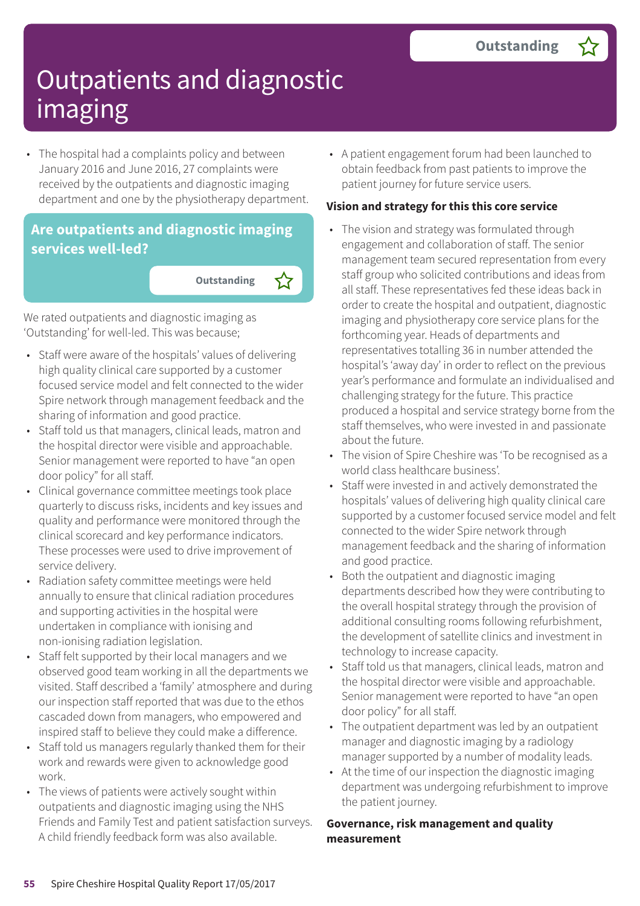# Outpatients and diagnostic imaging

Outstanding ☆

- The hospital had a complaints policy and between January 2016 and June 2016, 27 complaints were received by the outpatients and diagnostic imaging department and one by the physiotherapy department.

## Are outpatients and diagnostic imaging services well-led?

Outstanding ☆

We rated outpatients and diagnostic imaging as 'Outstanding' for well-led. This was because;

- Staff were aware of the hospitals' values of delivering high quality clinical care supported by a customer focused service model and felt connected to the wider Spire network through management feedback and the sharing of information and good practice.
- Staff told us that managers, clinical leads, matron and the hospital director were visible and approachable. Senior management were reported to have "an open door policy" for all staff.
- Clinical governance committee meetings took place quarterly to discuss risks, incidents and key issues and quality and performance were monitored through the clinical scorecard and key performance indicators. These processes were used to drive improvement of service delivery.
- Radiation safety committee meetings were held annually to ensure that clinical radiation procedures and supporting activities in the hospital were undertaken in compliance with ionising and non-ionising radiation legislation.
- Staff felt supported by their local managers and we observed good team working in all the departments we visited. Staff described a 'family' atmosphere and during our inspection staff reported that was due to the ethos cascaded down from managers, who empowered and inspired staff to believe they could make a difference.
- Staff told us managers regularly thanked them for their work and rewards were given to acknowledge good work.
- The views of patients were actively sought within outpatients and diagnostic imaging using the NHS Friends and Family Test and patient satisfaction surveys. A child friendly feedback form was also available.
- A patient engagement forum had been launched to obtain feedback from past patients to improve the patient journey for future service users.

**Vision and strategy for this this core service**

- The vision and strategy was formulated through engagement and collaboration of staff. The senior management team secured representation from every staff group who solicited contributions and ideas from all staff. These representatives fed these ideas back in order to create the hospital and outpatient, diagnostic imaging and physiotherapy core service plans for the forthcoming year. Heads of departments and representatives totalling 36 in number attended the hospital's 'away day' in order to reflect on the previous year's performance and formulate an individualised and challenging strategy for the future. This practice produced a hospital and service strategy borne from the staff themselves, who were invested in and passionate about the future.
- The vision of Spire Cheshire was 'To be recognised as a world class healthcare business'.
- Staff were invested in and actively demonstrated the hospitals' values of delivering high quality clinical care supported by a customer focused service model and felt connected to the wider Spire network through management feedback and the sharing of information and good practice.
- Both the outpatient and diagnostic imaging departments described how they were contributing to the overall hospital strategy through the provision of additional consulting rooms following refurbishment, the development of satellite clinics and investment in technology to increase capacity.
- Staff told us that managers, clinical leads, matron and the hospital director were visible and approachable. Senior management were reported to have "an open door policy" for all staff.
- The outpatient department was led by an outpatient manager and diagnostic imaging by a radiology manager supported by a number of modality leads.
- At the time of our inspection the diagnostic imaging department was undergoing refurbishment to improve the patient journey.

**Governance, risk management and quality measurement**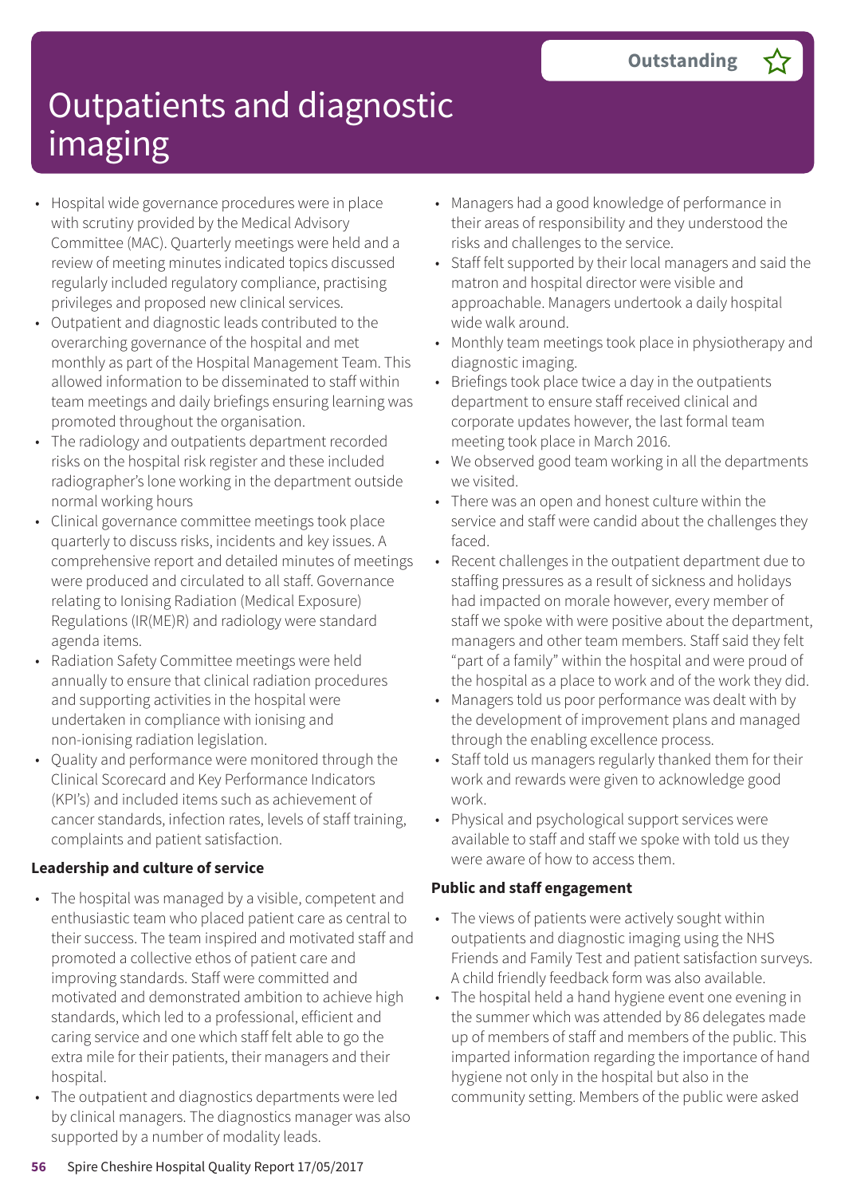# Outpatients and diagnostic imaging

**Outstanding**

- Hospital wide governance procedures were in place with scrutiny provided by the Medical Advisory Committee (MAC). Quarterly meetings were held and a review of meeting minutes indicated topics discussed regularly included regulatory compliance, practising privileges and proposed new clinical services.
- Outpatient and diagnostic leads contributed to the overarching governance of the hospital and met monthly as part of the Hospital Management Team. This allowed information to be disseminated to staff within team meetings and daily briefings ensuring learning was promoted throughout the organisation.
- The radiology and outpatients department recorded risks on the hospital risk register and these included radiographer's lone working in the department outside normal working hours
- Clinical governance committee meetings took place quarterly to discuss risks, incidents and key issues. A comprehensive report and detailed minutes of meetings were produced and circulated to all staff. Governance relating to Ionising Radiation (Medical Exposure) Regulations (IR(ME)R) and radiology were standard agenda items.
- Radiation Safety Committee meetings were held annually to ensure that clinical radiation procedures and supporting activities in the hospital were undertaken in compliance with ionising and non-ionising radiation legislation.
- Quality and performance were monitored through the Clinical Scorecard and Key Performance Indicators (KPI's) and included items such as achievement of cancer standards, infection rates, levels of staff training, complaints and patient satisfaction.

**Leadership and culture of service**

- The hospital was managed by a visible, competent and enthusiastic team who placed patient care as central to their success. The team inspired and motivated staff and promoted a collective ethos of patient care and improving standards. Staff were committed and motivated and demonstrated ambition to achieve high standards, which led to a professional, efficient and caring service and one which staff felt able to go the extra mile for their patients, their managers and their hospital.
- The outpatient and diagnostics departments were led by clinical managers. The diagnostics manager was also supported by a number of modality leads.
- Managers had a good knowledge of performance in their areas of responsibility and they understood the risks and challenges to the service.
- Staff felt supported by their local managers and said the matron and hospital director were visible and approachable. Managers undertook a daily hospital wide walk around.
- Monthly team meetings took place in physiotherapy and diagnostic imaging.
- Briefings took place twice a day in the outpatients department to ensure staff received clinical and corporate updates however, the last formal team meeting took place in March 2016.
- We observed good team working in all the departments we visited.
- There was an open and honest culture within the service and staff were candid about the challenges they faced.
- Recent challenges in the outpatient department due to staffing pressures as a result of sickness and holidays had impacted on morale however, every member of staff we spoke with were positive about the department, managers and other team members. Staff said they felt "part of a family" within the hospital and were proud of the hospital as a place to work and of the work they did.
- Managers told us poor performance was dealt with by the development of improvement plans and managed through the enabling excellence process.
- Staff told us managers regularly thanked them for their work and rewards were given to acknowledge good work.
- Physical and psychological support services were available to staff and staff we spoke with told us they were aware of how to access them.

**Public and staff engagement**

- The views of patients were actively sought within outpatients and diagnostic imaging using the NHS Friends and Family Test and patient satisfaction surveys. A child friendly feedback form was also available.
- The hospital held a hand hygiene event one evening in the summer which was attended by 86 delegates made up of members of staff and members of the public. This imparted information regarding the importance of hand hygiene not only in the hospital but also in the community setting. Members of the public were asked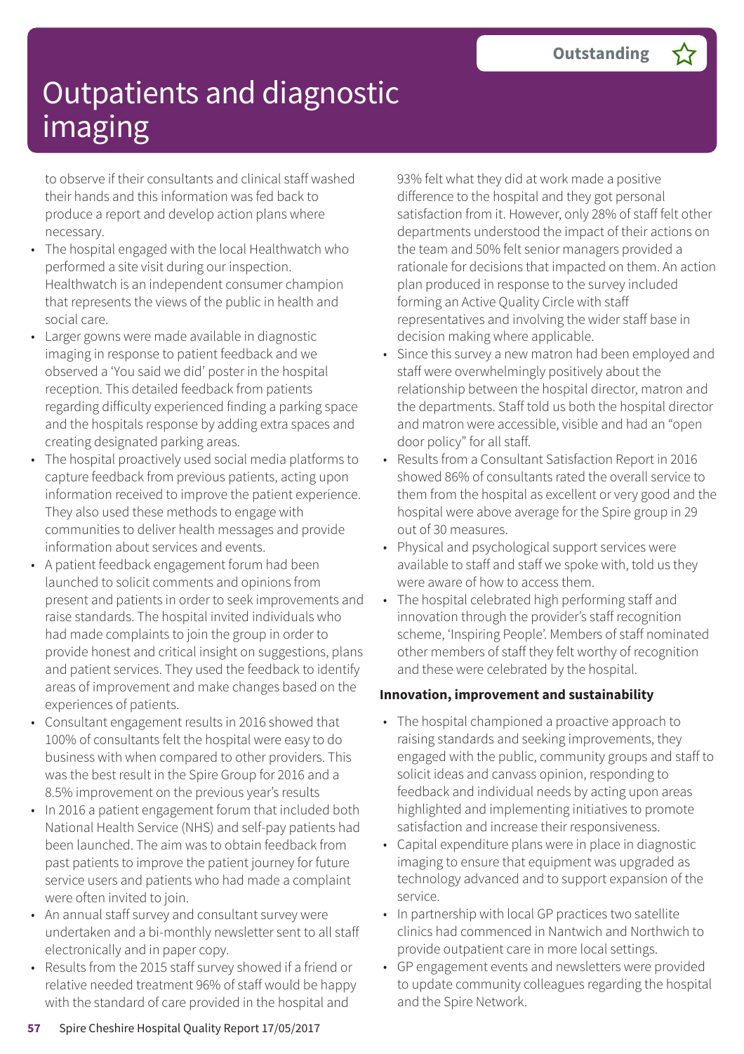# Outpatients and diagnostic imaging

**Outstanding** ☆

to observe if their consultants and clinical staff washed their hands and this information was fed back to produce a report and develop action plans where necessary.

- The hospital engaged with the local Healthwatch who performed a site visit during our inspection. Healthwatch is an independent consumer champion that represents the views of the public in health and social care.
- Larger gowns were made available in diagnostic imaging in response to patient feedback and we observed a 'You said we did' poster in the hospital reception. This detailed feedback from patients regarding difficulty experienced finding a parking space and the hospitals response by adding extra spaces and creating designated parking areas.
- The hospital proactively used social media platforms to capture feedback from previous patients, acting upon information received to improve the patient experience. They also used these methods to engage with communities to deliver health messages and provide information about services and events.
- A patient feedback engagement forum had been launched to solicit comments and opinions from present and patients in order to seek improvements and raise standards. The hospital invited individuals who had made complaints to join the group in order to provide honest and critical insight on suggestions, plans and patient services. They used the feedback to identify areas of improvement and make changes based on the experiences of patients.
- Consultant engagement results in 2016 showed that 100% of consultants felt the hospital were easy to do business with when compared to other providers. This was the best result in the Spire Group for 2016 and a 8.5% improvement on the previous year's results
- In 2016 a patient engagement forum that included both National Health Service (NHS) and self-pay patients had been launched. The aim was to obtain feedback from past patients to improve the patient journey for future service users and patients who had made a complaint were often invited to join.
- An annual staff survey and consultant survey were undertaken and a bi-monthly newsletter sent to all staff electronically and in paper copy.
- Results from the 2015 staff survey showed if a friend or relative needed treatment 96% of staff would be happy with the standard of care provided in the hospital and 93% felt what they did at work made a positive difference to the hospital and they got personal satisfaction from it. However, only 28% of staff felt other departments understood the impact of their actions on the team and 50% felt senior managers provided a rationale for decisions that impacted on them. An action plan produced in response to the survey included forming an Active Quality Circle with staff representatives and involving the wider staff base in decision making where applicable.
- Since this survey a new matron had been employed and staff were overwhelmingly positively about the relationship between the hospital director, matron and the departments. Staff told us both the hospital director and matron were accessible, visible and had an "open door policy" for all staff.
- Results from a Consultant Satisfaction Report in 2016 showed 86% of consultants rated the overall service to them from the hospital as excellent or very good and the hospital were above average for the Spire group in 29 out of 30 measures.
- Physical and psychological support services were available to staff and staff we spoke with, told us they were aware of how to access them.
- The hospital celebrated high performing staff and innovation through the provider's staff recognition scheme, 'Inspiring People'. Members of staff nominated other members of staff they felt worthy of recognition and these were celebrated by the hospital.

**Innovation, improvement and sustainability**

- The hospital championed a proactive approach to raising standards and seeking improvements, they engaged with the public, community groups and staff to solicit ideas and canvass opinion, responding to feedback and individual needs by acting upon areas highlighted and implementing initiatives to promote satisfaction and increase their responsiveness.
- Capital expenditure plans were in place in diagnostic imaging to ensure that equipment was upgraded as technology advanced and to support expansion of the service.
- In partnership with local GP practices two satellite clinics had commenced in Nantwich and Northwich to provide outpatient care in more local settings.
- GP engagement events and newsletters were provided to update community colleagues regarding the hospital and the Spire Network.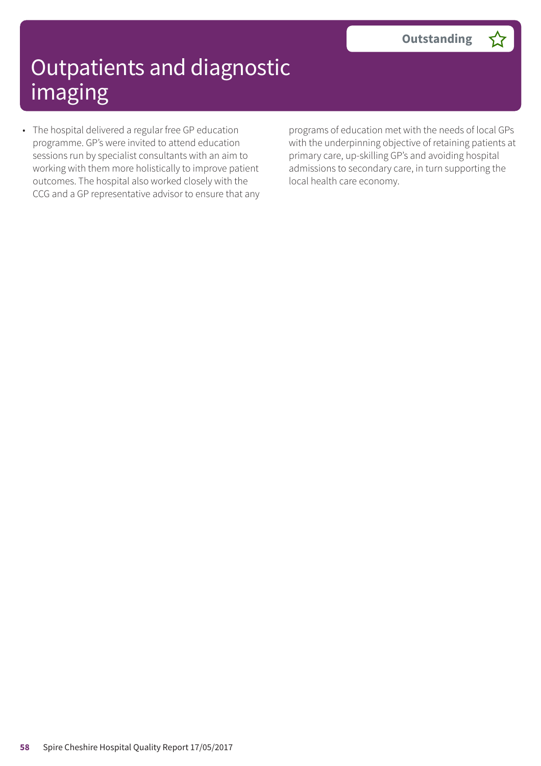# Outpatients and diagnostic imaging

**Outstanding** ☆

- The hospital delivered a regular free GP education programme. GP's were invited to attend education sessions run by specialist consultants with an aim to working with them more holistically to improve patient outcomes. The hospital also worked closely with the CCG and a GP representative advisor to ensure that any programs of education met with the needs of local GPs with the underpinning objective of retaining patients at primary care, up-skilling GP's and avoiding hospital admissions to secondary care, in turn supporting the local health care economy.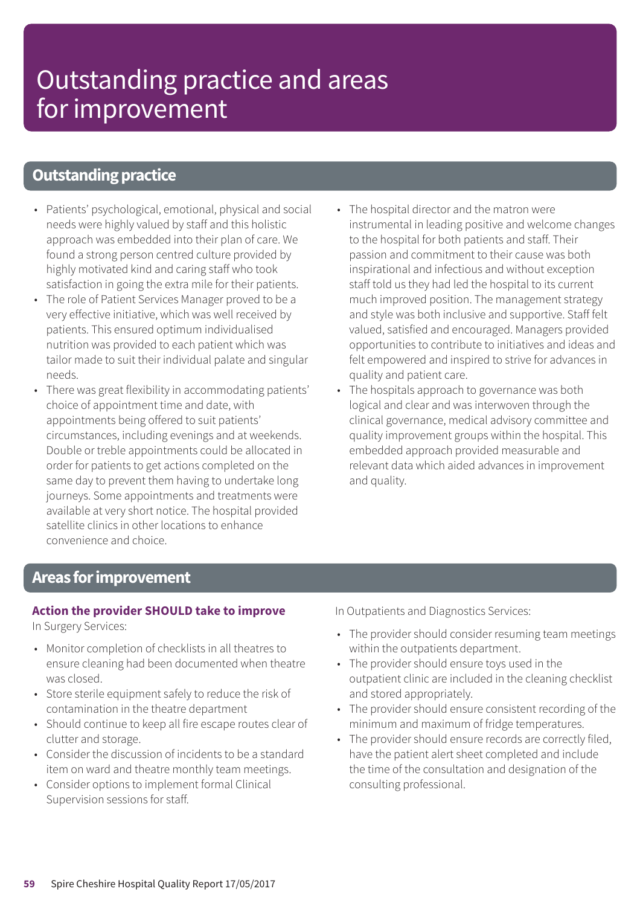# Outstanding practice and areas for improvement

## Outstanding practice

- Patients' psychological, emotional, physical and social needs were highly valued by staff and this holistic approach was embedded into their plan of care. We found a strong person centred culture provided by highly motivated kind and caring staff who took satisfaction in going the extra mile for their patients.
- The role of Patient Services Manager proved to be a very effective initiative, which was well received by patients. This ensured optimum individualised nutrition was provided to each patient which was tailor made to suit their individual palate and singular needs.
- There was great flexibility in accommodating patients' choice of appointment time and date, with appointments being offered to suit patients' circumstances, including evenings and at weekends. Double or treble appointments could be allocated in order for patients to get actions completed on the same day to prevent them having to undertake long journeys. Some appointments and treatments were available at very short notice. The hospital provided satellite clinics in other locations to enhance convenience and choice.
- The hospital director and the matron were instrumental in leading positive and welcome changes to the hospital for both patients and staff. Their passion and commitment to their cause was both inspirational and infectious and without exception staff told us they had led the hospital to its current much improved position. The management strategy and style was both inclusive and supportive. Staff felt valued, satisfied and encouraged. Managers provided opportunities to contribute to initiatives and ideas and felt empowered and inspired to strive for advances in quality and patient care.
- The hospitals approach to governance was both logical and clear and was interwoven through the clinical governance, medical advisory committee and quality improvement groups within the hospital. This embedded approach provided measurable and relevant data which aided advances in improvement and quality.

## Areas for improvement

### Action the provider SHOULD take to improve

In Surgery Services:

- Monitor completion of checklists in all theatres to ensure cleaning had been documented when theatre was closed.
- Store sterile equipment safely to reduce the risk of contamination in the theatre department
- Should continue to keep all fire escape routes clear of clutter and storage.
- Consider the discussion of incidents to be a standard item on ward and theatre monthly team meetings.
- Consider options to implement formal Clinical Supervision sessions for staff.

In Outpatients and Diagnostics Services:

- The provider should consider resuming team meetings within the outpatients department.
- The provider should ensure toys used in the outpatient clinic are included in the cleaning checklist and stored appropriately.
- The provider should ensure consistent recording of the minimum and maximum of fridge temperatures.
- The provider should ensure records are correctly filed, have the patient alert sheet completed and include the time of the consultation and designation of the consulting professional.